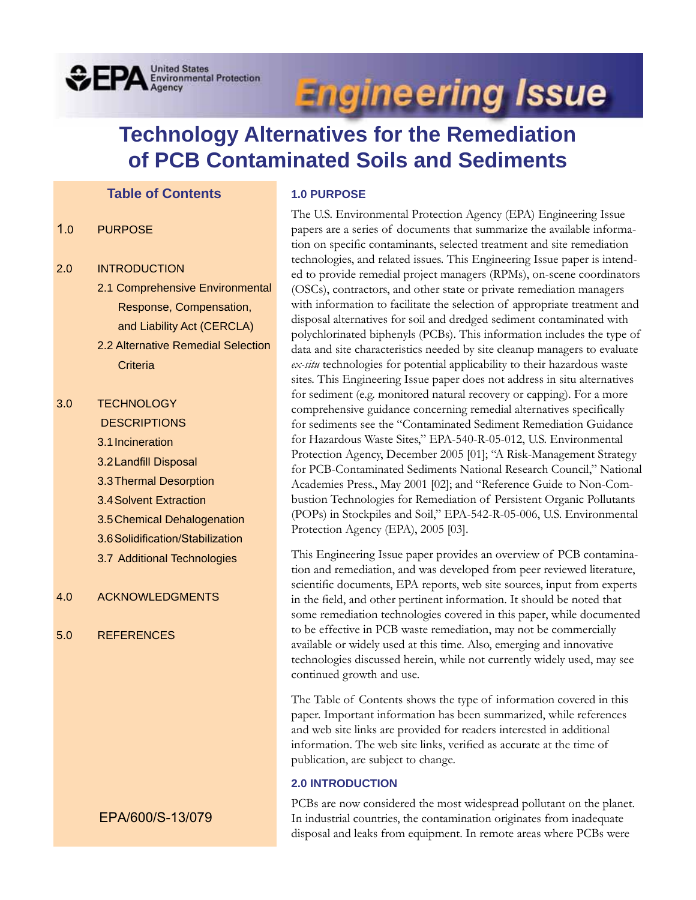United States Environmental Protection Agency

# Engineering Issue

# Technology Alternatives for the Remediation of PCB Contaminated Soils and Sediments

## Table of Contents

1.0 PURPOSE

2.0 INTRODUCTION
- 2.1 Comprehensive Environmental Response, Compensation, and Liability Act (CERCLA)
- 2.2 Alternative Remedial Selection Criteria

3.0 TECHNOLOGY DESCRIPTIONS
- 3.1 Incineration
- 3.2 Landfill Disposal
- 3.3 Thermal Desorption
- 3.4 Solvent Extraction
- 3.5 Chemical Dehalogenation
- 3.6 Solidification/Stabilization
- 3.7 Additional Technologies

4.0 ACKNOWLEDGMENTS

5.0 REFERENCES

EPA/600/S-13/079

## 1.0 PURPOSE

The U.S. Environmental Protection Agency (EPA) Engineering Issue papers are a series of documents that summarize the available information on specific contaminants, selected treatment and site remediation technologies, and related issues. This Engineering Issue paper is intended to provide remedial project managers (RPMs), on-scene coordinators (OSCs), contractors, and other state or private remediation managers with information to facilitate the selection of appropriate treatment and disposal alternatives for soil and dredged sediment contaminated with polychlorinated biphenyls (PCBs). This information includes the type of data and site characteristics needed by site cleanup managers to evaluate *ex-situ* technologies for potential applicability to their hazardous waste sites. This Engineering Issue paper does not address in situ alternatives for sediment (e.g. monitored natural recovery or capping). For a more comprehensive guidance concerning remedial alternatives specifically for sediments see the "Contaminated Sediment Remediation Guidance for Hazardous Waste Sites," EPA-540-R-05-012, U.S. Environmental Protection Agency, December 2005 [01]; "A Risk-Management Strategy for PCB-Contaminated Sediments National Research Council," National Academies Press., May 2001 [02]; and "Reference Guide to Non-Combustion Technologies for Remediation of Persistent Organic Pollutants (POPs) in Stockpiles and Soil," EPA-542-R-05-006, U.S. Environmental Protection Agency (EPA), 2005 [03].

This Engineering Issue paper provides an overview of PCB contamination and remediation, and was developed from peer reviewed literature, scientific documents, EPA reports, web site sources, input from experts in the field, and other pertinent information. It should be noted that some remediation technologies covered in this paper, while documented to be effective in PCB waste remediation, may not be commercially available or widely used at this time. Also, emerging and innovative technologies discussed herein, while not currently widely used, may see continued growth and use.

The Table of Contents shows the type of information covered in this paper. Important information has been summarized, while references and web site links are provided for readers interested in additional information. The web site links, verified as accurate at the time of publication, are subject to change.

## 2.0 INTRODUCTION

PCBs are now considered the most widespread pollutant on the planet. In industrial countries, the contamination originates from inadequate disposal and leaks from equipment. In remote areas where PCBs were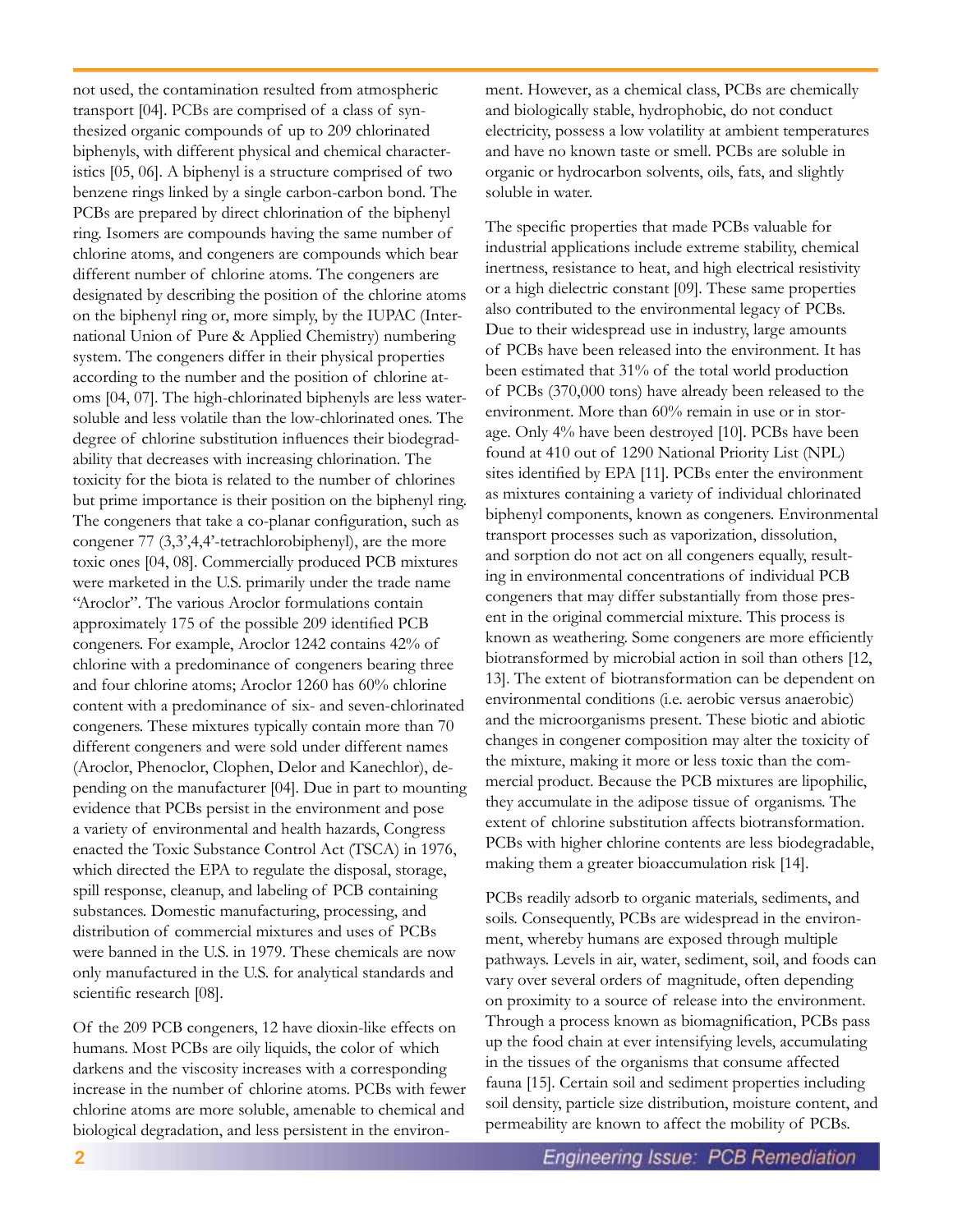not used, the contamination resulted from atmospheric transport [04]. PCBs are comprised of a class of synthesized organic compounds of up to 209 chlorinated biphenyls, with different physical and chemical characteristics [05, 06]. A biphenyl is a structure comprised of two benzene rings linked by a single carbon-carbon bond. The PCBs are prepared by direct chlorination of the biphenyl ring. Isomers are compounds having the same number of chlorine atoms, and congeners are compounds which bear different number of chlorine atoms. The congeners are designated by describing the position of the chlorine atoms on the biphenyl ring or, more simply, by the IUPAC (International Union of Pure & Applied Chemistry) numbering system. The congeners differ in their physical properties according to the number and the position of chlorine atoms [04, 07]. The high-chlorinated biphenyls are less water-soluble and less volatile than the low-chlorinated ones. The degree of chlorine substitution influences their biodegradability that decreases with increasing chlorination. The toxicity for the biota is related to the number of chlorines but prime importance is their position on the biphenyl ring. The congeners that take a co-planar configuration, such as congener 77 (3,3',4,4'-tetrachlorobiphenyl), are the more toxic ones [04, 08]. Commercially produced PCB mixtures were marketed in the U.S. primarily under the trade name "Aroclor". The various Aroclor formulations contain approximately 175 of the possible 209 identified PCB congeners. For example, Aroclor 1242 contains 42% of chlorine with a predominance of congeners bearing three and four chlorine atoms; Aroclor 1260 has 60% chlorine content with a predominance of six- and seven-chlorinated congeners. These mixtures typically contain more than 70 different congeners and were sold under different names (Aroclor, Phenoclor, Clophen, Delor and Kanechlor), depending on the manufacturer [04]. Due in part to mounting evidence that PCBs persist in the environment and pose a variety of environmental and health hazards, Congress enacted the Toxic Substance Control Act (TSCA) in 1976, which directed the EPA to regulate the disposal, storage, spill response, cleanup, and labeling of PCB containing substances. Domestic manufacturing, processing, and distribution of commercial mixtures and uses of PCBs were banned in the U.S. in 1979. These chemicals are now only manufactured in the U.S. for analytical standards and scientific research [08].

Of the 209 PCB congeners, 12 have dioxin-like effects on humans. Most PCBs are oily liquids, the color of which darkens and the viscosity increases with a corresponding increase in the number of chlorine atoms. PCBs with fewer chlorine atoms are more soluble, amenable to chemical and biological degradation, and less persistent in the environment. However, as a chemical class, PCBs are chemically and biologically stable, hydrophobic, do not conduct electricity, possess a low volatility at ambient temperatures and have no known taste or smell. PCBs are soluble in organic or hydrocarbon solvents, oils, fats, and slightly soluble in water.

The specific properties that made PCBs valuable for industrial applications include extreme stability, chemical inertness, resistance to heat, and high electrical resistivity or a high dielectric constant [09]. These same properties also contributed to the environmental legacy of PCBs. Due to their widespread use in industry, large amounts of PCBs have been released into the environment. It has been estimated that 31% of the total world production of PCBs (370,000 tons) have already been released to the environment. More than 60% remain in use or in storage. Only 4% have been destroyed [10]. PCBs have been found at 410 out of 1290 National Priority List (NPL) sites identified by EPA [11]. PCBs enter the environment as mixtures containing a variety of individual chlorinated biphenyl components, known as congeners. Environmental transport processes such as vaporization, dissolution, and sorption do not act on all congeners equally, resulting in environmental concentrations of individual PCB congeners that may differ substantially from those present in the original commercial mixture. This process is known as weathering. Some congeners are more efficiently biotransformed by microbial action in soil than others [12, 13]. The extent of biotransformation can be dependent on environmental conditions (i.e. aerobic versus anaerobic) and the microorganisms present. These biotic and abiotic changes in congener composition may alter the toxicity of the mixture, making it more or less toxic than the commercial product. Because the PCB mixtures are lipophilic, they accumulate in the adipose tissue of organisms. The extent of chlorine substitution affects biotransformation. PCBs with higher chlorine contents are less biodegradable, making them a greater bioaccumulation risk [14].

PCBs readily adsorb to organic materials, sediments, and soils. Consequently, PCBs are widespread in the environment, whereby humans are exposed through multiple pathways. Levels in air, water, sediment, soil, and foods can vary over several orders of magnitude, often depending on proximity to a source of release into the environment. Through a process known as biomagnification, PCBs pass up the food chain at ever intensifying levels, accumulating in the tissues of the organisms that consume affected fauna [15]. Certain soil and sediment properties including soil density, particle size distribution, moisture content, and permeability are known to affect the mobility of PCBs.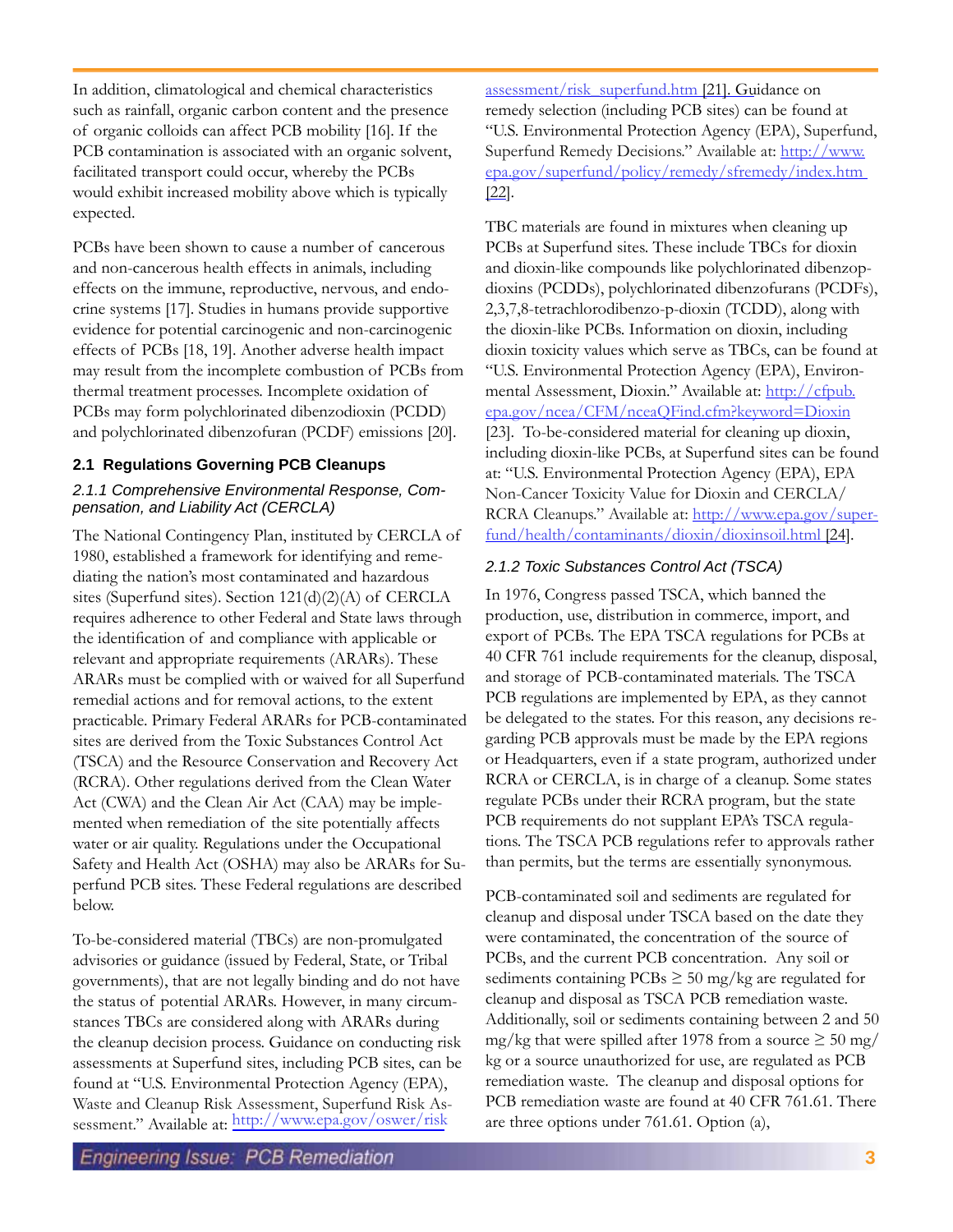In addition, climatological and chemical characteristics such as rainfall, organic carbon content and the presence of organic colloids can affect PCB mobility [16]. If the PCB contamination is associated with an organic solvent, facilitated transport could occur, whereby the PCBs would exhibit increased mobility above which is typically expected.

PCBs have been shown to cause a number of cancerous and non-cancerous health effects in animals, including effects on the immune, reproductive, nervous, and endocrine systems [17]. Studies in humans provide supportive evidence for potential carcinogenic and non-carcinogenic effects of PCBs [18, 19]. Another adverse health impact may result from the incomplete combustion of PCBs from thermal treatment processes. Incomplete oxidation of PCBs may form polychlorinated dibenzodioxin (PCDD) and polychlorinated dibenzofuran (PCDF) emissions [20].

## 2.1 Regulations Governing PCB Cleanups

### *2.1.1 Comprehensive Environmental Response, Compensation, and Liability Act (CERCLA)*

The National Contingency Plan, instituted by CERCLA of 1980, established a framework for identifying and remediating the nation's most contaminated and hazardous sites (Superfund sites). Section 121(d)(2)(A) of CERCLA requires adherence to other Federal and State laws through the identification of and compliance with applicable or relevant and appropriate requirements (ARARs). These ARARs must be complied with or waived for all Superfund remedial actions and for removal actions, to the extent practicable. Primary Federal ARARs for PCB-contaminated sites are derived from the Toxic Substances Control Act (TSCA) and the Resource Conservation and Recovery Act (RCRA). Other regulations derived from the Clean Water Act (CWA) and the Clean Air Act (CAA) may be implemented when remediation of the site potentially affects water or air quality. Regulations under the Occupational Safety and Health Act (OSHA) may also be ARARs for Superfund PCB sites. These Federal regulations are described below.

To-be-considered material (TBCs) are non-promulgated advisories or guidance (issued by Federal, State, or Tribal governments), that are not legally binding and do not have the status of potential ARARs. However, in many circumstances TBCs are considered along with ARARs during the cleanup decision process. Guidance on conducting risk assessments at Superfund sites, including PCB sites, can be found at "U.S. Environmental Protection Agency (EPA), Waste and Cleanup Risk Assessment, Superfund Risk Assessment." Available at: http://www.epa.gov/oswer/riskassessment/risk_superfund.htm [21]. Guidance on remedy selection (including PCB sites) can be found at "U.S. Environmental Protection Agency (EPA), Superfund, Superfund Remedy Decisions." Available at: http://www.epa.gov/superfund/policy/remedy/sfremedy/index.htm [22].

TBC materials are found in mixtures when cleaning up PCBs at Superfund sites. These include TBCs for dioxin and dioxin-like compounds like polychlorinated dibenzop-dioxins (PCDDs), polychlorinated dibenzofurans (PCDFs), 2,3,7,8-tetrachlorodibenzo-p-dioxin (TCDD), along with the dioxin-like PCBs. Information on dioxin, including dioxin toxicity values which serve as TBCs, can be found at "U.S. Environmental Protection Agency (EPA), Environmental Assessment, Dioxin." Available at: http://cfpub.epa.gov/ncea/CFM/nceaQFind.cfm?keyword=Dioxin [23]. To-be-considered material for cleaning up dioxin, including dioxin-like PCBs, at Superfund sites can be found at: "U.S. Environmental Protection Agency (EPA), EPA Non-Cancer Toxicity Value for Dioxin and CERCLA/RCRA Cleanups." Available at: http://www.epa.gov/superfund/health/contaminants/dioxin/dioxinsoil.html [24].

### *2.1.2 Toxic Substances Control Act (TSCA)*

In 1976, Congress passed TSCA, which banned the production, use, distribution in commerce, import, and export of PCBs. The EPA TSCA regulations for PCBs at 40 CFR 761 include requirements for the cleanup, disposal, and storage of PCB-contaminated materials. The TSCA PCB regulations are implemented by EPA, as they cannot be delegated to the states. For this reason, any decisions regarding PCB approvals must be made by the EPA regions or Headquarters, even if a state program, authorized under RCRA or CERCLA, is in charge of a cleanup. Some states regulate PCBs under their RCRA program, but the state PCB requirements do not supplant EPA's TSCA regulations. The TSCA PCB regulations refer to approvals rather than permits, but the terms are essentially synonymous.

PCB-contaminated soil and sediments are regulated for cleanup and disposal under TSCA based on the date they were contaminated, the concentration of the source of PCBs, and the current PCB concentration. Any soil or sediments containing PCBs $\geq$ 50 mg/kg are regulated for cleanup and disposal as TSCA PCB remediation waste. Additionally, soil or sediments containing between 2 and 50 mg/kg that were spilled after 1978 from a source $\geq$ 50 mg/kg or a source unauthorized for use, are regulated as PCB remediation waste. The cleanup and disposal options for PCB remediation waste are found at 40 CFR 761.61. There are three options under 761.61. Option (a),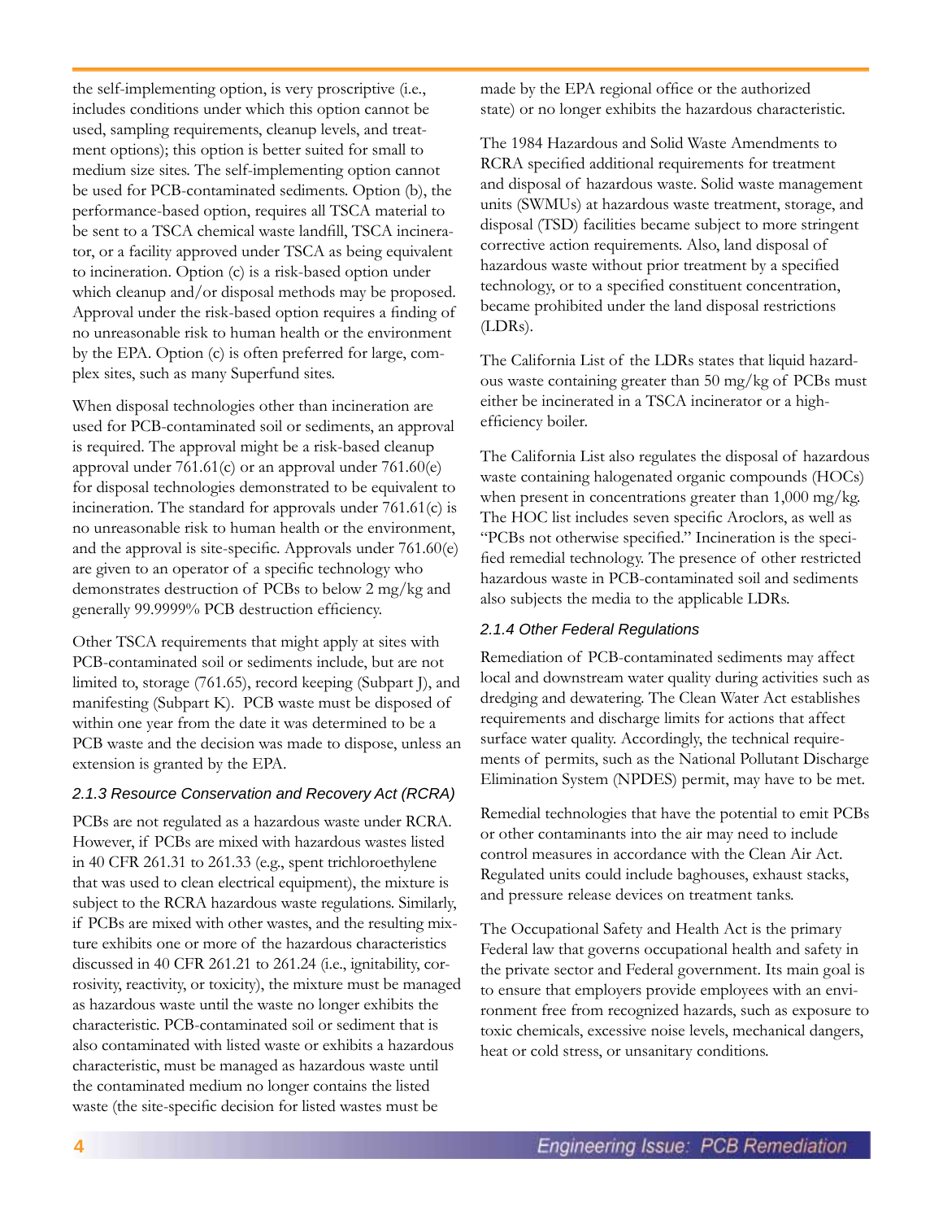the self-implementing option, is very proscriptive (i.e., includes conditions under which this option cannot be used, sampling requirements, cleanup levels, and treatment options); this option is better suited for small to medium size sites. The self-implementing option cannot be used for PCB-contaminated sediments. Option (b), the performance-based option, requires all TSCA material to be sent to a TSCA chemical waste landfill, TSCA incinerator, or a facility approved under TSCA as being equivalent to incineration. Option (c) is a risk-based option under which cleanup and/or disposal methods may be proposed. Approval under the risk-based option requires a finding of no unreasonable risk to human health or the environment by the EPA. Option (c) is often preferred for large, complex sites, such as many Superfund sites.

When disposal technologies other than incineration are used for PCB-contaminated soil or sediments, an approval is required. The approval might be a risk-based cleanup approval under 761.61(c) or an approval under 761.60(e) for disposal technologies demonstrated to be equivalent to incineration. The standard for approvals under 761.61(c) is no unreasonable risk to human health or the environment, and the approval is site-specific. Approvals under 761.60(e) are given to an operator of a specific technology who demonstrates destruction of PCBs to below 2 mg/kg and generally 99.9999% PCB destruction efficiency.

Other TSCA requirements that might apply at sites with PCB-contaminated soil or sediments include, but are not limited to, storage (761.65), record keeping (Subpart J), and manifesting (Subpart K). PCB waste must be disposed of within one year from the date it was determined to be a PCB waste and the decision was made to dispose, unless an extension is granted by the EPA.

### *2.1.3 Resource Conservation and Recovery Act (RCRA)*

PCBs are not regulated as a hazardous waste under RCRA. However, if PCBs are mixed with hazardous wastes listed in 40 CFR 261.31 to 261.33 (e.g., spent trichloroethylene that was used to clean electrical equipment), the mixture is subject to the RCRA hazardous waste regulations. Similarly, if PCBs are mixed with other wastes, and the resulting mixture exhibits one or more of the hazardous characteristics discussed in 40 CFR 261.21 to 261.24 (i.e., ignitability, corrosivity, reactivity, or toxicity), the mixture must be managed as hazardous waste until the waste no longer exhibits the characteristic. PCB-contaminated soil or sediment that is also contaminated with listed waste or exhibits a hazardous characteristic, must be managed as hazardous waste until the contaminated medium no longer contains the listed waste (the site-specific decision for listed wastes must be made by the EPA regional office or the authorized state) or no longer exhibits the hazardous characteristic.

The 1984 Hazardous and Solid Waste Amendments to RCRA specified additional requirements for treatment and disposal of hazardous waste. Solid waste management units (SWMUs) at hazardous waste treatment, storage, and disposal (TSD) facilities became subject to more stringent corrective action requirements. Also, land disposal of hazardous waste without prior treatment by a specified technology, or to a specified constituent concentration, became prohibited under the land disposal restrictions (LDRs).

The California List of the LDRs states that liquid hazardous waste containing greater than 50 mg/kg of PCBs must either be incinerated in a TSCA incinerator or a high-efficiency boiler.

The California List also regulates the disposal of hazardous waste containing halogenated organic compounds (HOCs) when present in concentrations greater than 1,000 mg/kg. The HOC list includes seven specific Aroclors, as well as "PCBs not otherwise specified." Incineration is the specified remedial technology. The presence of other restricted hazardous waste in PCB-contaminated soil and sediments also subjects the media to the applicable LDRs.

### *2.1.4 Other Federal Regulations*

Remediation of PCB-contaminated sediments may affect local and downstream water quality during activities such as dredging and dewatering. The Clean Water Act establishes requirements and discharge limits for actions that affect surface water quality. Accordingly, the technical requirements of permits, such as the National Pollutant Discharge Elimination System (NPDES) permit, may have to be met.

Remedial technologies that have the potential to emit PCBs or other contaminants into the air may need to include control measures in accordance with the Clean Air Act. Regulated units could include baghouses, exhaust stacks, and pressure release devices on treatment tanks.

The Occupational Safety and Health Act is the primary Federal law that governs occupational health and safety in the private sector and Federal government. Its main goal is to ensure that employers provide employees with an environment free from recognized hazards, such as exposure to toxic chemicals, excessive noise levels, mechanical dangers, heat or cold stress, or unsanitary conditions.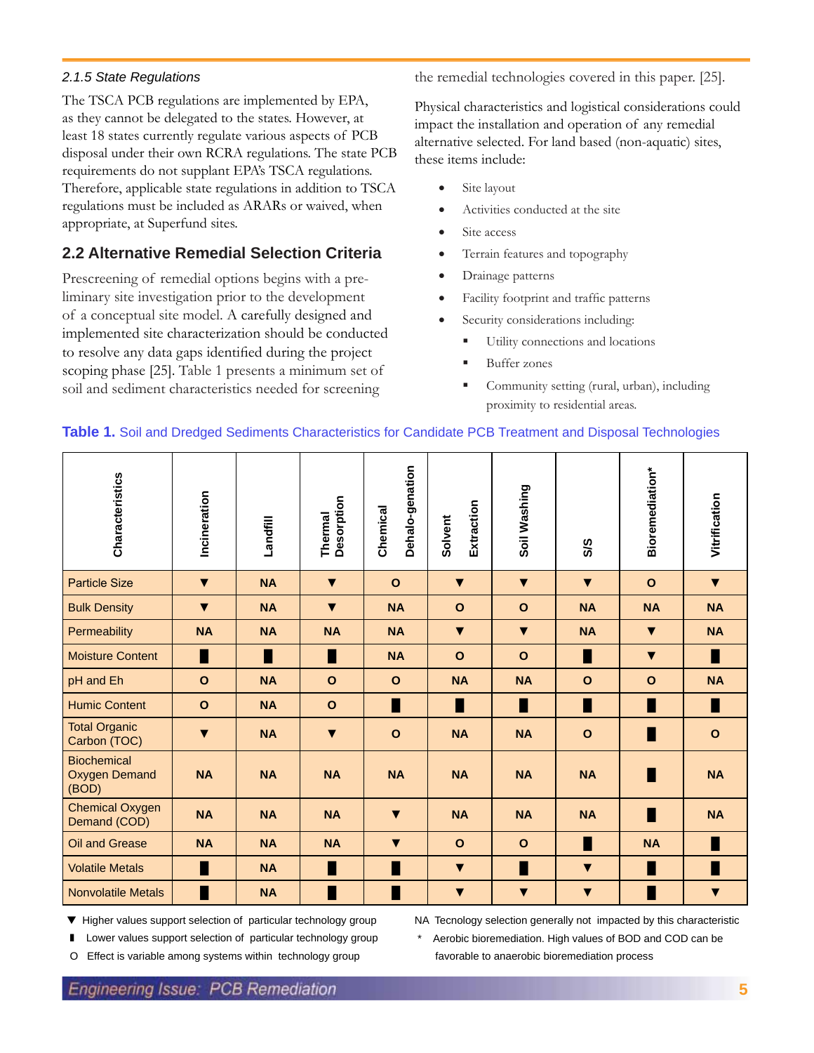### *2.1.5 State Regulations*

The TSCA PCB regulations are implemented by EPA, as they cannot be delegated to the states. However, at least 18 states currently regulate various aspects of PCB disposal under their own RCRA regulations. The state PCB requirements do not supplant EPA's TSCA regulations. Therefore, applicable state regulations in addition to TSCA regulations must be included as ARARs or waived, when appropriate, at Superfund sites.

## 2.2 Alternative Remedial Selection Criteria

Prescreening of remedial options begins with a preliminary site investigation prior to the development of a conceptual site model. A carefully designed and implemented site characterization should be conducted to resolve any data gaps identified during the project scoping phase [25]. Table 1 presents a minimum set of soil and sediment characteristics needed for screening the remedial technologies covered in this paper. [25].

Physical characteristics and logistical considerations could impact the installation and operation of any remedial alternative selected. For land based (non-aquatic) sites, these items include:

- Site layout
- Activities conducted at the site
- Site access
- Terrain features and topography
- Drainage patterns
- Facility footprint and traffic patterns
- Security considerations including:
  - Utility connections and locations
  - Buffer zones
  - Community setting (rural, urban), including proximity to residential areas.

**Table 1.** Soil and Dredged Sediments Characteristics for Candidate PCB Treatment and Disposal Technologies

| Characteristics | Incineration | Landfill | Thermal Desorption | Chemical Dehalo-genation | Solvent Extraction | Soil Washing | S/S | Bioremediation* | Vitrification |
|---|---|---|---|---|---|---|---|---|---|
| Particle Size | ▼ | NA | ▼ | O | ▼ | ▼ | ▼ | O | ▼ |
| Bulk Density | ▼ | NA | ▼ | NA | O | O | NA | NA | NA |
| Permeability | NA | NA | NA | NA | ▼ | ▼ | NA | ▼ | NA |
| Moisture Content | ▮ | ▮ | ▮ | NA | O | O | ▮ | ▼ | ▮ |
| pH and Eh | O | NA | O | O | NA | NA | O | O | NA |
| Humic Content | O | NA | O | ▮ | ▮ | ▮ | ▮ | ▮ | ▮ |
| Total Organic Carbon (TOC) | ▼ | NA | ▼ | O | NA | NA | O | ▮ | O |
| Biochemical Oxygen Demand (BOD) | NA | NA | NA | NA | NA | NA | NA | ▮ | NA |
| Chemical Oxygen Demand (COD) | NA | NA | NA | ▼ | NA | NA | NA | ▮ | NA |
| Oil and Grease | NA | NA | NA | ▼ | O | O | ▮ | NA | ▮ |
| Volatile Metals | ▮ | NA | ▮ | ▮ | ▼ | ▮ | ▼ | ▮ | ▮ |
| Nonvolatile Metals | ▮ | NA | ▮ | ▮ | ▼ | ▼ | ▼ | ▮ | ▼ |

▼ Higher values support selection of particular technology group

▮ Lower values support selection of particular technology group

O Effect is variable among systems within technology group

NA Tecnology selection generally not impacted by this characteristic

\* Aerobic bioremediation. High values of BOD and COD can be favorable to anaerobic bioremediation process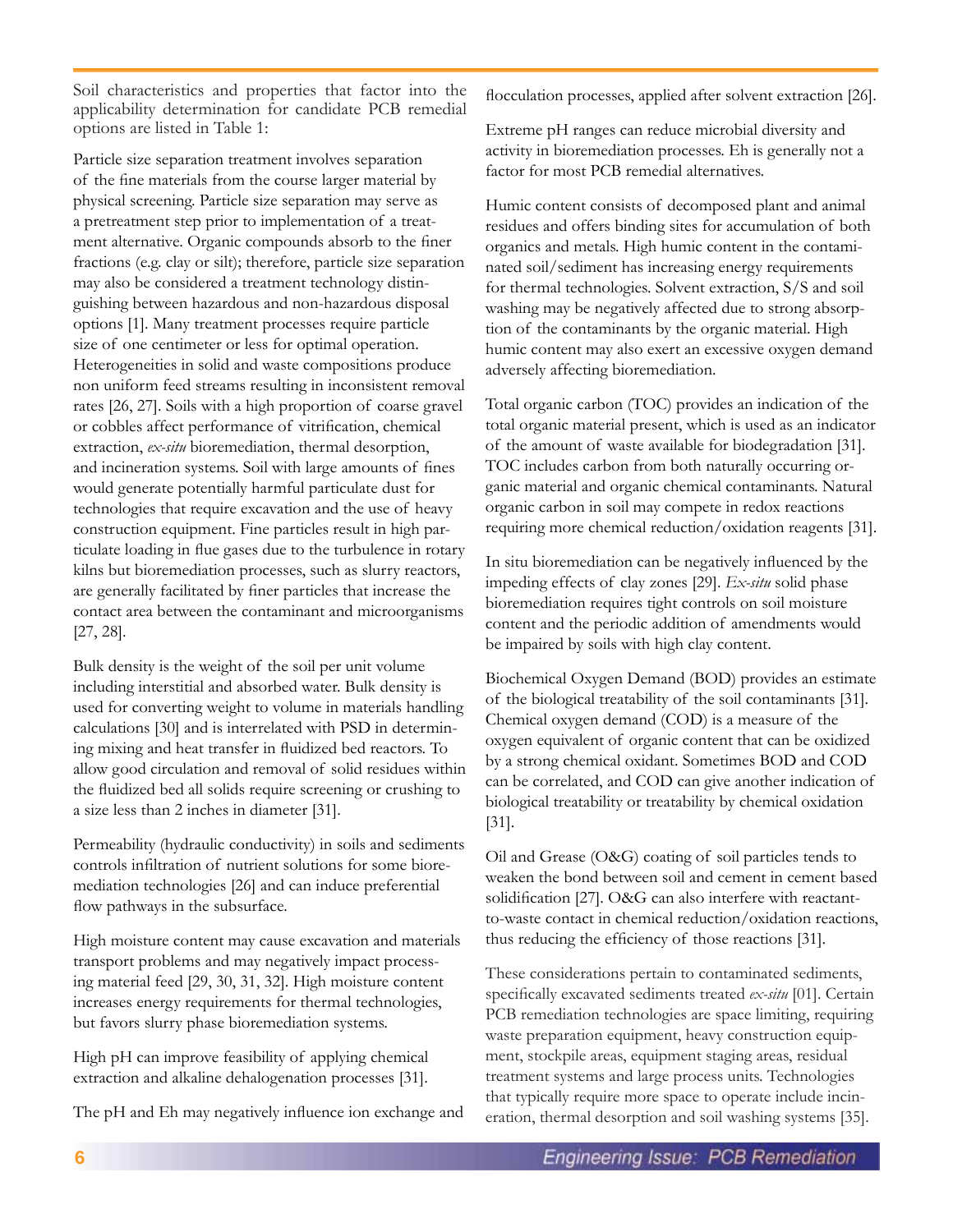Soil characteristics and properties that factor into the applicability determination for candidate PCB remedial options are listed in Table 1:

Particle size separation treatment involves separation of the fine materials from the course larger material by physical screening. Particle size separation may serve as a pretreatment step prior to implementation of a treatment alternative. Organic compounds absorb to the finer fractions (e.g. clay or silt); therefore, particle size separation may also be considered a treatment technology distinguishing between hazardous and non-hazardous disposal options [1]. Many treatment processes require particle size of one centimeter or less for optimal operation. Heterogeneities in solid and waste compositions produce non uniform feed streams resulting in inconsistent removal rates [26, 27]. Soils with a high proportion of coarse gravel or cobbles affect performance of vitrification, chemical extraction, *ex-situ* bioremediation, thermal desorption, and incineration systems. Soil with large amounts of fines would generate potentially harmful particulate dust for technologies that require excavation and the use of heavy construction equipment. Fine particles result in high particulate loading in flue gases due to the turbulence in rotary kilns but bioremediation processes, such as slurry reactors, are generally facilitated by finer particles that increase the contact area between the contaminant and microorganisms [27, 28].

Bulk density is the weight of the soil per unit volume including interstitial and absorbed water. Bulk density is used for converting weight to volume in materials handling calculations [30] and is interrelated with PSD in determining mixing and heat transfer in fluidized bed reactors. To allow good circulation and removal of solid residues within the fluidized bed all solids require screening or crushing to a size less than 2 inches in diameter [31].

Permeability (hydraulic conductivity) in soils and sediments controls infiltration of nutrient solutions for some bioremediation technologies [26] and can induce preferential flow pathways in the subsurface.

High moisture content may cause excavation and materials transport problems and may negatively impact processing material feed [29, 30, 31, 32]. High moisture content increases energy requirements for thermal technologies, but favors slurry phase bioremediation systems.

High pH can improve feasibility of applying chemical extraction and alkaline dehalogenation processes [31].

The pH and Eh may negatively influence ion exchange and flocculation processes, applied after solvent extraction [26].

Extreme pH ranges can reduce microbial diversity and activity in bioremediation processes. Eh is generally not a factor for most PCB remedial alternatives.

Humic content consists of decomposed plant and animal residues and offers binding sites for accumulation of both organics and metals. High humic content in the contaminated soil/sediment has increasing energy requirements for thermal technologies. Solvent extraction, S/S and soil washing may be negatively affected due to strong absorption of the contaminants by the organic material. High humic content may also exert an excessive oxygen demand adversely affecting bioremediation.

Total organic carbon (TOC) provides an indication of the total organic material present, which is used as an indicator of the amount of waste available for biodegradation [31]. TOC includes carbon from both naturally occurring organic material and organic chemical contaminants. Natural organic carbon in soil may compete in redox reactions requiring more chemical reduction/oxidation reagents [31].

In situ bioremediation can be negatively influenced by the impeding effects of clay zones [29]. *Ex-situ* solid phase bioremediation requires tight controls on soil moisture content and the periodic addition of amendments would be impaired by soils with high clay content.

Biochemical Oxygen Demand (BOD) provides an estimate of the biological treatability of the soil contaminants [31]. Chemical oxygen demand (COD) is a measure of the oxygen equivalent of organic content that can be oxidized by a strong chemical oxidant. Sometimes BOD and COD can be correlated, and COD can give another indication of biological treatability or treatability by chemical oxidation [31].

Oil and Grease (O&G) coating of soil particles tends to weaken the bond between soil and cement in cement based solidification [27]. O&G can also interfere with reactant-to-waste contact in chemical reduction/oxidation reactions, thus reducing the efficiency of those reactions [31].

These considerations pertain to contaminated sediments, specifically excavated sediments treated *ex-situ* [01]. Certain PCB remediation technologies are space limiting, requiring waste preparation equipment, heavy construction equipment, stockpile areas, equipment staging areas, residual treatment systems and large process units. Technologies that typically require more space to operate include incineration, thermal desorption and soil washing systems [35].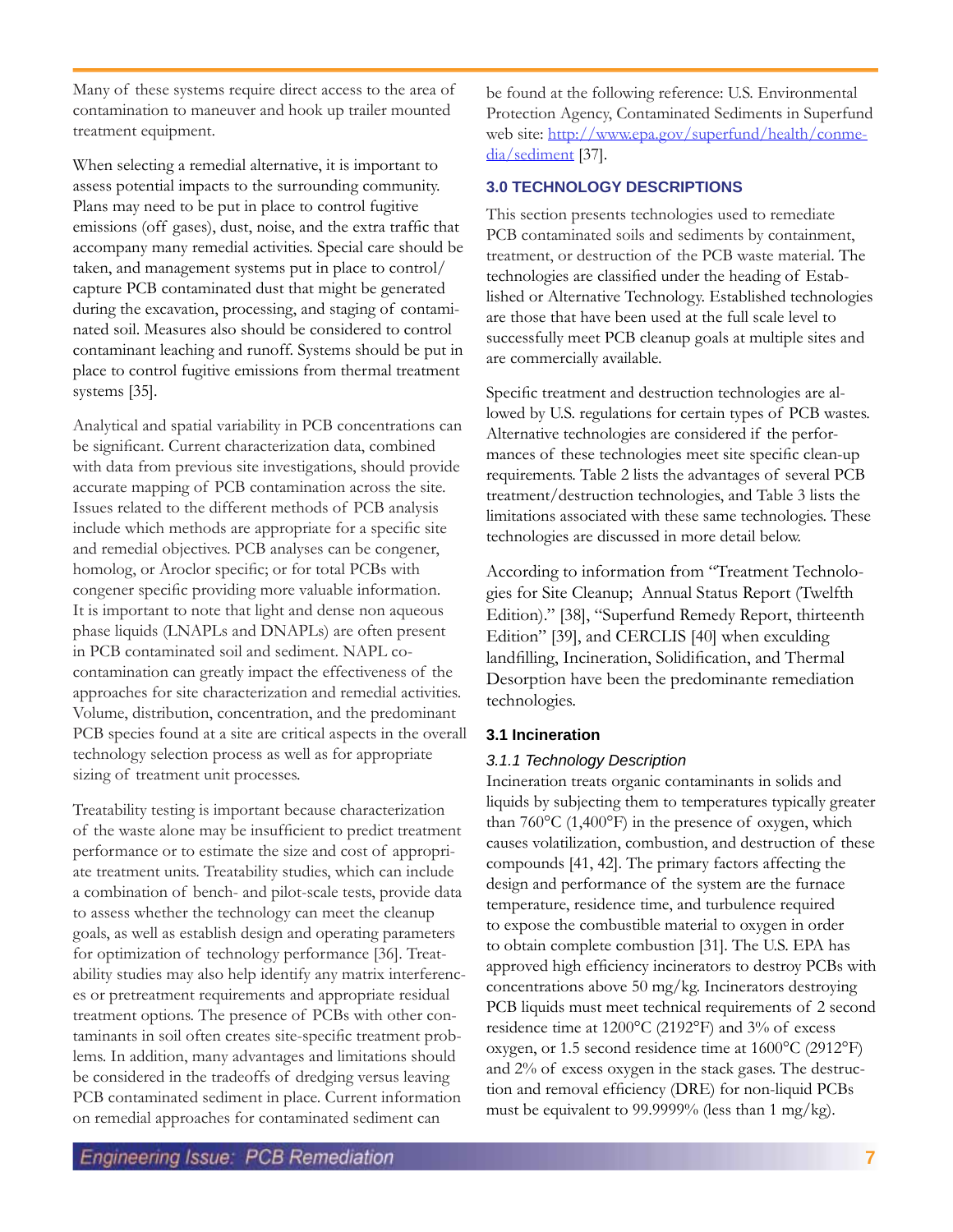Many of these systems require direct access to the area of contamination to maneuver and hook up trailer mounted treatment equipment.

When selecting a remedial alternative, it is important to assess potential impacts to the surrounding community. Plans may need to be put in place to control fugitive emissions (off gases), dust, noise, and the extra traffic that accompany many remedial activities. Special care should be taken, and management systems put in place to control/capture PCB contaminated dust that might be generated during the excavation, processing, and staging of contaminated soil. Measures also should be considered to control contaminant leaching and runoff. Systems should be put in place to control fugitive emissions from thermal treatment systems [35].

Analytical and spatial variability in PCB concentrations can be significant. Current characterization data, combined with data from previous site investigations, should provide accurate mapping of PCB contamination across the site. Issues related to the different methods of PCB analysis include which methods are appropriate for a specific site and remedial objectives. PCB analyses can be congener, homolog, or Aroclor specific; or for total PCBs with congener specific providing more valuable information. It is important to note that light and dense non aqueous phase liquids (LNAPLs and DNAPLs) are often present in PCB contaminated soil and sediment. NAPL co-contamination can greatly impact the effectiveness of the approaches for site characterization and remedial activities. Volume, distribution, concentration, and the predominant PCB species found at a site are critical aspects in the overall technology selection process as well as for appropriate sizing of treatment unit processes.

Treatability testing is important because characterization of the waste alone may be insufficient to predict treatment performance or to estimate the size and cost of appropriate treatment units. Treatability studies, which can include a combination of bench- and pilot-scale tests, provide data to assess whether the technology can meet the cleanup goals, as well as establish design and operating parameters for optimization of technology performance [36]. Treatability studies may also help identify any matrix interferences or pretreatment requirements and appropriate residual treatment options. The presence of PCBs with other contaminants in soil often creates site-specific treatment problems. In addition, many advantages and limitations should be considered in the tradeoffs of dredging versus leaving PCB contaminated sediment in place. Current information on remedial approaches for contaminated sediment can be found at the following reference: U.S. Environmental Protection Agency, Contaminated Sediments in Superfund web site: http://www.epa.gov/superfund/health/conmedia/sediment [37].

## 3.0 TECHNOLOGY DESCRIPTIONS

This section presents technologies used to remediate PCB contaminated soils and sediments by containment, treatment, or destruction of the PCB waste material. The technologies are classified under the heading of Established or Alternative Technology. Established technologies are those that have been used at the full scale level to successfully meet PCB cleanup goals at multiple sites and are commercially available.

Specific treatment and destruction technologies are allowed by U.S. regulations for certain types of PCB wastes. Alternative technologies are considered if the performances of these technologies meet site specific clean-up requirements. Table 2 lists the advantages of several PCB treatment/destruction technologies, and Table 3 lists the limitations associated with these same technologies. These technologies are discussed in more detail below.

According to information from "Treatment Technologies for Site Cleanup; Annual Status Report (Twelfth Edition)." [38], "Superfund Remedy Report, thirteenth Edition" [39], and CERCLIS [40] when exculding landfilling, Incineration, Solidification, and Thermal Desorption have been the predominante remediation technologies.

### 3.1 Incineration

#### *3.1.1 Technology Description*

Incineration treats organic contaminants in solids and liquids by subjecting them to temperatures typically greater than 760°C (1,400°F) in the presence of oxygen, which causes volatilization, combustion, and destruction of these compounds [41, 42]. The primary factors affecting the design and performance of the system are the furnace temperature, residence time, and turbulence required to expose the combustible material to oxygen in order to obtain complete combustion [31]. The U.S. EPA has approved high efficiency incinerators to destroy PCBs with concentrations above 50 mg/kg. Incinerators destroying PCB liquids must meet technical requirements of 2 second residence time at 1200°C (2192°F) and 3% of excess oxygen, or 1.5 second residence time at 1600°C (2912°F) and 2% of excess oxygen in the stack gases. The destruction and removal efficiency (DRE) for non-liquid PCBs must be equivalent to 99.9999% (less than 1 mg/kg).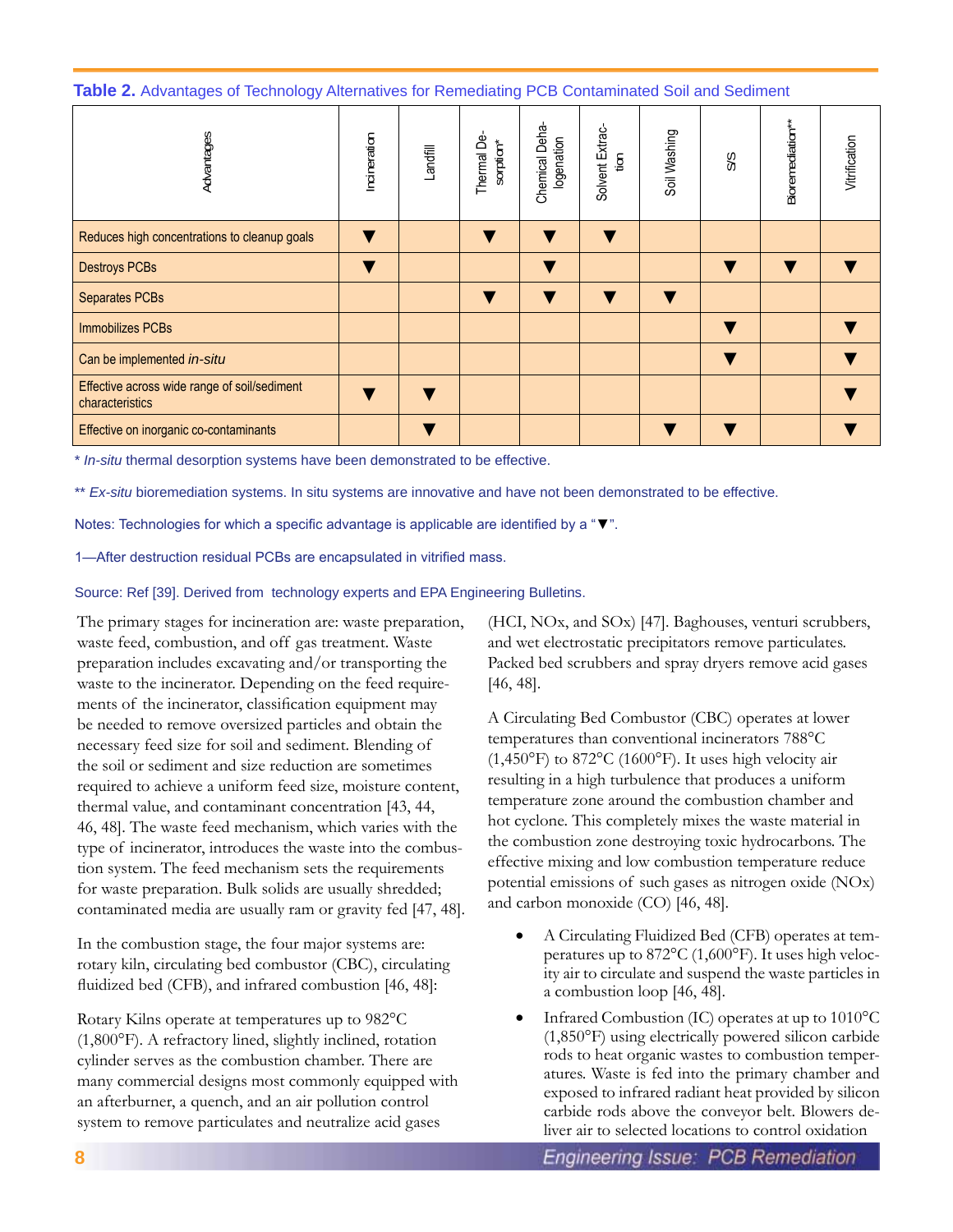**Table 2.** Advantages of Technology Alternatives for Remediating PCB Contaminated Soil and Sediment

| Advantages | Incineration | Landfill | Thermal Desorption* | Chemical Dehalogenation | Solvent Extraction | Soil Washing | S/S | Bioremediation** | Vitrification |
|---|---|---|---|---|---|---|---|---|---|
| Reduces high concentrations to cleanup goals | ▼ | | ▼ | ▼ | ▼ | | | | |
| Destroys PCBs | ▼ | | | ▼ | | | ▼ | ▼ | ▼ |
| Separates PCBs | | | ▼ | ▼ | ▼ | ▼ | | | |
| Immobilizes PCBs | | | | | | | ▼ | | ▼ |
| Can be implemented *in-situ* | | | | | | | ▼ | | ▼ |
| Effective across wide range of soil/sediment characteristics | ▼ | ▼ | | | | | | | ▼ |
| Effective on inorganic co-contaminants | | ▼ | | | | ▼ | ▼ | | ▼ |

\* *In-situ* thermal desorption systems have been demonstrated to be effective.

\*\* *Ex-situ* bioremediation systems. In situ systems are innovative and have not been demonstrated to be effective.

Notes: Technologies for which a specific advantage is applicable are identified by a "▼".

1—After destruction residual PCBs are encapsulated in vitrified mass.

Source: Ref [39]. Derived from technology experts and EPA Engineering Bulletins.

The primary stages for incineration are: waste preparation, waste feed, combustion, and off gas treatment. Waste preparation includes excavating and/or transporting the waste to the incinerator. Depending on the feed requirements of the incinerator, classification equipment may be needed to remove oversized particles and obtain the necessary feed size for soil and sediment. Blending of the soil or sediment and size reduction are sometimes required to achieve a uniform feed size, moisture content, thermal value, and contaminant concentration [43, 44, 46, 48]. The waste feed mechanism, which varies with the type of incinerator, introduces the waste into the combustion system. The feed mechanism sets the requirements for waste preparation. Bulk solids are usually shredded; contaminated media are usually ram or gravity fed [47, 48].

In the combustion stage, the four major systems are: rotary kiln, circulating bed combustor (CBC), circulating fluidized bed (CFB), and infrared combustion [46, 48]:

Rotary Kilns operate at temperatures up to 982°C (1,800°F). A refractory lined, slightly inclined, rotation cylinder serves as the combustion chamber. There are many commercial designs most commonly equipped with an afterburner, a quench, and an air pollution control system to remove particulates and neutralize acid gases (HCl, NOx, and SOx) [47]. Baghouses, venturi scrubbers, and wet electrostatic precipitators remove particulates. Packed bed scrubbers and spray dryers remove acid gases [46, 48].

A Circulating Bed Combustor (CBC) operates at lower temperatures than conventional incinerators 788°C (1,450°F) to 872°C (1600°F). It uses high velocity air resulting in a high turbulence that produces a uniform temperature zone around the combustion chamber and hot cyclone. This completely mixes the waste material in the combustion zone destroying toxic hydrocarbons. The effective mixing and low combustion temperature reduce potential emissions of such gases as nitrogen oxide (NOx) and carbon monoxide (CO) [46, 48].

- A Circulating Fluidized Bed (CFB) operates at temperatures up to 872°C (1,600°F). It uses high velocity air to circulate and suspend the waste particles in a combustion loop [46, 48].
- Infrared Combustion (IC) operates at up to 1010°C (1,850°F) using electrically powered silicon carbide rods to heat organic wastes to combustion temperatures. Waste is fed into the primary chamber and exposed to infrared radiant heat provided by silicon carbide rods above the conveyor belt. Blowers deliver air to selected locations to control oxidation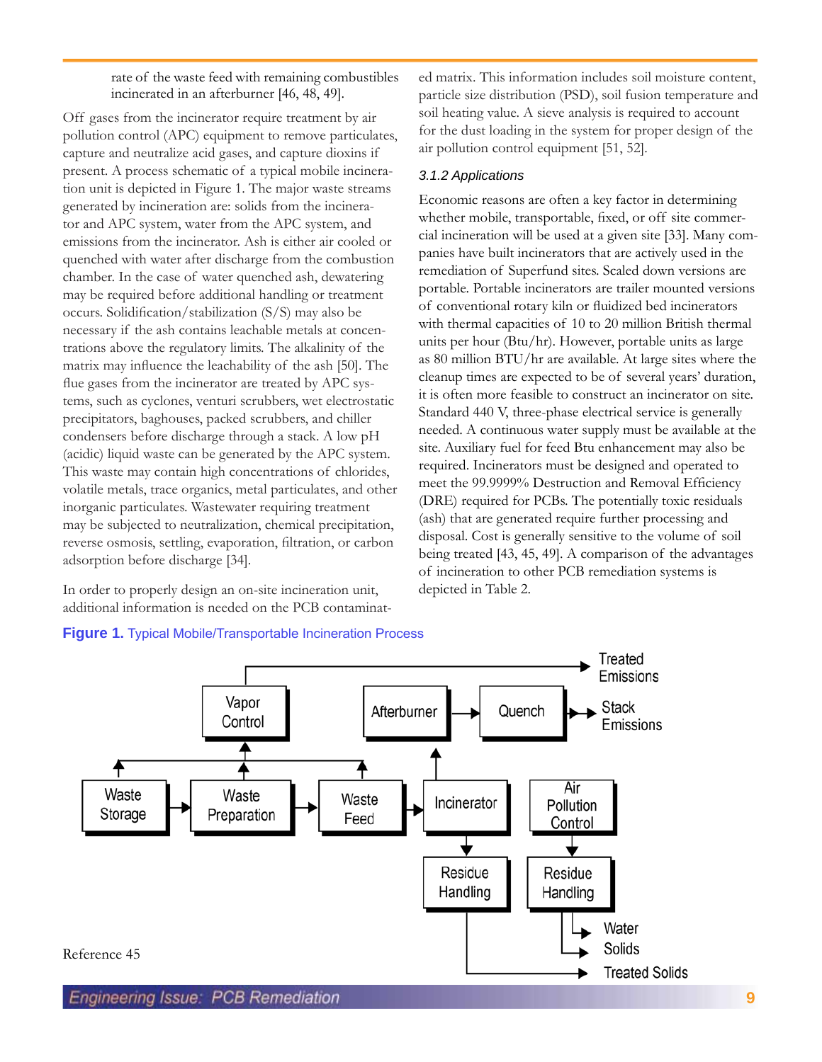rate of the waste feed with remaining combustibles incinerated in an afterburner [46, 48, 49].

Off gases from the incinerator require treatment by air pollution control (APC) equipment to remove particulates, capture and neutralize acid gases, and capture dioxins if present. A process schematic of a typical mobile incineration unit is depicted in Figure 1. The major waste streams generated by incineration are: solids from the incinerator and APC system, water from the APC system, and emissions from the incinerator. Ash is either air cooled or quenched with water after discharge from the combustion chamber. In the case of water quenched ash, dewatering may be required before additional handling or treatment occurs. Solidification/stabilization (S/S) may also be necessary if the ash contains leachable metals at concentrations above the regulatory limits. The alkalinity of the matrix may influence the leachability of the ash [50]. The flue gases from the incinerator are treated by APC systems, such as cyclones, venturi scrubbers, wet electrostatic precipitators, baghouses, packed scrubbers, and chiller condensers before discharge through a stack. A low pH (acidic) liquid waste can be generated by the APC system. This waste may contain high concentrations of chlorides, volatile metals, trace organics, metal particulates, and other inorganic particulates. Wastewater requiring treatment may be subjected to neutralization, chemical precipitation, reverse osmosis, settling, evaporation, filtration, or carbon adsorption before discharge [34].

In order to properly design an on-site incineration unit, additional information is needed on the PCB contaminated matrix. This information includes soil moisture content, particle size distribution (PSD), soil fusion temperature and soil heating value. A sieve analysis is required to account for the dust loading in the system for proper design of the air pollution control equipment [51, 52].

### 3.1.2 Applications

Economic reasons are often a key factor in determining whether mobile, transportable, fixed, or off site commercial incineration will be used at a given site [33]. Many companies have built incinerators that are actively used in the remediation of Superfund sites. Scaled down versions are portable. Portable incinerators are trailer mounted versions of conventional rotary kiln or fluidized bed incinerators with thermal capacities of 10 to 20 million British thermal units per hour (Btu/hr). However, portable units as large as 80 million BTU/hr are available. At large sites where the cleanup times are expected to be of several years' duration, it is often more feasible to construct an incinerator on site. Standard 440 V, three-phase electrical service is generally needed. A continuous water supply must be available at the site. Auxiliary fuel for feed Btu enhancement may also be required. Incinerators must be designed and operated to meet the 99.9999% Destruction and Removal Efficiency (DRE) required for PCBs. The potentially toxic residuals (ash) that are generated require further processing and disposal. Cost is generally sensitive to the volume of soil being treated [43, 45, 49]. A comparison of the advantages of incineration to other PCB remediation systems is depicted in Table 2.

**Figure 1.** Typical Mobile/Transportable Incineration Process

Waste Storage → Waste Preparation → Waste Feed → Incinerator

Waste Storage, Waste Preparation, Waste Feed → Vapor Control → Treated Emissions

Incinerator → Afterburner → Quench → Stack Emissions

Incinerator → Residue Handling → Treated Solids

Air Pollution Control → Residue Handling → Water, Solids

Reference 45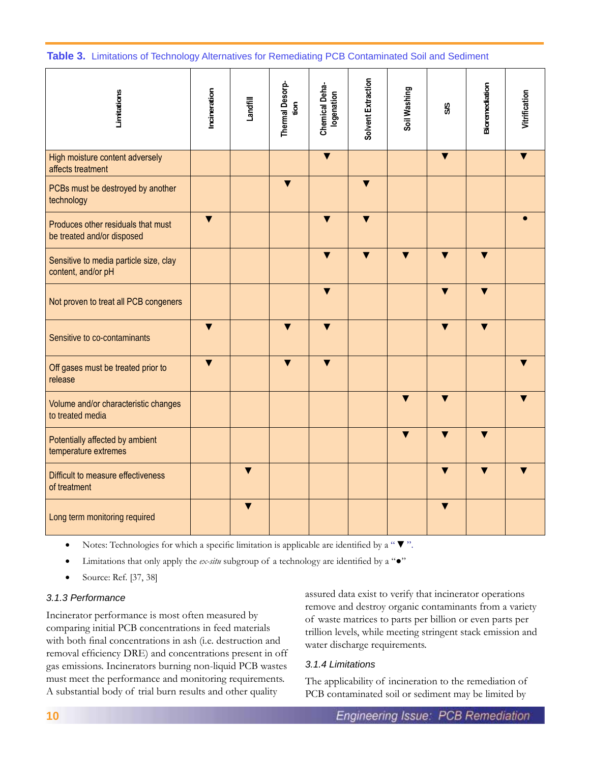**Table 3.** Limitations of Technology Alternatives for Remediating PCB Contaminated Soil and Sediment

| Limitations | Incineration | Landfill | Thermal Desorption | Chemical Dehalogenation | Solvent Extraction | Soil Washing | S/S | Bioremediation | Vitrification |
|---|---|---|---|---|---|---|---|---|---|
| High moisture content adversely affects treatment | | | | ▼ | | | ▼ | | ▼ |
| PCBs must be destroyed by another technology | | | ▼ | | ▼ | | | | |
| Produces other residuals that must be treated and/or disposed | ▼ | | | ▼ | ▼ | | | | • |
| Sensitive to media particle size, clay content, and/or pH | | | | ▼ | ▼ | ▼ | ▼ | ▼ | |
| Not proven to treat all PCB congeners | | | | ▼ | | | ▼ | ▼ | |
| Sensitive to co-contaminants | ▼ | | ▼ | ▼ | | | ▼ | ▼ | |
| Off gases must be treated prior to release | ▼ | | ▼ | ▼ | | | | | ▼ |
| Volume and/or characteristic changes to treated media | | | | | | ▼ | ▼ | | ▼ |
| Potentially affected by ambient temperature extremes | | | | | | ▼ | ▼ | ▼ | |
| Difficult to measure effectiveness of treatment | | ▼ | | | | | ▼ | ▼ | ▼ |
| Long term monitoring required | | ▼ | | | | | ▼ | | |

- Notes: Technologies for which a specific limitation is applicable are identified by a "▼".
- Limitations that only apply the *ex-situ* subgroup of a technology are identified by a "●"
- Source: Ref. [37, 38]

### *3.1.3 Performance*

Incinerator performance is most often measured by comparing initial PCB concentrations in feed materials with both final concentrations in ash (i.e. destruction and removal efficiency DRE) and concentrations present in off gas emissions. Incinerators burning non-liquid PCB wastes must meet the performance and monitoring requirements. A substantial body of trial burn results and other quality assured data exist to verify that incinerator operations remove and destroy organic contaminants from a variety of waste matrices to parts per billion or even parts per trillion levels, while meeting stringent stack emission and water discharge requirements.

### *3.1.4 Limitations*

The applicability of incineration to the remediation of PCB contaminated soil or sediment may be limited by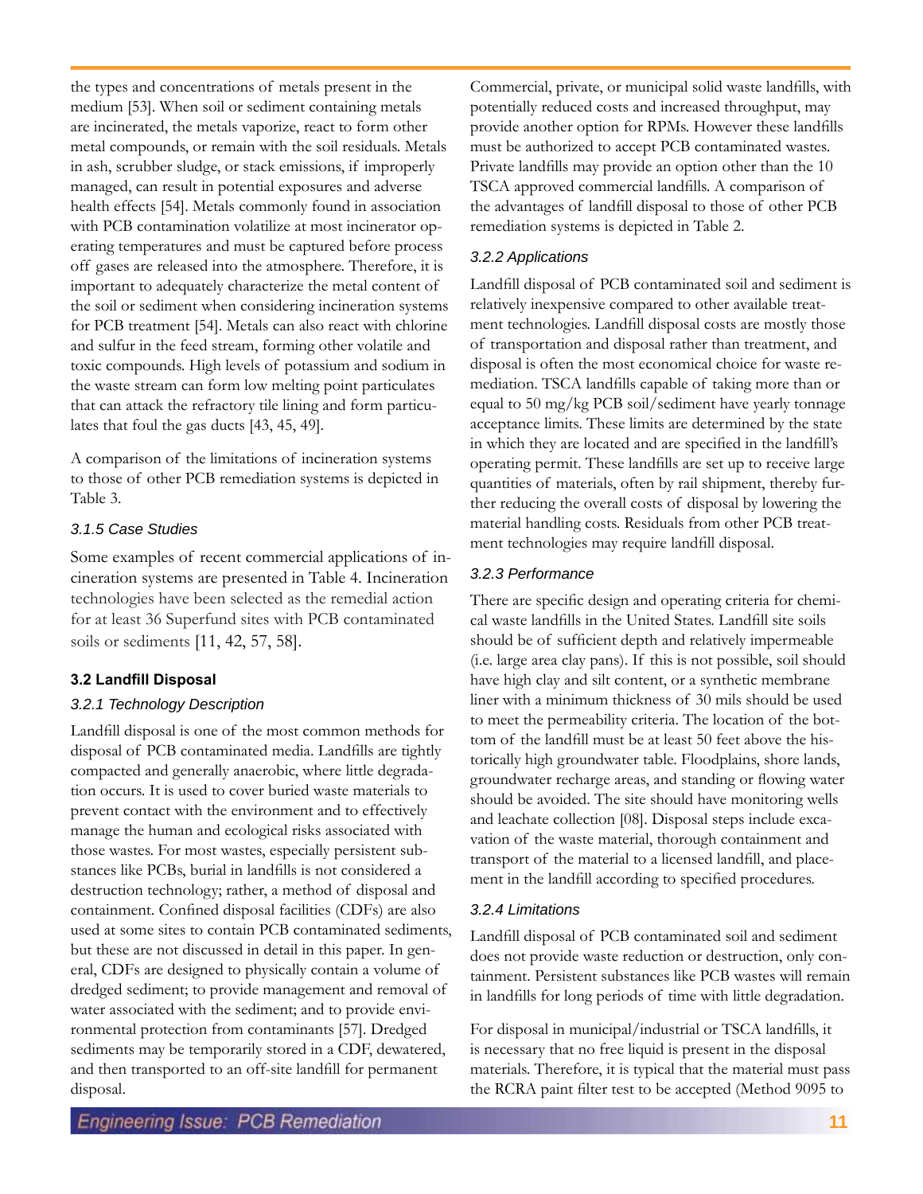the types and concentrations of metals present in the medium [53]. When soil or sediment containing metals are incinerated, the metals vaporize, react to form other metal compounds, or remain with the soil residuals. Metals in ash, scrubber sludge, or stack emissions, if improperly managed, can result in potential exposures and adverse health effects [54]. Metals commonly found in association with PCB contamination volatilize at most incinerator operating temperatures and must be captured before process off gases are released into the atmosphere. Therefore, it is important to adequately characterize the metal content of the soil or sediment when considering incineration systems for PCB treatment [54]. Metals can also react with chlorine and sulfur in the feed stream, forming other volatile and toxic compounds. High levels of potassium and sodium in the waste stream can form low melting point particulates that can attack the refractory tile lining and form particulates that foul the gas ducts [43, 45, 49].

A comparison of the limitations of incineration systems to those of other PCB remediation systems is depicted in Table 3.

#### *3.1.5 Case Studies*

Some examples of recent commercial applications of incineration systems are presented in Table 4. Incineration technologies have been selected as the remedial action for at least 36 Superfund sites with PCB contaminated soils or sediments [11, 42, 57, 58].

### 3.2 Landfill Disposal

#### *3.2.1 Technology Description*

Landfill disposal is one of the most common methods for disposal of PCB contaminated media. Landfills are tightly compacted and generally anaerobic, where little degradation occurs. It is used to cover buried waste materials to prevent contact with the environment and to effectively manage the human and ecological risks associated with those wastes. For most wastes, especially persistent substances like PCBs, burial in landfills is not considered a destruction technology; rather, a method of disposal and containment. Confined disposal facilities (CDFs) are also used at some sites to contain PCB contaminated sediments, but these are not discussed in detail in this paper. In general, CDFs are designed to physically contain a volume of dredged sediment; to provide management and removal of water associated with the sediment; and to provide environmental protection from contaminants [57]. Dredged sediments may be temporarily stored in a CDF, dewatered, and then transported to an off-site landfill for permanent disposal.

Commercial, private, or municipal solid waste landfills, with potentially reduced costs and increased throughput, may provide another option for RPMs. However these landfills must be authorized to accept PCB contaminated wastes. Private landfills may provide an option other than the 10 TSCA approved commercial landfills. A comparison of the advantages of landfill disposal to those of other PCB remediation systems is depicted in Table 2.

#### *3.2.2 Applications*

Landfill disposal of PCB contaminated soil and sediment is relatively inexpensive compared to other available treatment technologies. Landfill disposal costs are mostly those of transportation and disposal rather than treatment, and disposal is often the most economical choice for waste remediation. TSCA landfills capable of taking more than or equal to 50 mg/kg PCB soil/sediment have yearly tonnage acceptance limits. These limits are determined by the state in which they are located and are specified in the landfill's operating permit. These landfills are set up to receive large quantities of materials, often by rail shipment, thereby further reducing the overall costs of disposal by lowering the material handling costs. Residuals from other PCB treatment technologies may require landfill disposal.

#### *3.2.3 Performance*

There are specific design and operating criteria for chemical waste landfills in the United States. Landfill site soils should be of sufficient depth and relatively impermeable (i.e. large area clay pans). If this is not possible, soil should have high clay and silt content, or a synthetic membrane liner with a minimum thickness of 30 mils should be used to meet the permeability criteria. The location of the bottom of the landfill must be at least 50 feet above the historically high groundwater table. Floodplains, shore lands, groundwater recharge areas, and standing or flowing water should be avoided. The site should have monitoring wells and leachate collection [08]. Disposal steps include excavation of the waste material, thorough containment and transport of the material to a licensed landfill, and placement in the landfill according to specified procedures.

#### *3.2.4 Limitations*

Landfill disposal of PCB contaminated soil and sediment does not provide waste reduction or destruction, only containment. Persistent substances like PCB wastes will remain in landfills for long periods of time with little degradation.

For disposal in municipal/industrial or TSCA landfills, it is necessary that no free liquid is present in the disposal materials. Therefore, it is typical that the material must pass the RCRA paint filter test to be accepted (Method 9095 to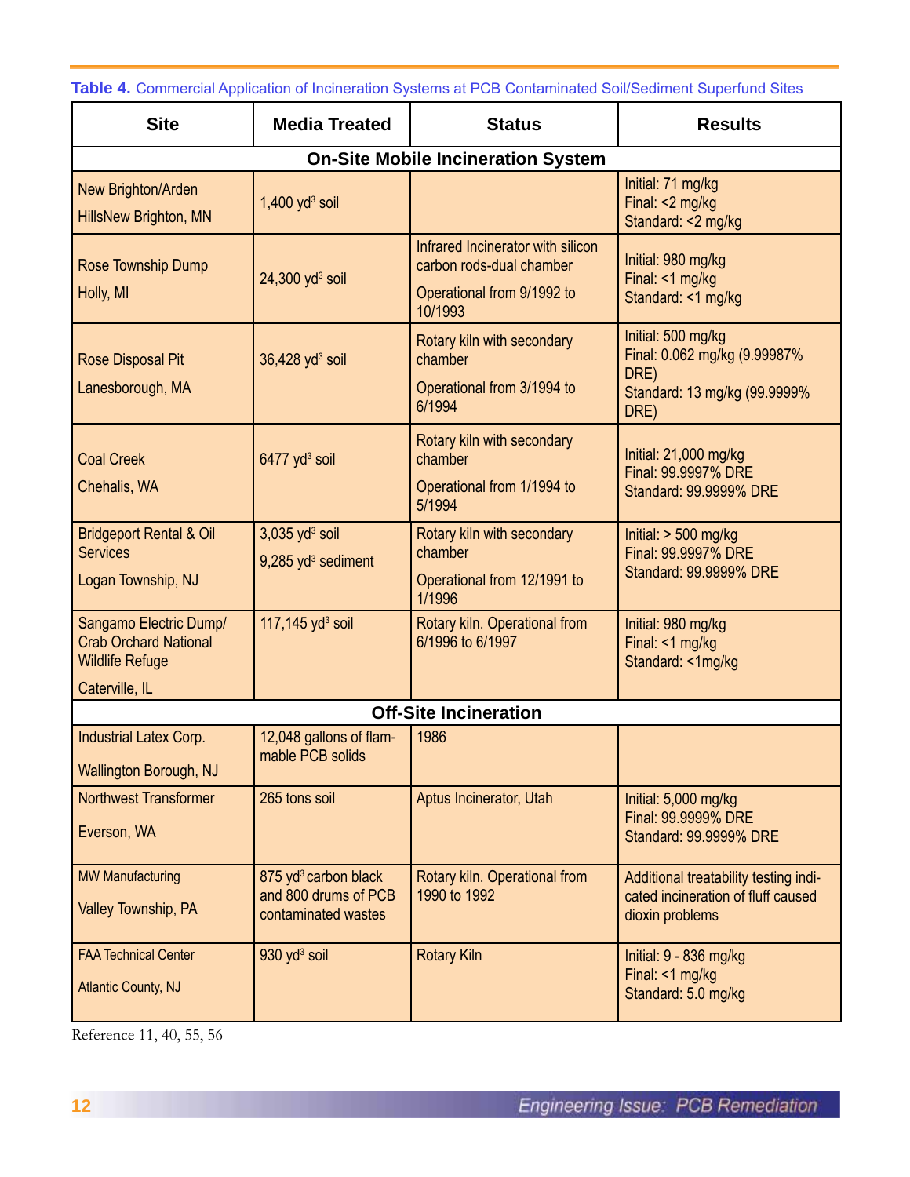**Table 4.** Commercial Application of Incineration Systems at PCB Contaminated Soil/Sediment Superfund Sites

| Site | Media Treated | Status | Results |
|---|---|---|---|
| **On-Site Mobile Incineration System** | | | |
| New Brighton/Arden HillsNew Brighton, MN | 1,400 $yd^3$ soil | | Initial: 71 mg/kg<br>Final: <2 mg/kg<br>Standard: <2 mg/kg |
| Rose Township Dump<br>Holly, MI | 24,300 $yd^3$ soil | Infrared Incinerator with silicon carbon rods-dual chamber<br>Operational from 9/1992 to 10/1993 | Initial: 980 mg/kg<br>Final: <1 mg/kg<br>Standard: <1 mg/kg |
| Rose Disposal Pit<br>Lanesborough, MA | 36,428 $yd^3$ soil | Rotary kiln with secondary chamber<br>Operational from 3/1994 to 6/1994 | Initial: 500 mg/kg<br>Final: 0.062 mg/kg (9.99987% DRE)<br>Standard: 13 mg/kg (99.9999% DRE) |
| Coal Creek<br>Chehalis, WA | 6477 $yd^3$ soil | Rotary kiln with secondary chamber<br>Operational from 1/1994 to 5/1994 | Initial: 21,000 mg/kg<br>Final: 99.9997% DRE<br>Standard: 99.9999% DRE |
| Bridgeport Rental & Oil Services<br>Logan Township, NJ | 3,035 $yd^3$ soil<br>9,285 $yd^3$ sediment | Rotary kiln with secondary chamber<br>Operational from 12/1991 to 1/1996 | Initial: > 500 mg/kg<br>Final: 99.9997% DRE<br>Standard: 99.9999% DRE |
| Sangamo Electric Dump/ Crab Orchard National Wildlife Refuge<br>Caterville, IL | 117,145 $yd^3$ soil | Rotary kiln. Operational from 6/1996 to 6/1997 | Initial: 980 mg/kg<br>Final: <1 mg/kg<br>Standard: <1mg/kg |
| **Off-Site Incineration** | | | |
| Industrial Latex Corp.<br>Wallington Borough, NJ | 12,048 gallons of flammable PCB solids | 1986 | |
| Northwest Transformer<br>Everson, WA | 265 tons soil | Aptus Incinerator, Utah | Initial: 5,000 mg/kg<br>Final: 99.9999% DRE<br>Standard: 99.9999% DRE |
| MW Manufacturing<br>Valley Township, PA | 875 $yd^3$ carbon black and 800 drums of PCB contaminated wastes | Rotary kiln. Operational from 1990 to 1992 | Additional treatability testing indicated incineration of fluff caused dioxin problems |
| FAA Technical Center<br>Atlantic County, NJ | 930 $yd^3$ soil | Rotary Kiln | Initial: 9 - 836 mg/kg<br>Final: <1 mg/kg<br>Standard: 5.0 mg/kg |

Reference 11, 40, 55, 56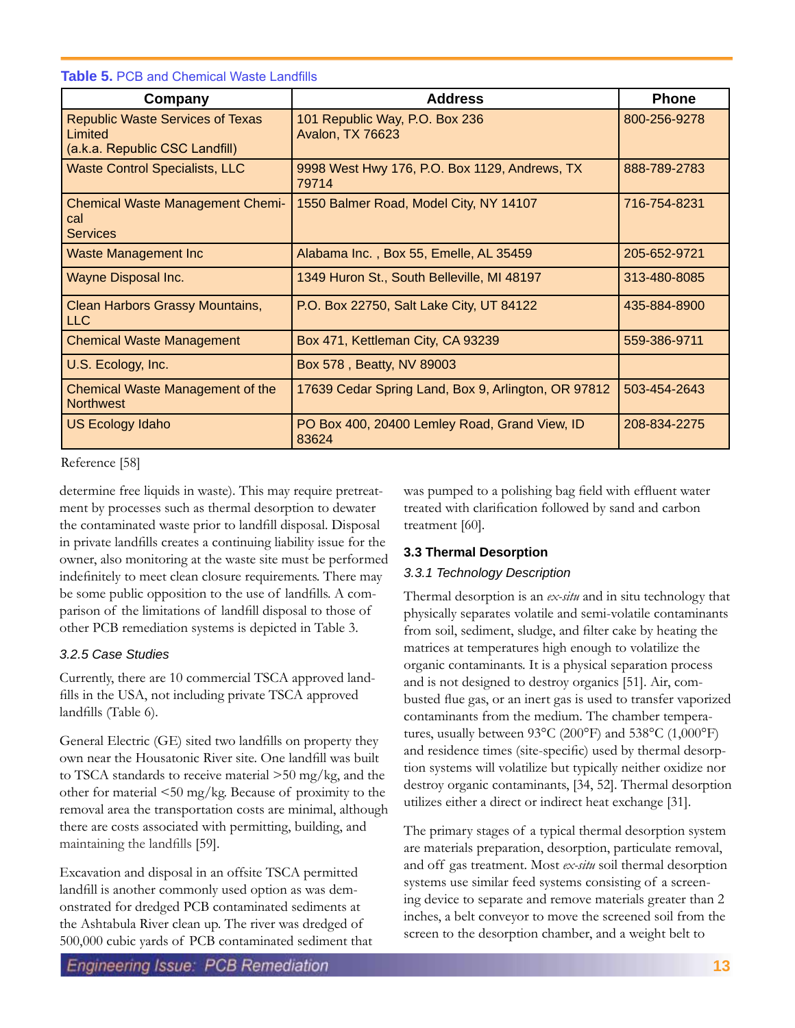**Table 5.** PCB and Chemical Waste Landfills

| Company | Address | Phone |
|---|---|---|
| Republic Waste Services of Texas Limited (a.k.a. Republic CSC Landfill) | 101 Republic Way, P.O. Box 236 Avalon, TX 76623 | 800-256-9278 |
| Waste Control Specialists, LLC | 9998 West Hwy 176, P.O. Box 1129, Andrews, TX 79714 | 888-789-2783 |
| Chemical Waste Management Chemical Services | 1550 Balmer Road, Model City, NY 14107 | 716-754-8231 |
| Waste Management Inc | Alabama Inc. , Box 55, Emelle, AL 35459 | 205-652-9721 |
| Wayne Disposal Inc. | 1349 Huron St., South Belleville, MI 48197 | 313-480-8085 |
| Clean Harbors Grassy Mountains, LLC | P.O. Box 22750, Salt Lake City, UT 84122 | 435-884-8900 |
| Chemical Waste Management | Box 471, Kettleman City, CA 93239 | 559-386-9711 |
| U.S. Ecology, Inc. | Box 578 , Beatty, NV 89003 | |
| Chemical Waste Management of the Northwest | 17639 Cedar Spring Land, Box 9, Arlington, OR 97812 | 503-454-2643 |
| US Ecology Idaho | PO Box 400, 20400 Lemley Road, Grand View, ID 83624 | 208-834-2275 |

Reference [58]

determine free liquids in waste). This may require pretreatment by processes such as thermal desorption to dewater the contaminated waste prior to landfill disposal. Disposal in private landfills creates a continuing liability issue for the owner, also monitoring at the waste site must be performed indefinitely to meet clean closure requirements. There may be some public opposition to the use of landfills. A comparison of the limitations of landfill disposal to those of other PCB remediation systems is depicted in Table 3.

#### 3.2.5 Case Studies

Currently, there are 10 commercial TSCA approved landfills in the USA, not including private TSCA approved landfills (Table 6).

General Electric (GE) sited two landfills on property they own near the Housatonic River site. One landfill was built to TSCA standards to receive material >50 mg/kg, and the other for material <50 mg/kg. Because of proximity to the removal area the transportation costs are minimal, although there are costs associated with permitting, building, and maintaining the landfills [59].

Excavation and disposal in an offsite TSCA permitted landfill is another commonly used option as was demonstrated for dredged PCB contaminated sediments at the Ashtabula River clean up. The river was dredged of 500,000 cubic yards of PCB contaminated sediment that was pumped to a polishing bag field with effluent water treated with clarification followed by sand and carbon treatment [60].

### 3.3 Thermal Desorption

#### 3.3.1 Technology Description

Thermal desorption is an *ex-situ* and in situ technology that physically separates volatile and semi-volatile contaminants from soil, sediment, sludge, and filter cake by heating the matrices at temperatures high enough to volatilize the organic contaminants. It is a physical separation process and is not designed to destroy organics [51]. Air, combusted flue gas, or an inert gas is used to transfer vaporized contaminants from the medium. The chamber temperatures, usually between 93°C (200°F) and 538°C (1,000°F) and residence times (site-specific) used by thermal desorption systems will volatilize but typically neither oxidize nor destroy organic contaminants, [34, 52]. Thermal desorption utilizes either a direct or indirect heat exchange [31].

The primary stages of a typical thermal desorption system are materials preparation, desorption, particulate removal, and off gas treatment. Most *ex-situ* soil thermal desorption systems use similar feed systems consisting of a screening device to separate and remove materials greater than 2 inches, a belt conveyor to move the screened soil from the screen to the desorption chamber, and a weight belt to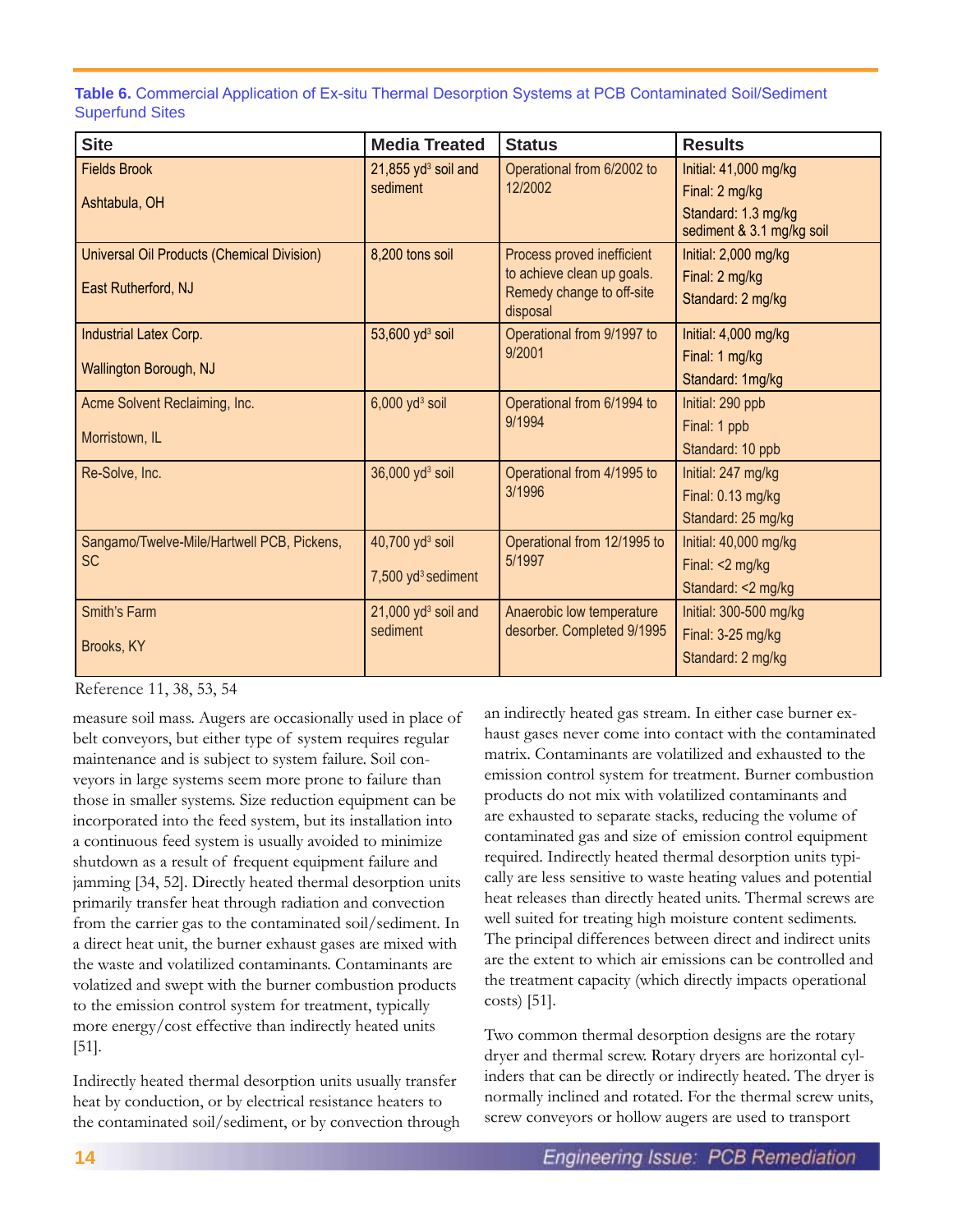**Table 6.** Commercial Application of Ex-situ Thermal Desorption Systems at PCB Contaminated Soil/Sediment Superfund Sites

| Site | Media Treated | Status | Results |
|---|---|---|---|
| Fields Brook<br><br>Ashtabula, OH | 21,855 $yd^3$ soil and sediment | Operational from 6/2002 to 12/2002 | Initial: 41,000 mg/kg<br>Final: 2 mg/kg<br>Standard: 1.3 mg/kg sediment & 3.1 mg/kg soil |
| Universal Oil Products (Chemical Division)<br><br>East Rutherford, NJ | 8,200 tons soil | Process proved inefficient to achieve clean up goals. Remedy change to off-site disposal | Initial: 2,000 mg/kg<br>Final: 2 mg/kg<br>Standard: 2 mg/kg |
| Industrial Latex Corp.<br><br>Wallington Borough, NJ | 53,600 $yd^3$ soil | Operational from 9/1997 to 9/2001 | Initial: 4,000 mg/kg<br>Final: 1 mg/kg<br>Standard: 1mg/kg |
| Acme Solvent Reclaiming, Inc.<br><br>Morristown, IL | 6,000 $yd^3$ soil | Operational from 6/1994 to 9/1994 | Initial: 290 ppb<br>Final: 1 ppb<br>Standard: 10 ppb |
| Re-Solve, Inc. | 36,000 $yd^3$ soil | Operational from 4/1995 to 3/1996 | Initial: 247 mg/kg<br>Final: 0.13 mg/kg<br>Standard: 25 mg/kg |
| Sangamo/Twelve-Mile/Hartwell PCB, Pickens, SC | 40,700 $yd^3$ soil<br><br>7,500 $yd^3$ sediment | Operational from 12/1995 to 5/1997 | Initial: 40,000 mg/kg<br>Final: <2 mg/kg<br>Standard: <2 mg/kg |
| Smith's Farm<br><br>Brooks, KY | 21,000 $yd^3$ soil and sediment | Anaerobic low temperature desorber. Completed 9/1995 | Initial: 300-500 mg/kg<br>Final: 3-25 mg/kg<br>Standard: 2 mg/kg |

Reference 11, 38, 53, 54

measure soil mass. Augers are occasionally used in place of belt conveyors, but either type of system requires regular maintenance and is subject to system failure. Soil conveyors in large systems seem more prone to failure than those in smaller systems. Size reduction equipment can be incorporated into the feed system, but its installation into a continuous feed system is usually avoided to minimize shutdown as a result of frequent equipment failure and jamming [34, 52]. Directly heated thermal desorption units primarily transfer heat through radiation and convection from the carrier gas to the contaminated soil/sediment. In a direct heat unit, the burner exhaust gases are mixed with the waste and volatilized contaminants. Contaminants are volatized and swept with the burner combustion products to the emission control system for treatment, typically more energy/cost effective than indirectly heated units [51].

Indirectly heated thermal desorption units usually transfer heat by conduction, or by electrical resistance heaters to the contaminated soil/sediment, or by convection through an indirectly heated gas stream. In either case burner exhaust gases never come into contact with the contaminated matrix. Contaminants are volatilized and exhausted to the emission control system for treatment. Burner combustion products do not mix with volatilized contaminants and are exhausted to separate stacks, reducing the volume of contaminated gas and size of emission control equipment required. Indirectly heated thermal desorption units typically are less sensitive to waste heating values and potential heat releases than directly heated units. Thermal screws are well suited for treating high moisture content sediments. The principal differences between direct and indirect units are the extent to which air emissions can be controlled and the treatment capacity (which directly impacts operational costs) [51].

Two common thermal desorption designs are the rotary dryer and thermal screw. Rotary dryers are horizontal cylinders that can be directly or indirectly heated. The dryer is normally inclined and rotated. For the thermal screw units, screw conveyors or hollow augers are used to transport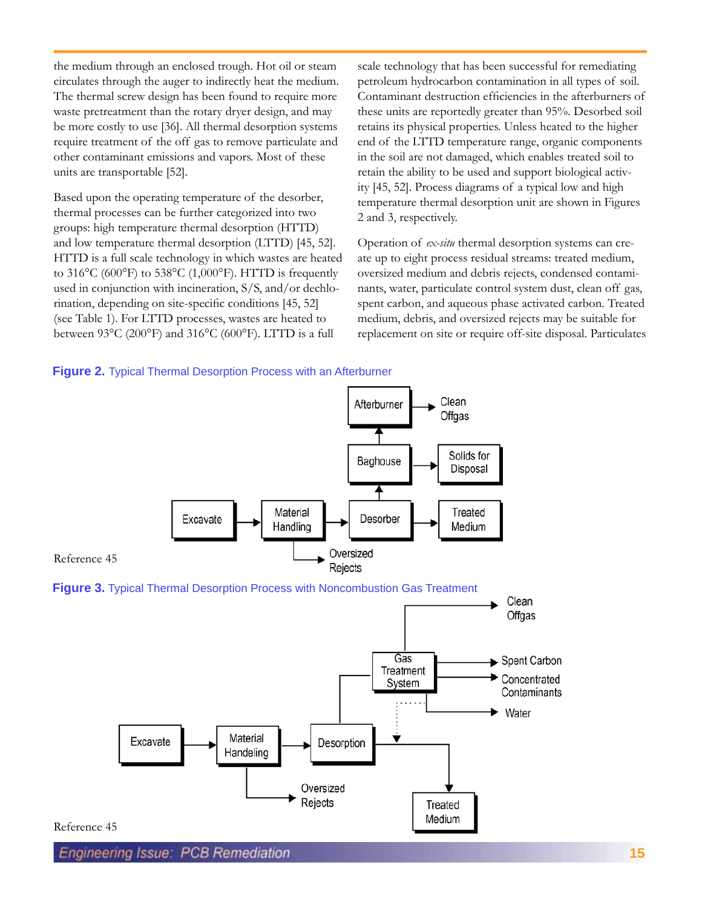the medium through an enclosed trough. Hot oil or steam circulates through the auger to indirectly heat the medium. The thermal screw design has been found to require more waste pretreatment than the rotary dryer design, and may be more costly to use [36]. All thermal desorption systems require treatment of the off gas to remove particulate and other contaminant emissions and vapors. Most of these units are transportable [52].

Based upon the operating temperature of the desorber, thermal processes can be further categorized into two groups: high temperature thermal desorption (HTTD) and low temperature thermal desorption (LTTD) [45, 52]. HTTD is a full scale technology in which wastes are heated to 316°C (600°F) to 538°C (1,000°F). HTTD is frequently used in conjunction with incineration, S/S, and/or dechlorination, depending on site-specific conditions [45, 52] (see Table 1). For LTTD processes, wastes are heated to between 93°C (200°F) and 316°C (600°F). LTTD is a full scale technology that has been successful for remediating petroleum hydrocarbon contamination in all types of soil. Contaminant destruction efficiencies in the afterburners of these units are reportedly greater than 95%. Desorbed soil retains its physical properties. Unless heated to the higher end of the LTTD temperature range, organic components in the soil are not damaged, which enables treated soil to retain the ability to be used and support biological activity [45, 52]. Process diagrams of a typical low and high temperature thermal desorption unit are shown in Figures 2 and 3, respectively.

Operation of *ex-situ* thermal desorption systems can create up to eight process residual streams: treated medium, oversized medium and debris rejects, condensed contaminants, water, particulate control system dust, clean off gas, spent carbon, and aqueous phase activated carbon. Treated medium, debris, and oversized rejects may be suitable for replacement on site or require off-site disposal. Particulates

**Figure 2.** Typical Thermal Desorption Process with an Afterburner

Excavate → Material Handling → Desorber → Treated Medium; Material Handling → Oversized Rejects; Desorber → Baghouse → Solids for Disposal; Baghouse → Afterburner → Clean Offgas

Reference 45

**Figure 3.** Typical Thermal Desorption Process with Noncombustion Gas Treatment

Excavate → Material Handeling → Desorption → Treated Medium; Material Handeling → Oversized Rejects; Desorption → Gas Treatment System → Clean Offgas, Spent Carbon, Concentrated Contaminants, Water

Reference 45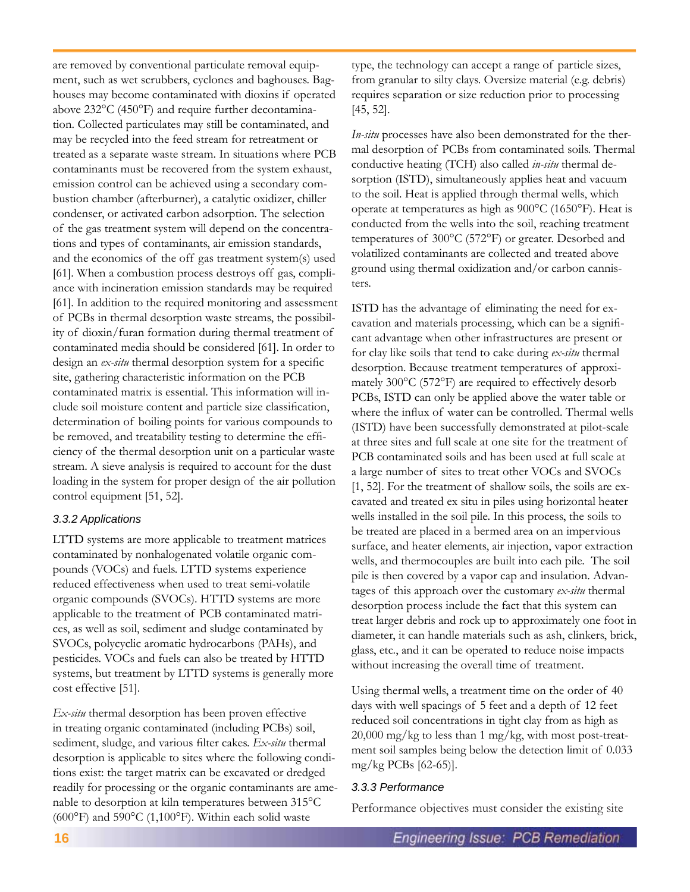are removed by conventional particulate removal equipment, such as wet scrubbers, cyclones and baghouses. Baghouses may become contaminated with dioxins if operated above 232°C (450°F) and require further decontamination. Collected particulates may still be contaminated, and may be recycled into the feed stream for retreatment or treated as a separate waste stream. In situations where PCB contaminants must be recovered from the system exhaust, emission control can be achieved using a secondary combustion chamber (afterburner), a catalytic oxidizer, chiller condenser, or activated carbon adsorption. The selection of the gas treatment system will depend on the concentrations and types of contaminants, air emission standards, and the economics of the off gas treatment system(s) used [61]. When a combustion process destroys off gas, compliance with incineration emission standards may be required [61]. In addition to the required monitoring and assessment of PCBs in thermal desorption waste streams, the possibility of dioxin/furan formation during thermal treatment of contaminated media should be considered [61]. In order to design an *ex-situ* thermal desorption system for a specific site, gathering characteristic information on the PCB contaminated matrix is essential. This information will include soil moisture content and particle size classification, determination of boiling points for various compounds to be removed, and treatability testing to determine the efficiency of the thermal desorption unit on a particular waste stream. A sieve analysis is required to account for the dust loading in the system for proper design of the air pollution control equipment [51, 52].

### 3.3.2 Applications

LTTD systems are more applicable to treatment matrices contaminated by nonhalogenated volatile organic compounds (VOCs) and fuels. LTTD systems experience reduced effectiveness when used to treat semi-volatile organic compounds (SVOCs). HTTD systems are more applicable to the treatment of PCB contaminated matrices, as well as soil, sediment and sludge contaminated by SVOCs, polycyclic aromatic hydrocarbons (PAHs), and pesticides. VOCs and fuels can also be treated by HTTD systems, but treatment by LTTD systems is generally more cost effective [51].

*Ex-situ* thermal desorption has been proven effective in treating organic contaminated (including PCBs) soil, sediment, sludge, and various filter cakes. *Ex-situ* thermal desorption is applicable to sites where the following conditions exist: the target matrix can be excavated or dredged readily for processing or the organic contaminants are amenable to desorption at kiln temperatures between 315°C (600°F) and 590°C (1,100°F). Within each solid waste type, the technology can accept a range of particle sizes, from granular to silty clays. Oversize material (e.g. debris) requires separation or size reduction prior to processing [45, 52].

*In-situ* processes have also been demonstrated for the thermal desorption of PCBs from contaminated soils. Thermal conductive heating (TCH) also called *in-situ* thermal desorption (ISTD), simultaneously applies heat and vacuum to the soil. Heat is applied through thermal wells, which operate at temperatures as high as 900°C (1650°F). Heat is conducted from the wells into the soil, reaching treatment temperatures of 300°C (572°F) or greater. Desorbed and volatilized contaminants are collected and treated above ground using thermal oxidization and/or carbon cannisters.

ISTD has the advantage of eliminating the need for excavation and materials processing, which can be a significant advantage when other infrastructures are present or for clay like soils that tend to cake during *ex-situ* thermal desorption. Because treatment temperatures of approximately 300°C (572°F) are required to effectively desorb PCBs, ISTD can only be applied above the water table or where the influx of water can be controlled. Thermal wells (ISTD) have been successfully demonstrated at pilot-scale at three sites and full scale at one site for the treatment of PCB contaminated soils and has been used at full scale at a large number of sites to treat other VOCs and SVOCs [1, 52]. For the treatment of shallow soils, the soils are excavated and treated ex situ in piles using horizontal heater wells installed in the soil pile. In this process, the soils to be treated are placed in a bermed area on an impervious surface, and heater elements, air injection, vapor extraction wells, and thermocouples are built into each pile. The soil pile is then covered by a vapor cap and insulation. Advantages of this approach over the customary *ex-situ* thermal desorption process include the fact that this system can treat larger debris and rock up to approximately one foot in diameter, it can handle materials such as ash, clinkers, brick, glass, etc., and it can be operated to reduce noise impacts without increasing the overall time of treatment.

Using thermal wells, a treatment time on the order of 40 days with well spacings of 5 feet and a depth of 12 feet reduced soil concentrations in tight clay from as high as 20,000 mg/kg to less than 1 mg/kg, with most post-treatment soil samples being below the detection limit of 0.033 mg/kg PCBs [62-65)].

### 3.3.3 Performance

Performance objectives must consider the existing site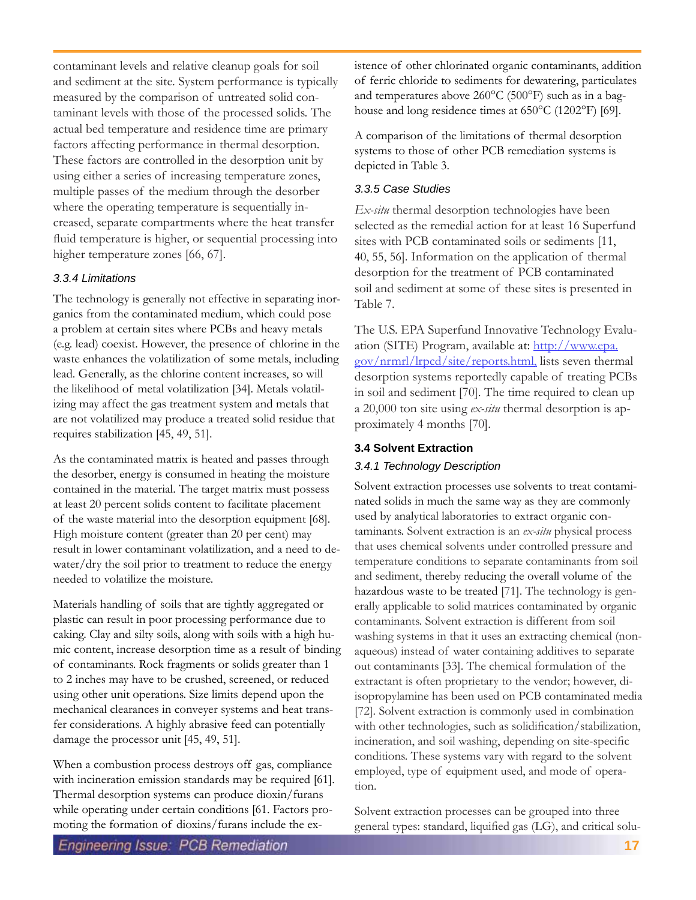contaminant levels and relative cleanup goals for soil and sediment at the site. System performance is typically measured by the comparison of untreated solid contaminant levels with those of the processed solids. The actual bed temperature and residence time are primary factors affecting performance in thermal desorption. These factors are controlled in the desorption unit by using either a series of increasing temperature zones, multiple passes of the medium through the desorber where the operating temperature is sequentially increased, separate compartments where the heat transfer fluid temperature is higher, or sequential processing into higher temperature zones [66, 67].

#### *3.3.4 Limitations*

The technology is generally not effective in separating inorganics from the contaminated medium, which could pose a problem at certain sites where PCBs and heavy metals (e.g. lead) coexist. However, the presence of chlorine in the waste enhances the volatilization of some metals, including lead. Generally, as the chlorine content increases, so will the likelihood of metal volatilization [34]. Metals volatilizing may affect the gas treatment system and metals that are not volatilized may produce a treated solid residue that requires stabilization [45, 49, 51].

As the contaminated matrix is heated and passes through the desorber, energy is consumed in heating the moisture contained in the material. The target matrix must possess at least 20 percent solids content to facilitate placement of the waste material into the desorption equipment [68]. High moisture content (greater than 20 per cent) may result in lower contaminant volatilization, and a need to dewater/dry the soil prior to treatment to reduce the energy needed to volatilize the moisture.

Materials handling of soils that are tightly aggregated or plastic can result in poor processing performance due to caking. Clay and silty soils, along with soils with a high humic content, increase desorption time as a result of binding of contaminants. Rock fragments or solids greater than 1 to 2 inches may have to be crushed, screened, or reduced using other unit operations. Size limits depend upon the mechanical clearances in conveyer systems and heat transfer considerations. A highly abrasive feed can potentially damage the processor unit [45, 49, 51].

When a combustion process destroys off gas, compliance with incineration emission standards may be required [61]. Thermal desorption systems can produce dioxin/furans while operating under certain conditions [61. Factors promoting the formation of dioxins/furans include the existence of other chlorinated organic contaminants, addition of ferric chloride to sediments for dewatering, particulates and temperatures above 260°C (500°F) such as in a baghouse and long residence times at 650°C (1202°F) [69].

A comparison of the limitations of thermal desorption systems to those of other PCB remediation systems is depicted in Table 3.

#### *3.3.5 Case Studies*

*Ex-situ* thermal desorption technologies have been selected as the remedial action for at least 16 Superfund sites with PCB contaminated soils or sediments [11, 40, 55, 56]. Information on the application of thermal desorption for the treatment of PCB contaminated soil and sediment at some of these sites is presented in Table 7.

The U.S. EPA Superfund Innovative Technology Evaluation (SITE) Program, available at: http://www.epa.gov/nrmrl/lrpcd/site/reports.html, lists seven thermal desorption systems reportedly capable of treating PCBs in soil and sediment [70]. The time required to clean up a 20,000 ton site using *ex-situ* thermal desorption is approximately 4 months [70].

### 3.4 Solvent Extraction

#### *3.4.1 Technology Description*

Solvent extraction processes use solvents to treat contaminated solids in much the same way as they are commonly used by analytical laboratories to extract organic contaminants. Solvent extraction is an *ex-situ* physical process that uses chemical solvents under controlled pressure and temperature conditions to separate contaminants from soil and sediment, thereby reducing the overall volume of the hazardous waste to be treated [71]. The technology is generally applicable to solid matrices contaminated by organic contaminants. Solvent extraction is different from soil washing systems in that it uses an extracting chemical (non-aqueous) instead of water containing additives to separate out contaminants [33]. The chemical formulation of the extractant is often proprietary to the vendor; however, di-isopropylamine has been used on PCB contaminated media [72]. Solvent extraction is commonly used in combination with other technologies, such as solidification/stabilization, incineration, and soil washing, depending on site-specific conditions. These systems vary with regard to the solvent employed, type of equipment used, and mode of operation.

Solvent extraction processes can be grouped into three general types: standard, liquified gas (LG), and critical solu-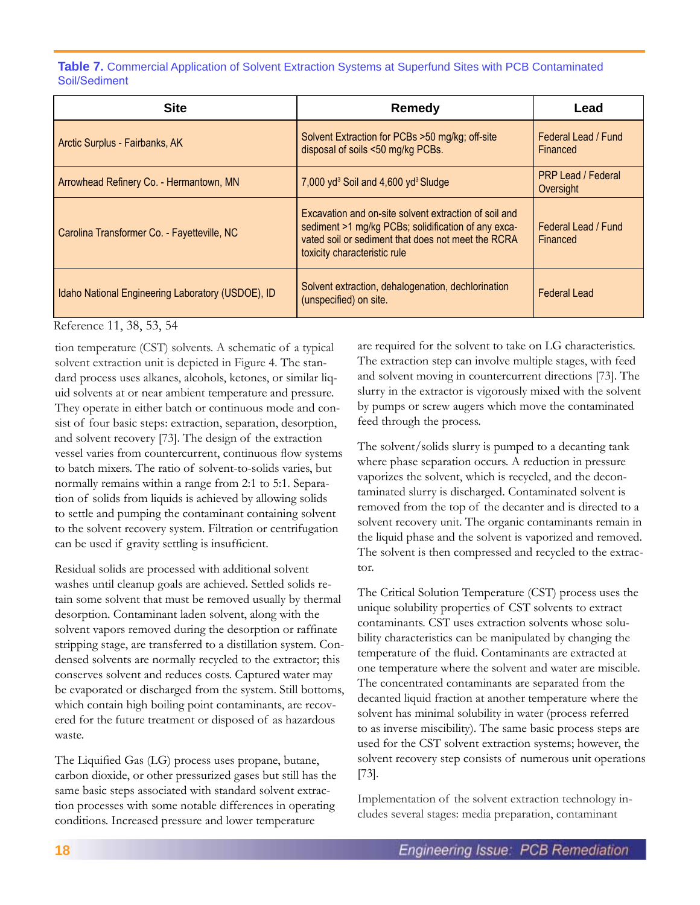**Table 7.** Commercial Application of Solvent Extraction Systems at Superfund Sites with PCB Contaminated Soil/Sediment

| Site | Remedy | Lead |
|---|---|---|
| Arctic Surplus - Fairbanks, AK | Solvent Extraction for PCBs >50 mg/kg; off-site disposal of soils <50 mg/kg PCBs. | Federal Lead / Fund Financed |
| Arrowhead Refinery Co. - Hermantown, MN | 7,000 $yd^3$ Soil and 4,600 $yd^3$ Sludge | PRP Lead / Federal Oversight |
| Carolina Transformer Co. - Fayetteville, NC | Excavation and on-site solvent extraction of soil and sediment >1 mg/kg PCBs; solidification of any excavated soil or sediment that does not meet the RCRA toxicity characteristic rule | Federal Lead / Fund Financed |
| Idaho National Engineering Laboratory (USDOE), ID | Solvent extraction, dehalogenation, dechlorination (unspecified) on site. | Federal Lead |

Reference 11, 38, 53, 54

tion temperature (CST) solvents. A schematic of a typical solvent extraction unit is depicted in Figure 4. The standard process uses alkanes, alcohols, ketones, or similar liquid solvents at or near ambient temperature and pressure. They operate in either batch or continuous mode and consist of four basic steps: extraction, separation, desorption, and solvent recovery [73]. The design of the extraction vessel varies from countercurrent, continuous flow systems to batch mixers. The ratio of solvent-to-solids varies, but normally remains within a range from 2:1 to 5:1. Separation of solids from liquids is achieved by allowing solids to settle and pumping the contaminant containing solvent to the solvent recovery system. Filtration or centrifugation can be used if gravity settling is insufficient.

Residual solids are processed with additional solvent washes until cleanup goals are achieved. Settled solids retain some solvent that must be removed usually by thermal desorption. Contaminant laden solvent, along with the solvent vapors removed during the desorption or raffinate stripping stage, are transferred to a distillation system. Condensed solvents are normally recycled to the extractor; this conserves solvent and reduces costs. Captured water may be evaporated or discharged from the system. Still bottoms, which contain high boiling point contaminants, are recovered for the future treatment or disposed of as hazardous waste.

The Liquified Gas (LG) process uses propane, butane, carbon dioxide, or other pressurized gases but still has the same basic steps associated with standard solvent extraction processes with some notable differences in operating conditions. Increased pressure and lower temperature are required for the solvent to take on LG characteristics. The extraction step can involve multiple stages, with feed and solvent moving in countercurrent directions [73]. The slurry in the extractor is vigorously mixed with the solvent by pumps or screw augers which move the contaminated feed through the process.

The solvent/solids slurry is pumped to a decanting tank where phase separation occurs. A reduction in pressure vaporizes the solvent, which is recycled, and the decontaminated slurry is discharged. Contaminated solvent is removed from the top of the decanter and is directed to a solvent recovery unit. The organic contaminants remain in the liquid phase and the solvent is vaporized and removed. The solvent is then compressed and recycled to the extractor.

The Critical Solution Temperature (CST) process uses the unique solubility properties of CST solvents to extract contaminants. CST uses extraction solvents whose solubility characteristics can be manipulated by changing the temperature of the fluid. Contaminants are extracted at one temperature where the solvent and water are miscible. The concentrated contaminants are separated from the decanted liquid fraction at another temperature where the solvent has minimal solubility in water (process referred to as inverse miscibility). The same basic process steps are used for the CST solvent extraction systems; however, the solvent recovery step consists of numerous unit operations [73].

Implementation of the solvent extraction technology includes several stages: media preparation, contaminant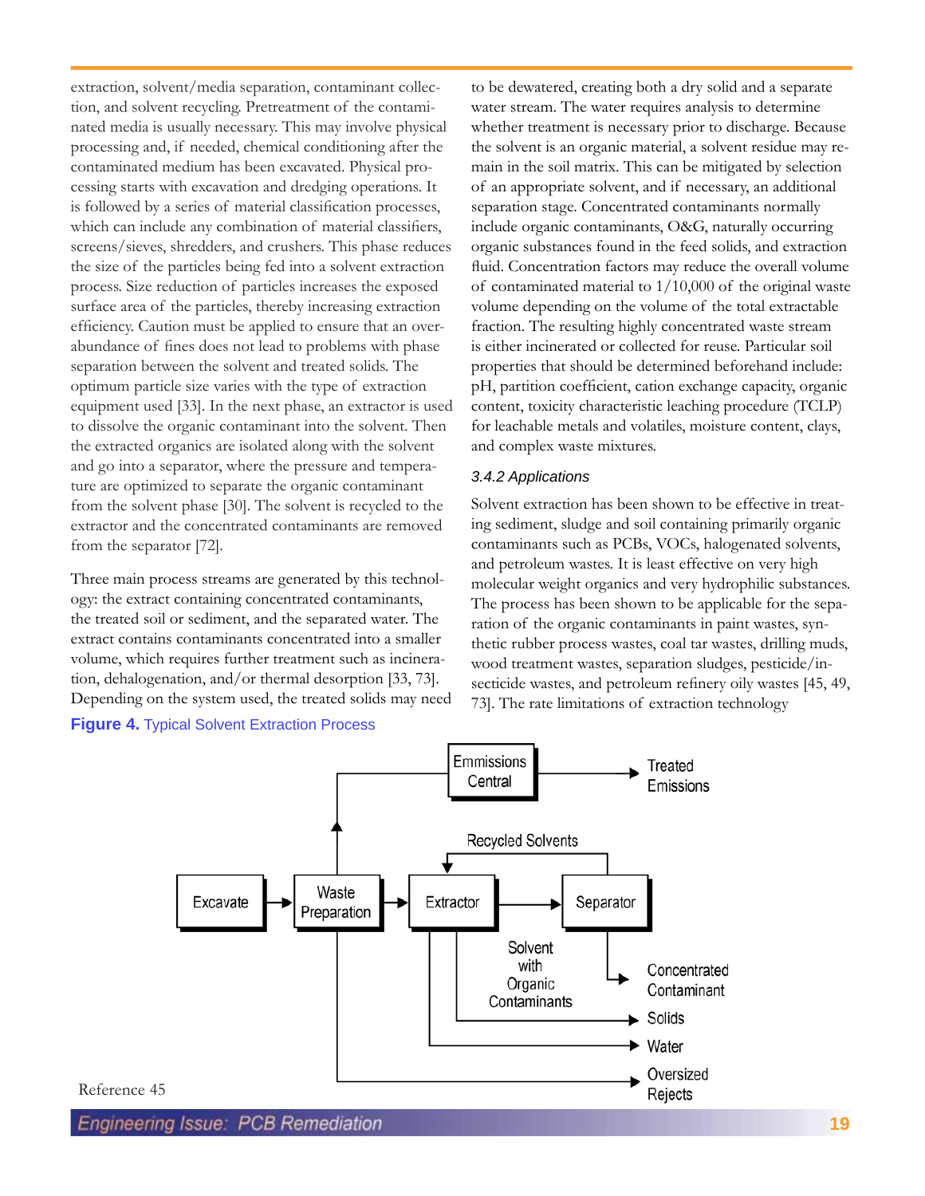extraction, solvent/media separation, contaminant collection, and solvent recycling. Pretreatment of the contaminated media is usually necessary. This may involve physical processing and, if needed, chemical conditioning after the contaminated medium has been excavated. Physical processing starts with excavation and dredging operations. It is followed by a series of material classification processes, which can include any combination of material classifiers, screens/sieves, shredders, and crushers. This phase reduces the size of the particles being fed into a solvent extraction process. Size reduction of particles increases the exposed surface area of the particles, thereby increasing extraction efficiency. Caution must be applied to ensure that an overabundance of fines does not lead to problems with phase separation between the solvent and treated solids. The optimum particle size varies with the type of extraction equipment used [33]. In the next phase, an extractor is used to dissolve the organic contaminant into the solvent. Then the extracted organics are isolated along with the solvent and go into a separator, where the pressure and temperature are optimized to separate the organic contaminant from the solvent phase [30]. The solvent is recycled to the extractor and the concentrated contaminants are removed from the separator [72].

Three main process streams are generated by this technology: the extract containing concentrated contaminants, the treated soil or sediment, and the separated water. The extract contains contaminants concentrated into a smaller volume, which requires further treatment such as incineration, dehalogenation, and/or thermal desorption [33, 73]. Depending on the system used, the treated solids may need to be dewatered, creating both a dry solid and a separate water stream. The water requires analysis to determine whether treatment is necessary prior to discharge. Because the solvent is an organic material, a solvent residue may remain in the soil matrix. This can be mitigated by selection of an appropriate solvent, and if necessary, an additional separation stage. Concentrated contaminants normally include organic contaminants, O&G, naturally occurring organic substances found in the feed solids, and extraction fluid. Concentration factors may reduce the overall volume of contaminated material to 1/10,000 of the original waste volume depending on the volume of the total extractable fraction. The resulting highly concentrated waste stream is either incinerated or collected for reuse. Particular soil properties that should be determined beforehand include: pH, partition coefficient, cation exchange capacity, organic content, toxicity characteristic leaching procedure (TCLP) for leachable metals and volatiles, moisture content, clays, and complex waste mixtures.

### 3.4.2 Applications

Solvent extraction has been shown to be effective in treating sediment, sludge and soil containing primarily organic contaminants such as PCBs, VOCs, halogenated solvents, and petroleum wastes. It is least effective on very high molecular weight organics and very hydrophilic substances. The process has been shown to be applicable for the separation of the organic contaminants in paint wastes, synthetic rubber process wastes, coal tar wastes, drilling muds, wood treatment wastes, separation sludges, pesticide/insecticide wastes, and petroleum refinery oily wastes [45, 49, 73]. The rate limitations of extraction technology

**Figure 4.** Typical Solvent Extraction Process

Excavate → Waste Preparation → Extractor → Separator

Emissions Central → Treated Emissions

Recycled Solvents

Solvent with Organic Contaminants

Concentrated Contaminant

Solids

Water

Oversized Rejects

Reference 45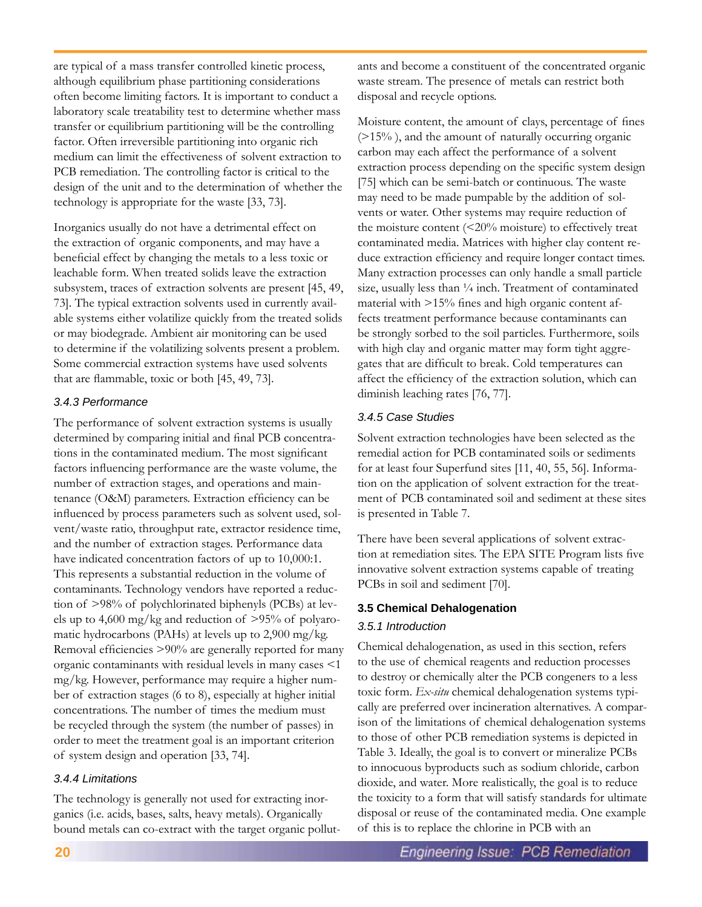are typical of a mass transfer controlled kinetic process, although equilibrium phase partitioning considerations often become limiting factors. It is important to conduct a laboratory scale treatability test to determine whether mass transfer or equilibrium partitioning will be the controlling factor. Often irreversible partitioning into organic rich medium can limit the effectiveness of solvent extraction to PCB remediation. The controlling factor is critical to the design of the unit and to the determination of whether the technology is appropriate for the waste [33, 73].

Inorganics usually do not have a detrimental effect on the extraction of organic components, and may have a beneficial effect by changing the metals to a less toxic or leachable form. When treated solids leave the extraction subsystem, traces of extraction solvents are present [45, 49, 73]. The typical extraction solvents used in currently available systems either volatilize quickly from the treated solids or may biodegrade. Ambient air monitoring can be used to determine if the volatilizing solvents present a problem. Some commercial extraction systems have used solvents that are flammable, toxic or both [45, 49, 73].

#### *3.4.3 Performance*

The performance of solvent extraction systems is usually determined by comparing initial and final PCB concentrations in the contaminated medium. The most significant factors influencing performance are the waste volume, the number of extraction stages, and operations and maintenance (O&M) parameters. Extraction efficiency can be influenced by process parameters such as solvent used, solvent/waste ratio, throughput rate, extractor residence time, and the number of extraction stages. Performance data have indicated concentration factors of up to 10,000:1. This represents a substantial reduction in the volume of contaminants. Technology vendors have reported a reduction of >98% of polychlorinated biphenyls (PCBs) at levels up to 4,600 mg/kg and reduction of >95% of polyaromatic hydrocarbons (PAHs) at levels up to 2,900 mg/kg. Removal efficiencies >90% are generally reported for many organic contaminants with residual levels in many cases <1 mg/kg. However, performance may require a higher number of extraction stages (6 to 8), especially at higher initial concentrations. The number of times the medium must be recycled through the system (the number of passes) in order to meet the treatment goal is an important criterion of system design and operation [33, 74].

#### *3.4.4 Limitations*

The technology is generally not used for extracting inorganics (i.e. acids, bases, salts, heavy metals). Organically bound metals can co-extract with the target organic pollutants and become a constituent of the concentrated organic waste stream. The presence of metals can restrict both disposal and recycle options.

Moisture content, the amount of clays, percentage of fines (>15% ), and the amount of naturally occurring organic carbon may each affect the performance of a solvent extraction process depending on the specific system design [75] which can be semi-batch or continuous. The waste may need to be made pumpable by the addition of solvents or water. Other systems may require reduction of the moisture content (<20% moisture) to effectively treat contaminated media. Matrices with higher clay content reduce extraction efficiency and require longer contact times. Many extraction processes can only handle a small particle size, usually less than ¼ inch. Treatment of contaminated material with >15% fines and high organic content affects treatment performance because contaminants can be strongly sorbed to the soil particles. Furthermore, soils with high clay and organic matter may form tight aggregates that are difficult to break. Cold temperatures can affect the efficiency of the extraction solution, which can diminish leaching rates [76, 77].

#### *3.4.5 Case Studies*

Solvent extraction technologies have been selected as the remedial action for PCB contaminated soils or sediments for at least four Superfund sites [11, 40, 55, 56]. Information on the application of solvent extraction for the treatment of PCB contaminated soil and sediment at these sites is presented in Table 7.

There have been several applications of solvent extraction at remediation sites. The EPA SITE Program lists five innovative solvent extraction systems capable of treating PCBs in soil and sediment [70].

### 3.5 Chemical Dehalogenation

#### *3.5.1 Introduction*

Chemical dehalogenation, as used in this section, refers to the use of chemical reagents and reduction processes to destroy or chemically alter the PCB congeners to a less toxic form. *Ex-situ* chemical dehalogenation systems typically are preferred over incineration alternatives. A comparison of the limitations of chemical dehalogenation systems to those of other PCB remediation systems is depicted in Table 3. Ideally, the goal is to convert or mineralize PCBs to innocuous byproducts such as sodium chloride, carbon dioxide, and water. More realistically, the goal is to reduce the toxicity to a form that will satisfy standards for ultimate disposal or reuse of the contaminated media. One example of this is to replace the chlorine in PCB with an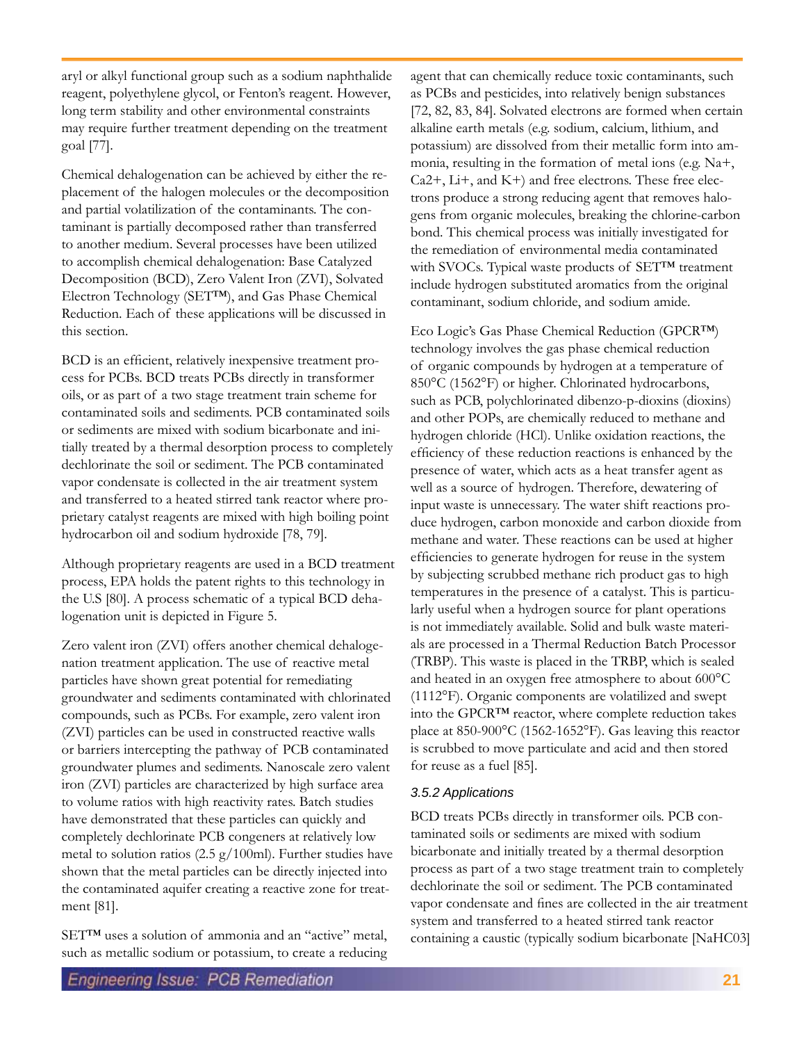aryl or alkyl functional group such as a sodium naphthalide reagent, polyethylene glycol, or Fenton's reagent. However, long term stability and other environmental constraints may require further treatment depending on the treatment goal [77].

Chemical dehalogenation can be achieved by either the replacement of the halogen molecules or the decomposition and partial volatilization of the contaminants. The contaminant is partially decomposed rather than transferred to another medium. Several processes have been utilized to accomplish chemical dehalogenation: Base Catalyzed Decomposition (BCD), Zero Valent Iron (ZVI), Solvated Electron Technology (SET™), and Gas Phase Chemical Reduction. Each of these applications will be discussed in this section.

BCD is an efficient, relatively inexpensive treatment process for PCBs. BCD treats PCBs directly in transformer oils, or as part of a two stage treatment train scheme for contaminated soils and sediments. PCB contaminated soils or sediments are mixed with sodium bicarbonate and initially treated by a thermal desorption process to completely dechlorinate the soil or sediment. The PCB contaminated vapor condensate is collected in the air treatment system and transferred to a heated stirred tank reactor where proprietary catalyst reagents are mixed with high boiling point hydrocarbon oil and sodium hydroxide [78, 79].

Although proprietary reagents are used in a BCD treatment process, EPA holds the patent rights to this technology in the U.S [80]. A process schematic of a typical BCD dehalogenation unit is depicted in Figure 5.

Zero valent iron (ZVI) offers another chemical dehalogenation treatment application. The use of reactive metal particles have shown great potential for remediating groundwater and sediments contaminated with chlorinated compounds, such as PCBs. For example, zero valent iron (ZVI) particles can be used in constructed reactive walls or barriers intercepting the pathway of PCB contaminated groundwater plumes and sediments. Nanoscale zero valent iron (ZVI) particles are characterized by high surface area to volume ratios with high reactivity rates. Batch studies have demonstrated that these particles can quickly and completely dechlorinate PCB congeners at relatively low metal to solution ratios (2.5 g/100ml). Further studies have shown that the metal particles can be directly injected into the contaminated aquifer creating a reactive zone for treatment [81].

SET™ uses a solution of ammonia and an "active" metal, such as metallic sodium or potassium, to create a reducing agent that can chemically reduce toxic contaminants, such as PCBs and pesticides, into relatively benign substances [72, 82, 83, 84]. Solvated electrons are formed when certain alkaline earth metals (e.g. sodium, calcium, lithium, and potassium) are dissolved from their metallic form into ammonia, resulting in the formation of metal ions (e.g. $Na^+$, $Ca^{2+}$, $Li^+$, and $K^+$) and free electrons. These free electrons produce a strong reducing agent that removes halogens from organic molecules, breaking the chlorine-carbon bond. This chemical process was initially investigated for the remediation of environmental media contaminated with SVOCs. Typical waste products of SET™ treatment include hydrogen substituted aromatics from the original contaminant, sodium chloride, and sodium amide.

Eco Logic's Gas Phase Chemical Reduction (GPCR™) technology involves the gas phase chemical reduction of organic compounds by hydrogen at a temperature of 850°C (1562°F) or higher. Chlorinated hydrocarbons, such as PCB, polychlorinated dibenzo-p-dioxins (dioxins) and other POPs, are chemically reduced to methane and hydrogen chloride (HCl). Unlike oxidation reactions, the efficiency of these reduction reactions is enhanced by the presence of water, which acts as a heat transfer agent as well as a source of hydrogen. Therefore, dewatering of input waste is unnecessary. The water shift reactions produce hydrogen, carbon monoxide and carbon dioxide from methane and water. These reactions can be used at higher efficiencies to generate hydrogen for reuse in the system by subjecting scrubbed methane rich product gas to high temperatures in the presence of a catalyst. This is particularly useful when a hydrogen source for plant operations is not immediately available. Solid and bulk waste materials are processed in a Thermal Reduction Batch Processor (TRBP). This waste is placed in the TRBP, which is sealed and heated in an oxygen free atmosphere to about 600°C (1112°F). Organic components are volatilized and swept into the GPCR™ reactor, where complete reduction takes place at 850-900°C (1562-1652°F). Gas leaving this reactor is scrubbed to move particulate and acid and then stored for reuse as a fuel [85].

### *3.5.2 Applications*

BCD treats PCBs directly in transformer oils. PCB contaminated soils or sediments are mixed with sodium bicarbonate and initially treated by a thermal desorption process as part of a two stage treatment train to completely dechlorinate the soil or sediment. The PCB contaminated vapor condensate and fines are collected in the air treatment system and transferred to a heated stirred tank reactor containing a caustic (typically sodium bicarbonate [$NaHC03$]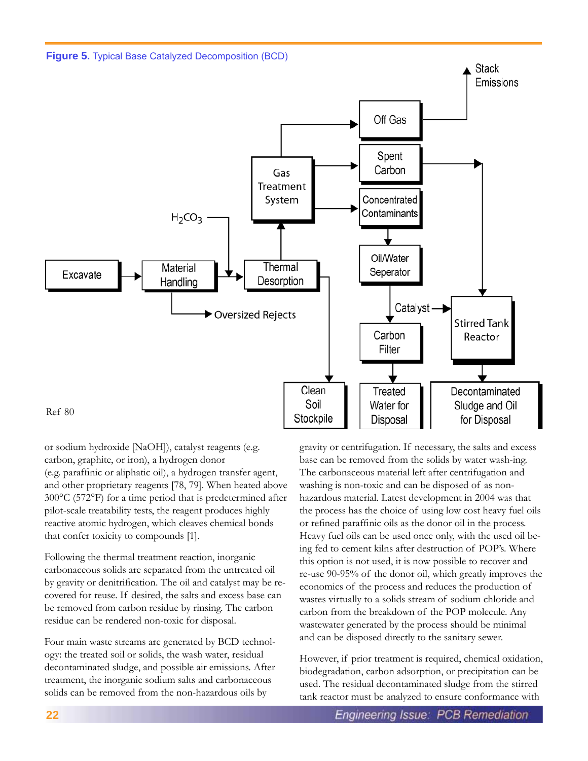**Figure 5.** Typical Base Catalyzed Decomposition (BCD)

Ref 80

or sodium hydroxide [NaOH]), catalyst reagents (e.g. carbon, graphite, or iron), a hydrogen donor (e.g. paraffinic or aliphatic oil), a hydrogen transfer agent, and other proprietary reagents [78, 79]. When heated above 300°C (572°F) for a time period that is predetermined after pilot-scale treatability tests, the reagent produces highly reactive atomic hydrogen, which cleaves chemical bonds that confer toxicity to compounds [1].

Following the thermal treatment reaction, inorganic carbonaceous solids are separated from the untreated oil by gravity or denitrification. The oil and catalyst may be recovered for reuse. If desired, the salts and excess base can be removed from carbon residue by rinsing. The carbon residue can be rendered non-toxic for disposal.

Four main waste streams are generated by BCD technology: the treated soil or solids, the wash water, residual decontaminated sludge, and possible air emissions. After treatment, the inorganic sodium salts and carbonaceous solids can be removed from the non-hazardous oils by gravity or centrifugation. If necessary, the salts and excess base can be removed from the solids by water wash-ing. The carbonaceous material left after centrifugation and washing is non-toxic and can be disposed of as non-hazardous material. Latest development in 2004 was that the process has the choice of using low cost heavy fuel oils or refined paraffinic oils as the donor oil in the process. Heavy fuel oils can be used once only, with the used oil being fed to cement kilns after destruction of POP's. Where this option is not used, it is now possible to recover and re-use 90-95% of the donor oil, which greatly improves the economics of the process and reduces the production of wastes virtually to a solids stream of sodium chloride and carbon from the breakdown of the POP molecule. Any wastewater generated by the process should be minimal and can be disposed directly to the sanitary sewer.

However, if prior treatment is required, chemical oxidation, biodegradation, carbon adsorption, or precipitation can be used. The residual decontaminated sludge from the stirred tank reactor must be analyzed to ensure conformance with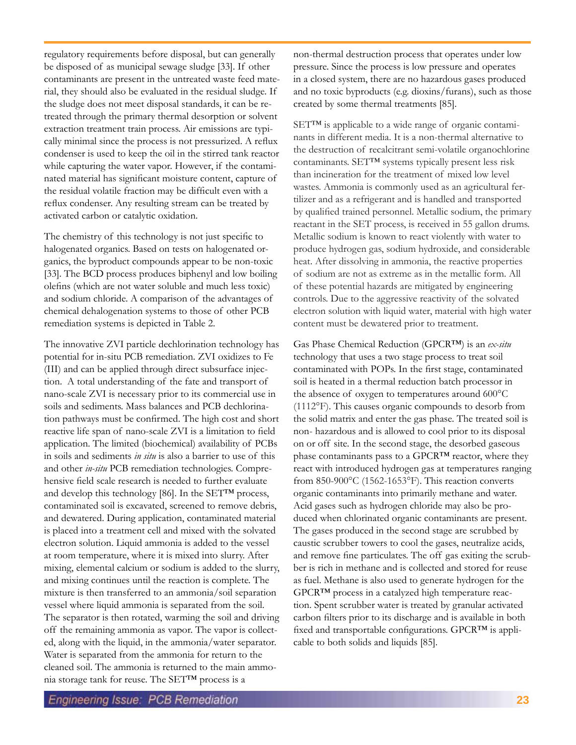regulatory requirements before disposal, but can generally be disposed of as municipal sewage sludge [33]. If other contaminants are present in the untreated waste feed material, they should also be evaluated in the residual sludge. If the sludge does not meet disposal standards, it can be retreated through the primary thermal desorption or solvent extraction treatment train process. Air emissions are typically minimal since the process is not pressurized. A reflux condenser is used to keep the oil in the stirred tank reactor while capturing the water vapor. However, if the contaminated material has significant moisture content, capture of the residual volatile fraction may be difficult even with a reflux condenser. Any resulting stream can be treated by activated carbon or catalytic oxidation.

The chemistry of this technology is not just specific to halogenated organics. Based on tests on halogenated organics, the byproduct compounds appear to be non-toxic [33]. The BCD process produces biphenyl and low boiling olefins (which are not water soluble and much less toxic) and sodium chloride. A comparison of the advantages of chemical dehalogenation systems to those of other PCB remediation systems is depicted in Table 2.

The innovative ZVI particle dechlorination technology has potential for in-situ PCB remediation. ZVI oxidizes to Fe (III) and can be applied through direct subsurface injection. A total understanding of the fate and transport of nano-scale ZVI is necessary prior to its commercial use in soils and sediments. Mass balances and PCB dechlorination pathways must be confirmed. The high cost and short reactive life span of nano-scale ZVI is a limitation to field application. The limited (biochemical) availability of PCBs in soils and sediments *in situ* is also a barrier to use of this and other *in-situ* PCB remediation technologies. Comprehensive field scale research is needed to further evaluate and develop this technology [86]. In the SET™ process, contaminated soil is excavated, screened to remove debris, and dewatered. During application, contaminated material is placed into a treatment cell and mixed with the solvated electron solution. Liquid ammonia is added to the vessel at room temperature, where it is mixed into slurry. After mixing, elemental calcium or sodium is added to the slurry, and mixing continues until the reaction is complete. The mixture is then transferred to an ammonia/soil separation vessel where liquid ammonia is separated from the soil. The separator is then rotated, warming the soil and driving off the remaining ammonia as vapor. The vapor is collected, along with the liquid, in the ammonia/water separator. Water is separated from the ammonia for return to the cleaned soil. The ammonia is returned to the main ammonia storage tank for reuse. The SET™ process is a non-thermal destruction process that operates under low pressure. Since the process is low pressure and operates in a closed system, there are no hazardous gases produced and no toxic byproducts (e.g. dioxins/furans), such as those created by some thermal treatments [85].

SET™ is applicable to a wide range of organic contaminants in different media. It is a non-thermal alternative to the destruction of recalcitrant semi-volatile organochlorine contaminants. SET™ systems typically present less risk than incineration for the treatment of mixed low level wastes. Ammonia is commonly used as an agricultural fertilizer and as a refrigerant and is handled and transported by qualified trained personnel. Metallic sodium, the primary reactant in the SET process, is received in 55 gallon drums. Metallic sodium is known to react violently with water to produce hydrogen gas, sodium hydroxide, and considerable heat. After dissolving in ammonia, the reactive properties of sodium are not as extreme as in the metallic form. All of these potential hazards are mitigated by engineering controls. Due to the aggressive reactivity of the solvated electron solution with liquid water, material with high water content must be dewatered prior to treatment.

Gas Phase Chemical Reduction (GPCR™) is an *ex-situ* technology that uses a two stage process to treat soil contaminated with POPs. In the first stage, contaminated soil is heated in a thermal reduction batch processor in the absence of oxygen to temperatures around 600°C (1112°F). This causes organic compounds to desorb from the solid matrix and enter the gas phase. The treated soil is non- hazardous and is allowed to cool prior to its disposal on or off site. In the second stage, the desorbed gaseous phase contaminants pass to a GPCR™ reactor, where they react with introduced hydrogen gas at temperatures ranging from 850-900°C (1562-1653°F). This reaction converts organic contaminants into primarily methane and water. Acid gases such as hydrogen chloride may also be produced when chlorinated organic contaminants are present. The gases produced in the second stage are scrubbed by caustic scrubber towers to cool the gases, neutralize acids, and remove fine particulates. The off gas exiting the scrubber is rich in methane and is collected and stored for reuse as fuel. Methane is also used to generate hydrogen for the GPCR™ process in a catalyzed high temperature reaction. Spent scrubber water is treated by granular activated carbon filters prior to its discharge and is available in both fixed and transportable configurations. GPCR™ is applicable to both solids and liquids [85].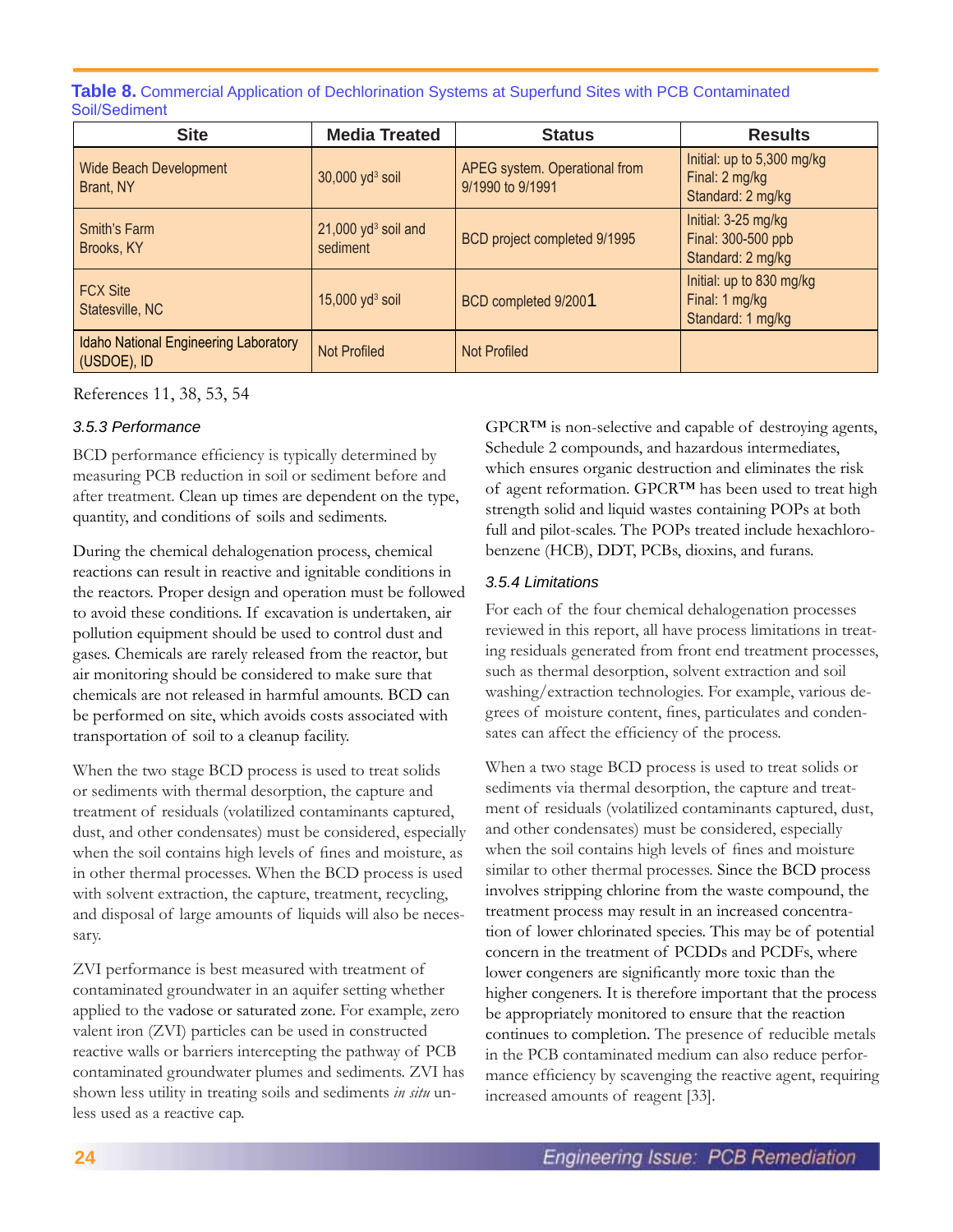**Table 8.** Commercial Application of Dechlorination Systems at Superfund Sites with PCB Contaminated Soil/Sediment

| Site | Media Treated | Status | Results |
|---|---|---|---|
| Wide Beach Development<br>Brant, NY | 30,000 $yd^3$ soil | APEG system. Operational from 9/1990 to 9/1991 | Initial: up to 5,300 mg/kg<br>Final: 2 mg/kg<br>Standard: 2 mg/kg |
| Smith's Farm<br>Brooks, KY | 21,000 $yd^3$ soil and sediment | BCD project completed 9/1995 | Initial: 3-25 mg/kg<br>Final: 300-500 ppb<br>Standard: 2 mg/kg |
| FCX Site<br>Statesville, NC | 15,000 $yd^3$ soil | BCD completed 9/2001 | Initial: up to 830 mg/kg<br>Final: 1 mg/kg<br>Standard: 1 mg/kg |
| Idaho National Engineering Laboratory (USDOE), ID | Not Profiled | Not Profiled | |

References 11, 38, 53, 54

### 3.5.3 Performance

BCD performance efficiency is typically determined by measuring PCB reduction in soil or sediment before and after treatment. Clean up times are dependent on the type, quantity, and conditions of soils and sediments.

During the chemical dehalogenation process, chemical reactions can result in reactive and ignitable conditions in the reactors. Proper design and operation must be followed to avoid these conditions. If excavation is undertaken, air pollution equipment should be used to control dust and gases. Chemicals are rarely released from the reactor, but air monitoring should be considered to make sure that chemicals are not released in harmful amounts. BCD can be performed on site, which avoids costs associated with transportation of soil to a cleanup facility.

When the two stage BCD process is used to treat solids or sediments with thermal desorption, the capture and treatment of residuals (volatilized contaminants captured, dust, and other condensates) must be considered, especially when the soil contains high levels of fines and moisture, as in other thermal processes. When the BCD process is used with solvent extraction, the capture, treatment, recycling, and disposal of large amounts of liquids will also be necessary.

ZVI performance is best measured with treatment of contaminated groundwater in an aquifer setting whether applied to the vadose or saturated zone. For example, zero valent iron (ZVI) particles can be used in constructed reactive walls or barriers intercepting the pathway of PCB contaminated groundwater plumes and sediments. ZVI has shown less utility in treating soils and sediments *in situ* unless used as a reactive cap.

GPCR™ is non-selective and capable of destroying agents, Schedule 2 compounds, and hazardous intermediates, which ensures organic destruction and eliminates the risk of agent reformation. GPCR™ has been used to treat high strength solid and liquid wastes containing POPs at both full and pilot-scales. The POPs treated include hexachlorobenzene (HCB), DDT, PCBs, dioxins, and furans.

### 3.5.4 Limitations

For each of the four chemical dehalogenation processes reviewed in this report, all have process limitations in treating residuals generated from front end treatment processes, such as thermal desorption, solvent extraction and soil washing/extraction technologies. For example, various degrees of moisture content, fines, particulates and condensates can affect the efficiency of the process.

When a two stage BCD process is used to treat solids or sediments via thermal desorption, the capture and treatment of residuals (volatilized contaminants captured, dust, and other condensates) must be considered, especially when the soil contains high levels of fines and moisture similar to other thermal processes. Since the BCD process involves stripping chlorine from the waste compound, the treatment process may result in an increased concentration of lower chlorinated species. This may be of potential concern in the treatment of PCDDs and PCDFs, where lower congeners are significantly more toxic than the higher congeners. It is therefore important that the process be appropriately monitored to ensure that the reaction continues to completion. The presence of reducible metals in the PCB contaminated medium can also reduce performance efficiency by scavenging the reactive agent, requiring increased amounts of reagent [33].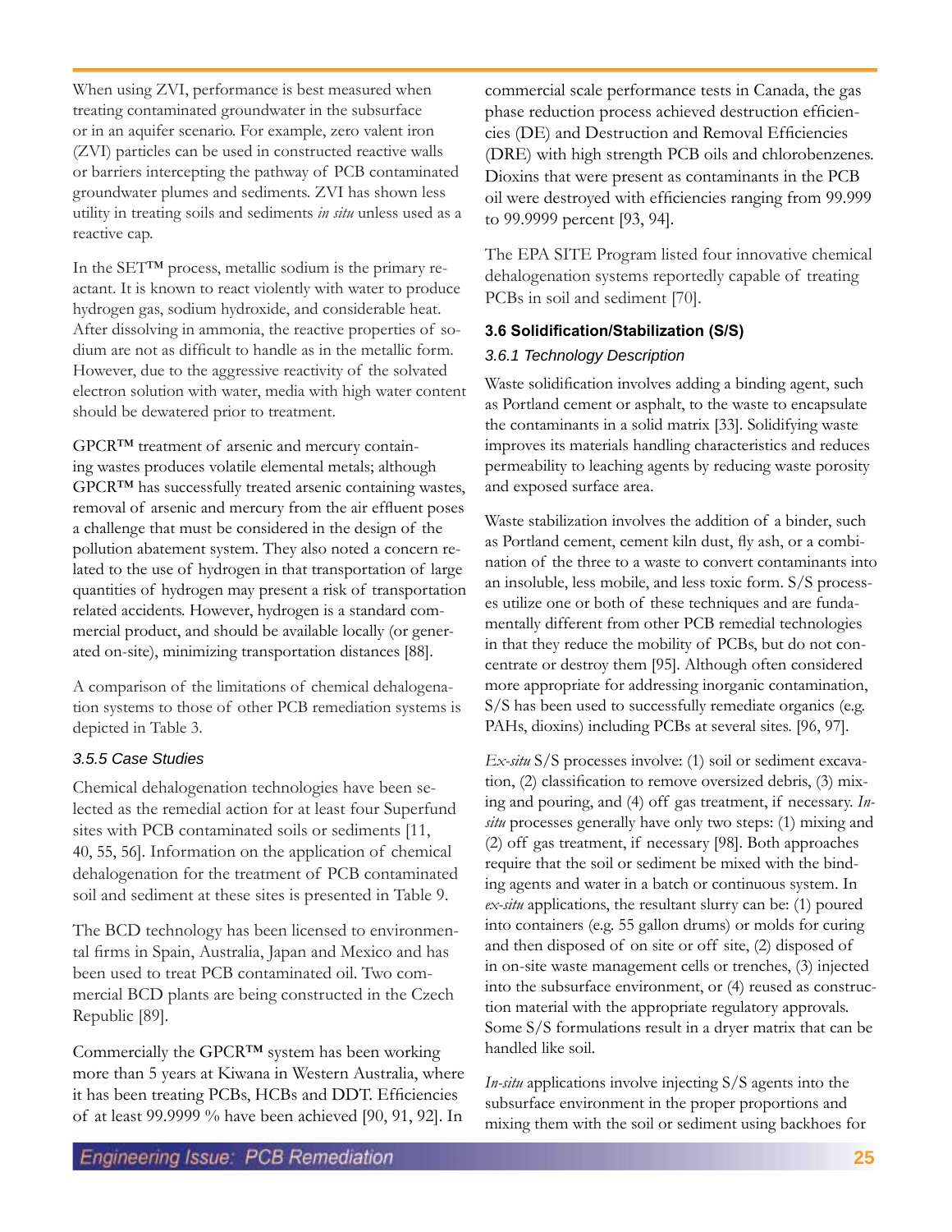When using ZVI, performance is best measured when treating contaminated groundwater in the subsurface or in an aquifer scenario. For example, zero valent iron (ZVI) particles can be used in constructed reactive walls or barriers intercepting the pathway of PCB contaminated groundwater plumes and sediments. ZVI has shown less utility in treating soils and sediments *in situ* unless used as a reactive cap.

In the SET™ process, metallic sodium is the primary reactant. It is known to react violently with water to produce hydrogen gas, sodium hydroxide, and considerable heat. After dissolving in ammonia, the reactive properties of sodium are not as difficult to handle as in the metallic form. However, due to the aggressive reactivity of the solvated electron solution with water, media with high water content should be dewatered prior to treatment.

GPCR™ treatment of arsenic and mercury containing wastes produces volatile elemental metals; although GPCR™ has successfully treated arsenic containing wastes, removal of arsenic and mercury from the air effluent poses a challenge that must be considered in the design of the pollution abatement system. They also noted a concern related to the use of hydrogen in that transportation of large quantities of hydrogen may present a risk of transportation related accidents. However, hydrogen is a standard commercial product, and should be available locally (or generated on-site), minimizing transportation distances [88].

A comparison of the limitations of chemical dehalogenation systems to those of other PCB remediation systems is depicted in Table 3.

### 3.5.5 Case Studies

Chemical dehalogenation technologies have been selected as the remedial action for at least four Superfund sites with PCB contaminated soils or sediments [11, 40, 55, 56]. Information on the application of chemical dehalogenation for the treatment of PCB contaminated soil and sediment at these sites is presented in Table 9.

The BCD technology has been licensed to environmental firms in Spain, Australia, Japan and Mexico and has been used to treat PCB contaminated oil. Two commercial BCD plants are being constructed in the Czech Republic [89].

Commercially the GPCR™ system has been working more than 5 years at Kiwana in Western Australia, where it has been treating PCBs, HCBs and DDT. Efficiencies of at least 99.9999 % have been achieved [90, 91, 92]. In commercial scale performance tests in Canada, the gas phase reduction process achieved destruction efficiencies (DE) and Destruction and Removal Efficiencies (DRE) with high strength PCB oils and chlorobenzenes. Dioxins that were present as contaminants in the PCB oil were destroyed with efficiencies ranging from 99.999 to 99.9999 percent [93, 94].

The EPA SITE Program listed four innovative chemical dehalogenation systems reportedly capable of treating PCBs in soil and sediment [70].

## 3.6 Solidification/Stabilization (S/S)

### 3.6.1 Technology Description

Waste solidification involves adding a binding agent, such as Portland cement or asphalt, to the waste to encapsulate the contaminants in a solid matrix [33]. Solidifying waste improves its materials handling characteristics and reduces permeability to leaching agents by reducing waste porosity and exposed surface area.

Waste stabilization involves the addition of a binder, such as Portland cement, cement kiln dust, fly ash, or a combination of the three to a waste to convert contaminants into an insoluble, less mobile, and less toxic form. S/S processes utilize one or both of these techniques and are fundamentally different from other PCB remedial technologies in that they reduce the mobility of PCBs, but do not concentrate or destroy them [95]. Although often considered more appropriate for addressing inorganic contamination, S/S has been used to successfully remediate organics (e.g. PAHs, dioxins) including PCBs at several sites. [96, 97].

*Ex-situ* S/S processes involve: (1) soil or sediment excavation, (2) classification to remove oversized debris, (3) mixing and pouring, and (4) off gas treatment, if necessary. *In-situ* processes generally have only two steps: (1) mixing and (2) off gas treatment, if necessary [98]. Both approaches require that the soil or sediment be mixed with the binding agents and water in a batch or continuous system. In *ex-situ* applications, the resultant slurry can be: (1) poured into containers (e.g. 55 gallon drums) or molds for curing and then disposed of on site or off site, (2) disposed of in on-site waste management cells or trenches, (3) injected into the subsurface environment, or (4) reused as construction material with the appropriate regulatory approvals. Some S/S formulations result in a dryer matrix that can be handled like soil.

*In-situ* applications involve injecting S/S agents into the subsurface environment in the proper proportions and mixing them with the soil or sediment using backhoes for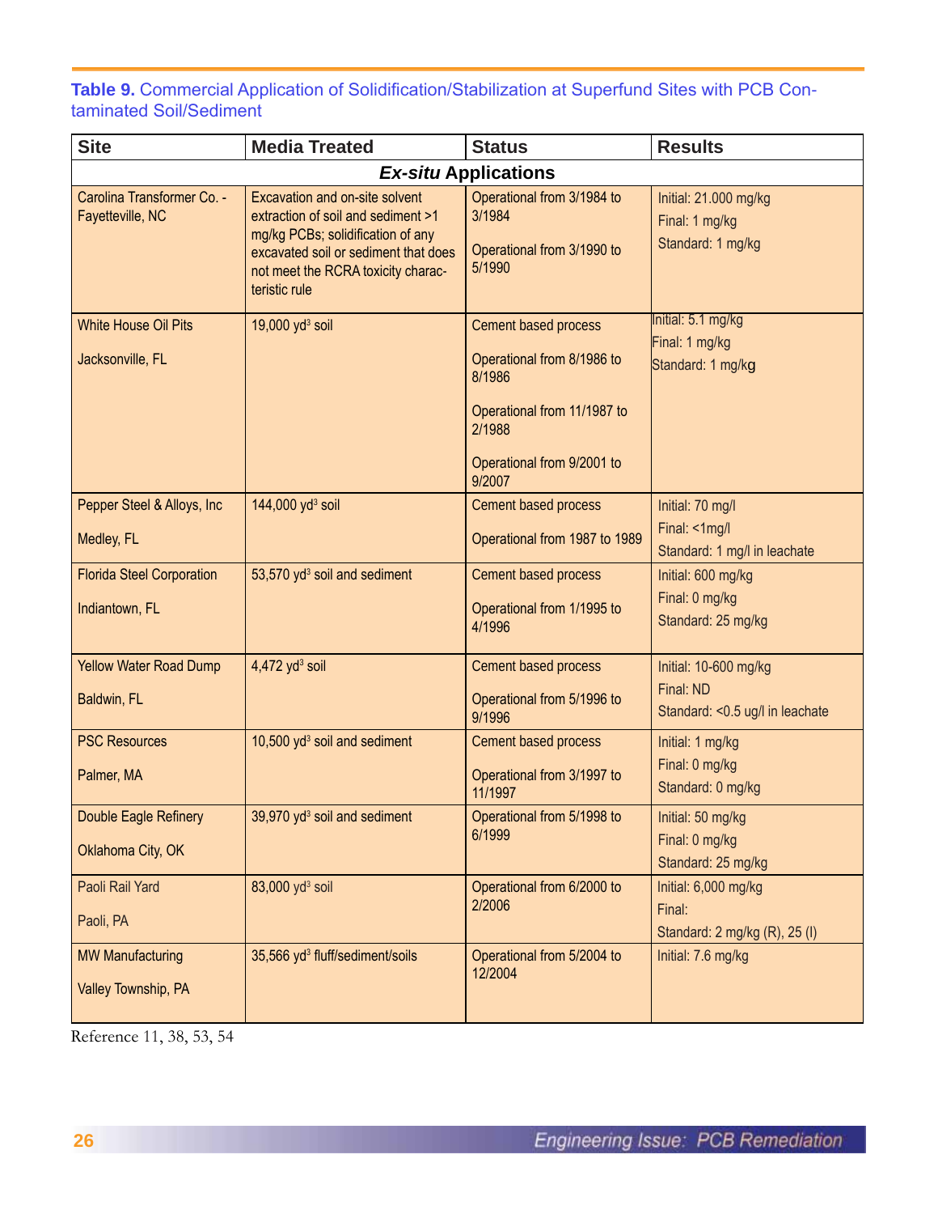**Table 9.** Commercial Application of Solidification/Stabilization at Superfund Sites with PCB Contaminated Soil/Sediment

| Site | Media Treated | Status | Results |
|---|---|---|---|
| | ***Ex-situ* Applications** | | |
| Carolina Transformer Co. - Fayetteville, NC | Excavation and on-site solvent extraction of soil and sediment >1 mg/kg PCBs; solidification of any excavated soil or sediment that does not meet the RCRA toxicity characteristic rule | Operational from 3/1984 to 3/1984<br><br>Operational from 3/1990 to 5/1990 | Initial: 21.000 mg/kg<br>Final: 1 mg/kg<br>Standard: 1 mg/kg |
| White House Oil Pits<br><br>Jacksonville, FL | 19,000 $yd^3$ soil | Cement based process<br><br>Operational from 8/1986 to 8/1986<br><br>Operational from 11/1987 to 2/1988<br><br>Operational from 9/2001 to 9/2007 | Initial: 5.1 mg/kg<br>Final: 1 mg/kg<br>Standard: 1 mg/kg |
| Pepper Steel & Alloys, Inc<br><br>Medley, FL | 144,000 $yd^3$ soil | Cement based process<br><br>Operational from 1987 to 1989 | Initial: 70 mg/l<br>Final: <1mg/l<br>Standard: 1 mg/l in leachate |
| Florida Steel Corporation<br><br>Indiantown, FL | 53,570 $yd^3$ soil and sediment | Cement based process<br><br>Operational from 1/1995 to 4/1996 | Initial: 600 mg/kg<br>Final: 0 mg/kg<br>Standard: 25 mg/kg |
| Yellow Water Road Dump<br><br>Baldwin, FL | 4,472 $yd^3$ soil | Cement based process<br><br>Operational from 5/1996 to 9/1996 | Initial: 10-600 mg/kg<br>Final: ND<br>Standard: <0.5 ug/l in leachate |
| PSC Resources<br><br>Palmer, MA | 10,500 $yd^3$ soil and sediment | Cement based process<br><br>Operational from 3/1997 to 11/1997 | Initial: 1 mg/kg<br>Final: 0 mg/kg<br>Standard: 0 mg/kg |
| Double Eagle Refinery<br><br>Oklahoma City, OK | 39,970 $yd^3$ soil and sediment | Operational from 5/1998 to 6/1999 | Initial: 50 mg/kg<br>Final: 0 mg/kg<br>Standard: 25 mg/kg |
| Paoli Rail Yard<br><br>Paoli, PA | 83,000 $yd^3$ soil | Operational from 6/2000 to 2/2006 | Initial: 6,000 mg/kg<br>Final:<br>Standard: 2 mg/kg (R), 25 (I) |
| MW Manufacturing<br><br>Valley Township, PA | 35,566 $yd^3$ fluff/sediment/soils | Operational from 5/2004 to 12/2004 | Initial: 7.6 mg/kg |

Reference 11, 38, 53, 54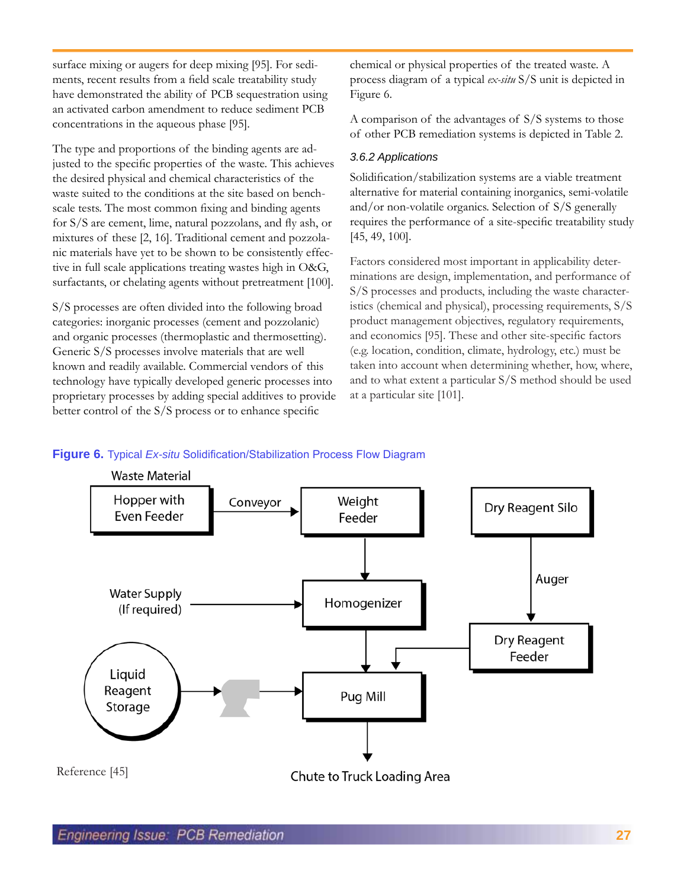surface mixing or augers for deep mixing [95]. For sediments, recent results from a field scale treatability study have demonstrated the ability of PCB sequestration using an activated carbon amendment to reduce sediment PCB concentrations in the aqueous phase [95].

The type and proportions of the binding agents are adjusted to the specific properties of the waste. This achieves the desired physical and chemical characteristics of the waste suited to the conditions at the site based on bench-scale tests. The most common fixing and binding agents for S/S are cement, lime, natural pozzolans, and fly ash, or mixtures of these [2, 16]. Traditional cement and pozzolanic materials have yet to be shown to be consistently effective in full scale applications treating wastes high in O&G, surfactants, or chelating agents without pretreatment [100].

S/S processes are often divided into the following broad categories: inorganic processes (cement and pozzolanic) and organic processes (thermoplastic and thermosetting). Generic S/S processes involve materials that are well known and readily available. Commercial vendors of this technology have typically developed generic processes into proprietary processes by adding special additives to provide better control of the S/S process or to enhance specific chemical or physical properties of the treated waste. A process diagram of a typical *ex-situ* S/S unit is depicted in Figure 6.

A comparison of the advantages of S/S systems to those of other PCB remediation systems is depicted in Table 2.

### *3.6.2 Applications*

Solidification/stabilization systems are a viable treatment alternative for material containing inorganics, semi-volatile and/or non-volatile organics. Selection of S/S generally requires the performance of a site-specific treatability study [45, 49, 100].

Factors considered most important in applicability determinations are design, implementation, and performance of S/S processes and products, including the waste characteristics (chemical and physical), processing requirements, S/S product management objectives, regulatory requirements, and economics [95]. These and other site-specific factors (e.g. location, condition, climate, hydrology, etc.) must be taken into account when determining whether, how, where, and to what extent a particular S/S method should be used at a particular site [101].

**Figure 6.** Typical *Ex-situ* Solidification/Stabilization Process Flow Diagram

Waste Material

Hopper with Even Feeder → Conveyor → Weight Feeder

Dry Reagent Silo → Auger → Dry Reagent Feeder

Water Supply (If required) → Homogenizer

Liquid Reagent Storage → Pug Mill

Chute to Truck Loading Area

Reference [45]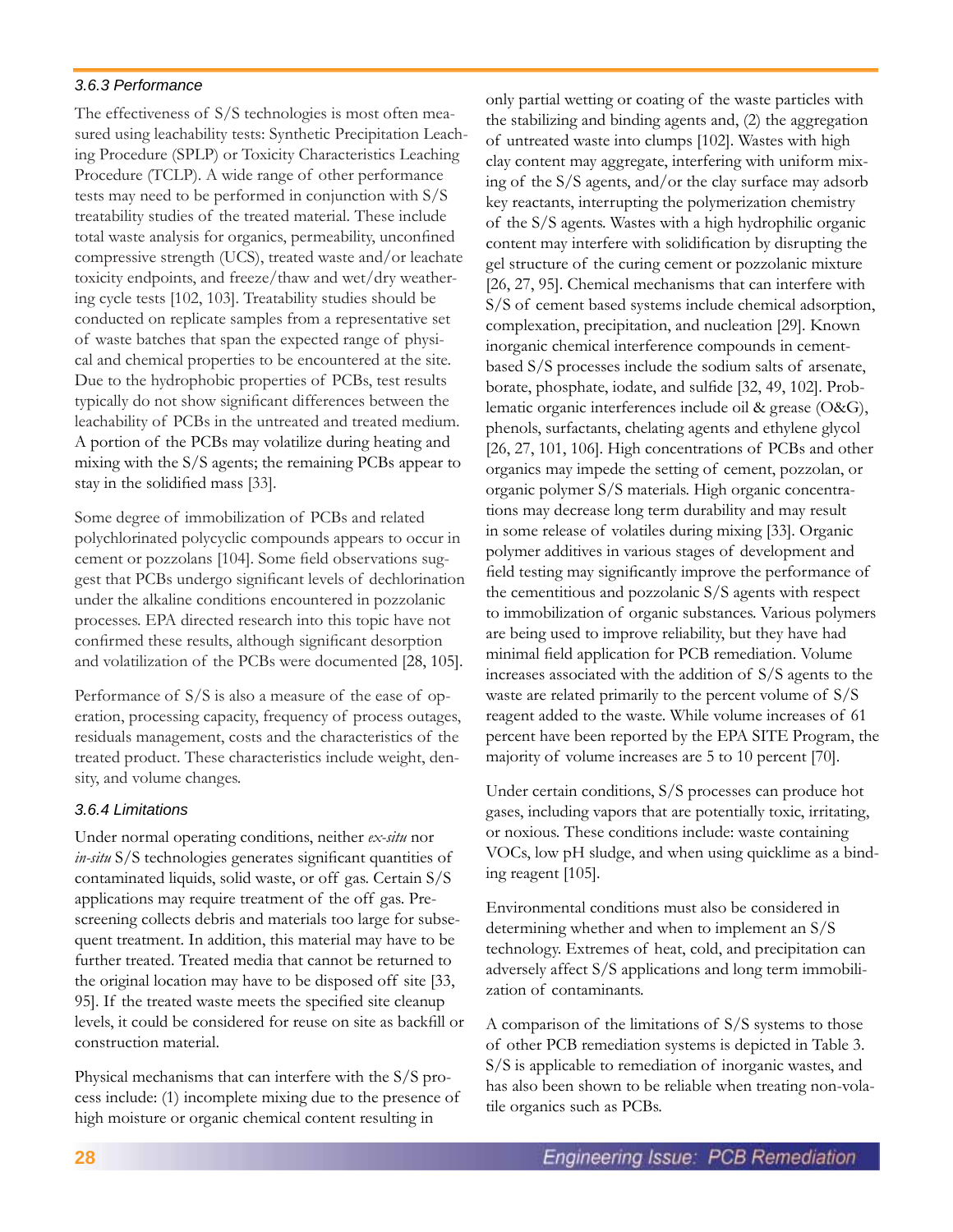### 3.6.3 Performance

The effectiveness of S/S technologies is most often measured using leachability tests: Synthetic Precipitation Leaching Procedure (SPLP) or Toxicity Characteristics Leaching Procedure (TCLP). A wide range of other performance tests may need to be performed in conjunction with S/S treatability studies of the treated material. These include total waste analysis for organics, permeability, unconfined compressive strength (UCS), treated waste and/or leachate toxicity endpoints, and freeze/thaw and wet/dry weathering cycle tests [102, 103]. Treatability studies should be conducted on replicate samples from a representative set of waste batches that span the expected range of physical and chemical properties to be encountered at the site. Due to the hydrophobic properties of PCBs, test results typically do not show significant differences between the leachability of PCBs in the untreated and treated medium. A portion of the PCBs may volatilize during heating and mixing with the S/S agents; the remaining PCBs appear to stay in the solidified mass [33].

Some degree of immobilization of PCBs and related polychlorinated polycyclic compounds appears to occur in cement or pozzolans [104]. Some field observations suggest that PCBs undergo significant levels of dechlorination under the alkaline conditions encountered in pozzolanic processes. EPA directed research into this topic have not confirmed these results, although significant desorption and volatilization of the PCBs were documented [28, 105].

Performance of S/S is also a measure of the ease of operation, processing capacity, frequency of process outages, residuals management, costs and the characteristics of the treated product. These characteristics include weight, density, and volume changes.

### 3.6.4 Limitations

Under normal operating conditions, neither *ex-situ* nor *in-situ* S/S technologies generates significant quantities of contaminated liquids, solid waste, or off gas. Certain S/S applications may require treatment of the off gas. Prescreening collects debris and materials too large for subsequent treatment. In addition, this material may have to be further treated. Treated media that cannot be returned to the original location may have to be disposed off site [33, 95]. If the treated waste meets the specified site cleanup levels, it could be considered for reuse on site as backfill or construction material.

Physical mechanisms that can interfere with the S/S process include: (1) incomplete mixing due to the presence of high moisture or organic chemical content resulting in only partial wetting or coating of the waste particles with the stabilizing and binding agents and, (2) the aggregation of untreated waste into clumps [102]. Wastes with high clay content may aggregate, interfering with uniform mixing of the S/S agents, and/or the clay surface may adsorb key reactants, interrupting the polymerization chemistry of the S/S agents. Wastes with a high hydrophilic organic content may interfere with solidification by disrupting the gel structure of the curing cement or pozzolanic mixture [26, 27, 95]. Chemical mechanisms that can interfere with S/S of cement based systems include chemical adsorption, complexation, precipitation, and nucleation [29]. Known inorganic chemical interference compounds in cement-based S/S processes include the sodium salts of arsenate, borate, phosphate, iodate, and sulfide [32, 49, 102]. Problematic organic interferences include oil & grease (O&G), phenols, surfactants, chelating agents and ethylene glycol [26, 27, 101, 106]. High concentrations of PCBs and other organics may impede the setting of cement, pozzolan, or organic polymer S/S materials. High organic concentrations may decrease long term durability and may result in some release of volatiles during mixing [33]. Organic polymer additives in various stages of development and field testing may significantly improve the performance of the cementitious and pozzolanic S/S agents with respect to immobilization of organic substances. Various polymers are being used to improve reliability, but they have had minimal field application for PCB remediation. Volume increases associated with the addition of S/S agents to the waste are related primarily to the percent volume of S/S reagent added to the waste. While volume increases of 61 percent have been reported by the EPA SITE Program, the majority of volume increases are 5 to 10 percent [70].

Under certain conditions, S/S processes can produce hot gases, including vapors that are potentially toxic, irritating, or noxious. These conditions include: waste containing VOCs, low pH sludge, and when using quicklime as a binding reagent [105].

Environmental conditions must also be considered in determining whether and when to implement an S/S technology. Extremes of heat, cold, and precipitation can adversely affect S/S applications and long term immobilization of contaminants.

A comparison of the limitations of S/S systems to those of other PCB remediation systems is depicted in Table 3. S/S is applicable to remediation of inorganic wastes, and has also been shown to be reliable when treating non-volatile organics such as PCBs.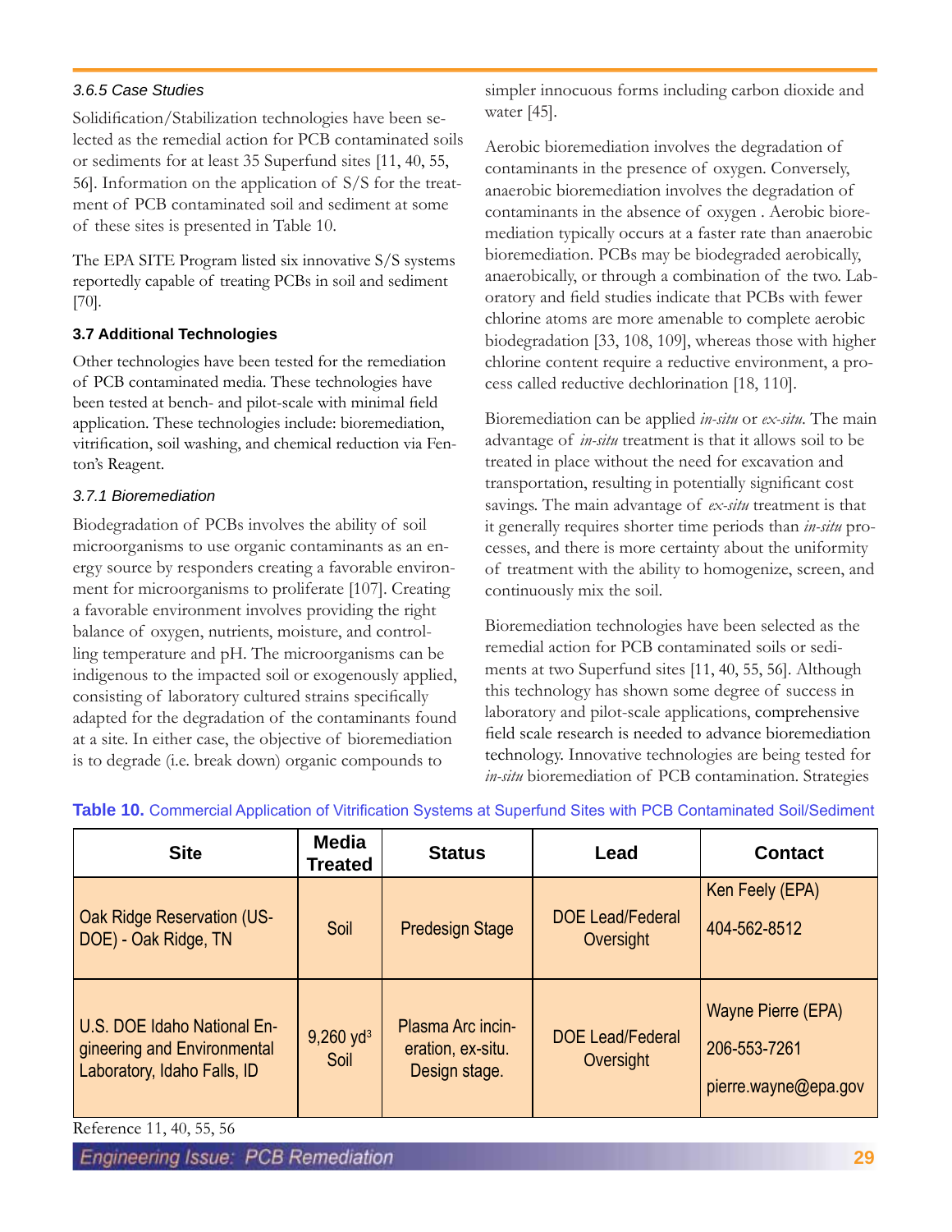#### 3.6.5 Case Studies

Solidification/Stabilization technologies have been selected as the remedial action for PCB contaminated soils or sediments for at least 35 Superfund sites [11, 40, 55, 56]. Information on the application of S/S for the treatment of PCB contaminated soil and sediment at some of these sites is presented in Table 10.

The EPA SITE Program listed six innovative S/S systems reportedly capable of treating PCBs in soil and sediment [70].

### 3.7 Additional Technologies

Other technologies have been tested for the remediation of PCB contaminated media. These technologies have been tested at bench- and pilot-scale with minimal field application. These technologies include: bioremediation, vitrification, soil washing, and chemical reduction via Fenton's Reagent.

#### 3.7.1 Bioremediation

Biodegradation of PCBs involves the ability of soil microorganisms to use organic contaminants as an energy source by responders creating a favorable environment for microorganisms to proliferate [107]. Creating a favorable environment involves providing the right balance of oxygen, nutrients, moisture, and controlling temperature and pH. The microorganisms can be indigenous to the impacted soil or exogenously applied, consisting of laboratory cultured strains specifically adapted for the degradation of the contaminants found at a site. In either case, the objective of bioremediation is to degrade (i.e. break down) organic compounds to simpler innocuous forms including carbon dioxide and water [45].

Aerobic bioremediation involves the degradation of contaminants in the presence of oxygen. Conversely, anaerobic bioremediation involves the degradation of contaminants in the absence of oxygen . Aerobic bioremediation typically occurs at a faster rate than anaerobic bioremediation. PCBs may be biodegraded aerobically, anaerobically, or through a combination of the two. Laboratory and field studies indicate that PCBs with fewer chlorine atoms are more amenable to complete aerobic biodegradation [33, 108, 109], whereas those with higher chlorine content require a reductive environment, a process called reductive dechlorination [18, 110].

Bioremediation can be applied *in-situ* or *ex-situ*. The main advantage of *in-situ* treatment is that it allows soil to be treated in place without the need for excavation and transportation, resulting in potentially significant cost savings. The main advantage of *ex-situ* treatment is that it generally requires shorter time periods than *in-situ* processes, and there is more certainty about the uniformity of treatment with the ability to homogenize, screen, and continuously mix the soil.

Bioremediation technologies have been selected as the remedial action for PCB contaminated soils or sediments at two Superfund sites [11, 40, 55, 56]. Although this technology has shown some degree of success in laboratory and pilot-scale applications, comprehensive field scale research is needed to advance bioremediation technology. Innovative technologies are being tested for *in-situ* bioremediation of PCB contamination. Strategies

**Table 10.** Commercial Application of Vitrification Systems at Superfund Sites with PCB Contaminated Soil/Sediment

| Site | Media Treated | Status | Lead | Contact |
|---|---|---|---|---|
| Oak Ridge Reservation (US-DOE) - Oak Ridge, TN | Soil | Predesign Stage | DOE Lead/Federal Oversight | Ken Feely (EPA) 404-562-8512 |
| U.S. DOE Idaho National Engineering and Environmental Laboratory, Idaho Falls, ID | 9,260 $yd^3$ Soil | Plasma Arc incineration, ex-situ. Design stage. | DOE Lead/Federal Oversight | Wayne Pierre (EPA) 206-553-7261 pierre.wayne@epa.gov |

Reference 11, 40, 55, 56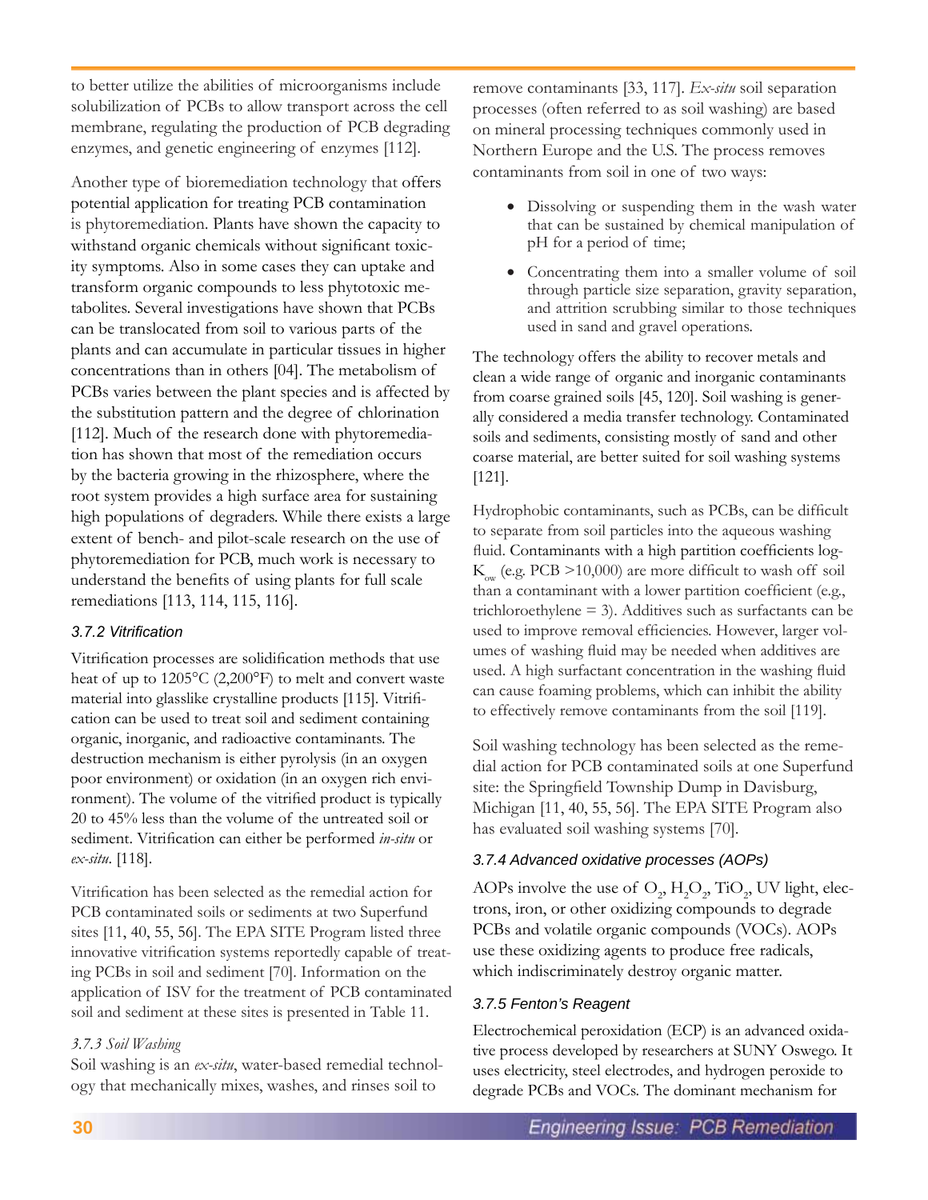to better utilize the abilities of microorganisms include solubilization of PCBs to allow transport across the cell membrane, regulating the production of PCB degrading enzymes, and genetic engineering of enzymes [112].

Another type of bioremediation technology that offers potential application for treating PCB contamination is phytoremediation. Plants have shown the capacity to withstand organic chemicals without significant toxicity symptoms. Also in some cases they can uptake and transform organic compounds to less phytotoxic metabolites. Several investigations have shown that PCBs can be translocated from soil to various parts of the plants and can accumulate in particular tissues in higher concentrations than in others [04]. The metabolism of PCBs varies between the plant species and is affected by the substitution pattern and the degree of chlorination [112]. Much of the research done with phytoremediation has shown that most of the remediation occurs by the bacteria growing in the rhizosphere, where the root system provides a high surface area for sustaining high populations of degraders. While there exists a large extent of bench- and pilot-scale research on the use of phytoremediation for PCB, much work is necessary to understand the benefits of using plants for full scale remediations [113, 114, 115, 116].

### *3.7.2 Vitrification*

Vitrification processes are solidification methods that use heat of up to 1205°C (2,200°F) to melt and convert waste material into glasslike crystalline products [115]. Vitrification can be used to treat soil and sediment containing organic, inorganic, and radioactive contaminants. The destruction mechanism is either pyrolysis (in an oxygen poor environment) or oxidation (in an oxygen rich environment). The volume of the vitrified product is typically 20 to 45% less than the volume of the untreated soil or sediment. Vitrification can either be performed *in-situ* or *ex-situ*. [118].

Vitrification has been selected as the remedial action for PCB contaminated soils or sediments at two Superfund sites [11, 40, 55, 56]. The EPA SITE Program listed three innovative vitrification systems reportedly capable of treating PCBs in soil and sediment [70]. Information on the application of ISV for the treatment of PCB contaminated soil and sediment at these sites is presented in Table 11.

### *3.7.3 Soil Washing*

Soil washing is an *ex-situ*, water-based remedial technology that mechanically mixes, washes, and rinses soil to remove contaminants [33, 117]. *Ex-situ* soil separation processes (often referred to as soil washing) are based on mineral processing techniques commonly used in Northern Europe and the U.S. The process removes contaminants from soil in one of two ways:

- Dissolving or suspending them in the wash water that can be sustained by chemical manipulation of pH for a period of time;
- Concentrating them into a smaller volume of soil through particle size separation, gravity separation, and attrition scrubbing similar to those techniques used in sand and gravel operations.

The technology offers the ability to recover metals and clean a wide range of organic and inorganic contaminants from coarse grained soils [45, 120]. Soil washing is generally considered a media transfer technology. Contaminated soils and sediments, consisting mostly of sand and other coarse material, are better suited for soil washing systems [121].

Hydrophobic contaminants, such as PCBs, can be difficult to separate from soil particles into the aqueous washing fluid. Contaminants with a high partition coefficients log-$K_{ow}$ (e.g. PCB >10,000) are more difficult to wash off soil than a contaminant with a lower partition coefficient (e.g., trichloroethylene = 3). Additives such as surfactants can be used to improve removal efficiencies. However, larger volumes of washing fluid may be needed when additives are used. A high surfactant concentration in the washing fluid can cause foaming problems, which can inhibit the ability to effectively remove contaminants from the soil [119].

Soil washing technology has been selected as the remedial action for PCB contaminated soils at one Superfund site: the Springfield Township Dump in Davisburg, Michigan [11, 40, 55, 56]. The EPA SITE Program also has evaluated soil washing systems [70].

### *3.7.4 Advanced oxidative processes (AOPs)*

AOPs involve the use of $O_2$, $H_2O_2$, $TiO_2$, UV light, electrons, iron, or other oxidizing compounds to degrade PCBs and volatile organic compounds (VOCs). AOPs use these oxidizing agents to produce free radicals, which indiscriminately destroy organic matter.

### *3.7.5 Fenton's Reagent*

Electrochemical peroxidation (ECP) is an advanced oxidative process developed by researchers at SUNY Oswego. It uses electricity, steel electrodes, and hydrogen peroxide to degrade PCBs and VOCs. The dominant mechanism for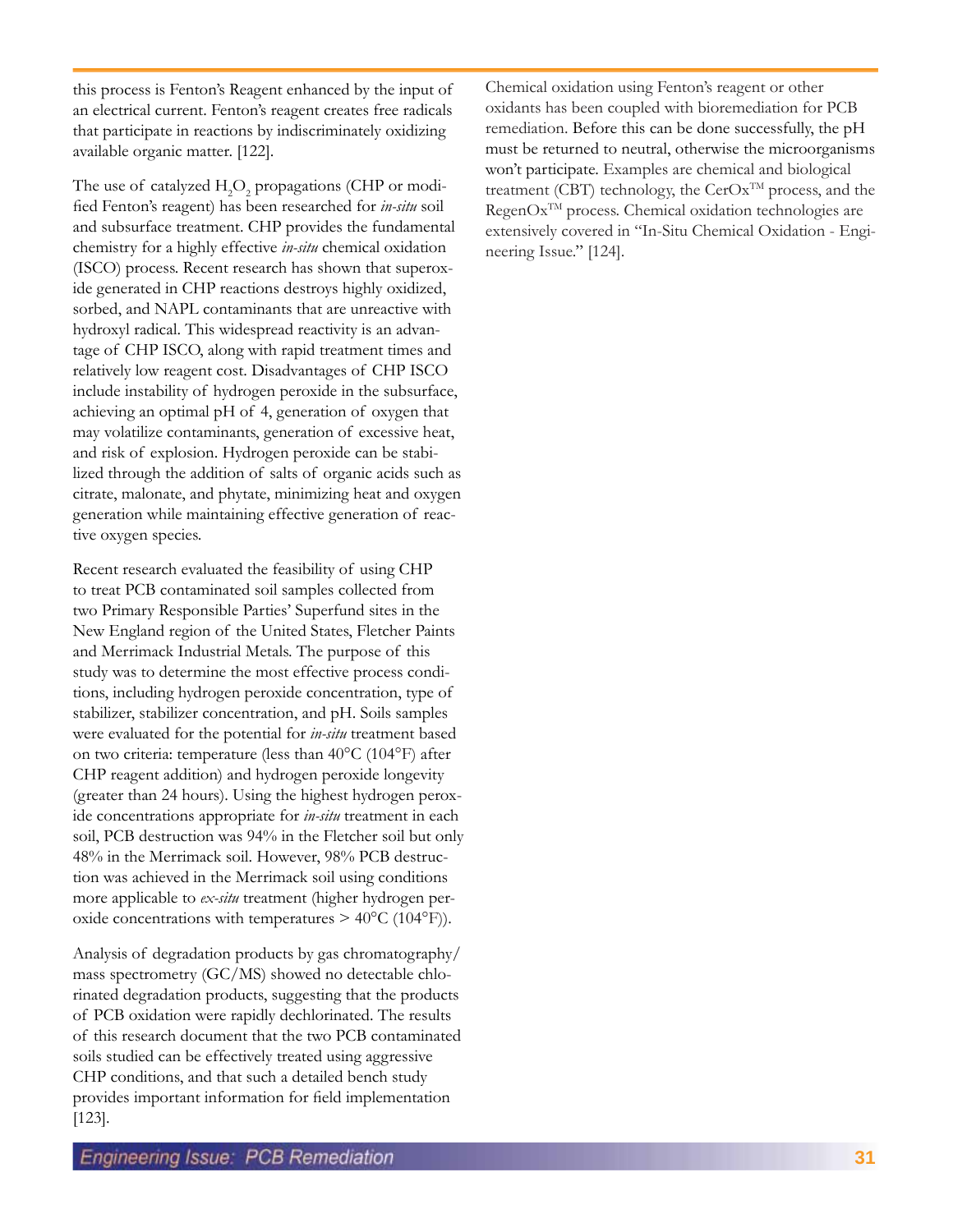this process is Fenton's Reagent enhanced by the input of an electrical current. Fenton's reagent creates free radicals that participate in reactions by indiscriminately oxidizing available organic matter. [122].

The use of catalyzed $H_2O_2$ propagations (CHP or modified Fenton's reagent) has been researched for *in-situ* soil and subsurface treatment. CHP provides the fundamental chemistry for a highly effective *in-situ* chemical oxidation (ISCO) process. Recent research has shown that superoxide generated in CHP reactions destroys highly oxidized, sorbed, and NAPL contaminants that are unreactive with hydroxyl radical. This widespread reactivity is an advantage of CHP ISCO, along with rapid treatment times and relatively low reagent cost. Disadvantages of CHP ISCO include instability of hydrogen peroxide in the subsurface, achieving an optimal pH of 4, generation of oxygen that may volatilize contaminants, generation of excessive heat, and risk of explosion. Hydrogen peroxide can be stabilized through the addition of salts of organic acids such as citrate, malonate, and phytate, minimizing heat and oxygen generation while maintaining effective generation of reactive oxygen species.

Recent research evaluated the feasibility of using CHP to treat PCB contaminated soil samples collected from two Primary Responsible Parties' Superfund sites in the New England region of the United States, Fletcher Paints and Merrimack Industrial Metals. The purpose of this study was to determine the most effective process conditions, including hydrogen peroxide concentration, type of stabilizer, stabilizer concentration, and pH. Soils samples were evaluated for the potential for *in-situ* treatment based on two criteria: temperature (less than 40°C (104°F) after CHP reagent addition) and hydrogen peroxide longevity (greater than 24 hours). Using the highest hydrogen peroxide concentrations appropriate for *in-situ* treatment in each soil, PCB destruction was 94% in the Fletcher soil but only 48% in the Merrimack soil. However, 98% PCB destruction was achieved in the Merrimack soil using conditions more applicable to *ex-situ* treatment (higher hydrogen peroxide concentrations with temperatures > 40°C (104°F)).

Analysis of degradation products by gas chromatography/mass spectrometry (GC/MS) showed no detectable chlorinated degradation products, suggesting that the products of PCB oxidation were rapidly dechlorinated. The results of this research document that the two PCB contaminated soils studied can be effectively treated using aggressive CHP conditions, and that such a detailed bench study provides important information for field implementation [123].

Chemical oxidation using Fenton's reagent or other oxidants has been coupled with bioremediation for PCB remediation. Before this can be done successfully, the pH must be returned to neutral, otherwise the microorganisms won't participate. Examples are chemical and biological treatment (CBT) technology, the CerOx™ process, and the RegenOx™ process. Chemical oxidation technologies are extensively covered in "In-Situ Chemical Oxidation - Engineering Issue." [124].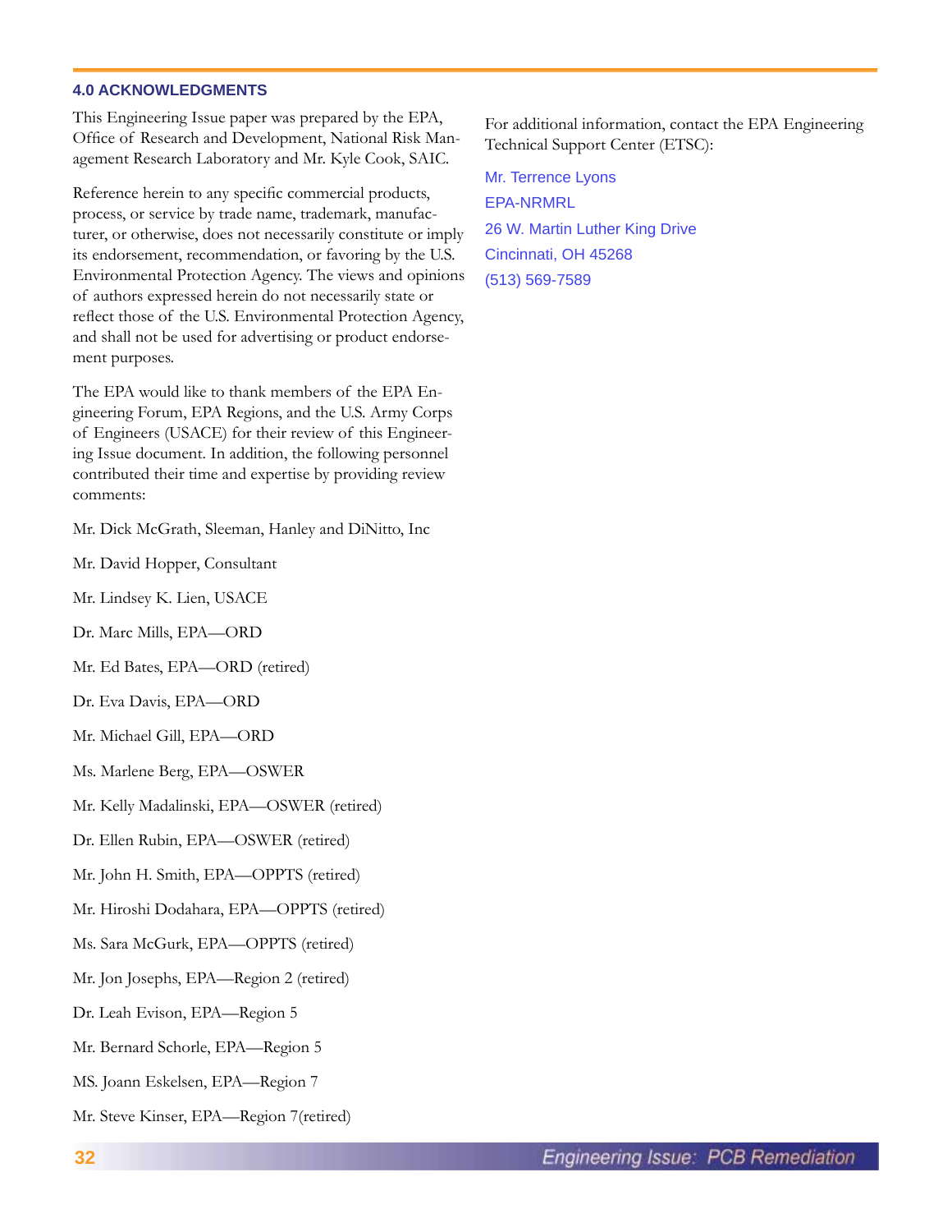## 4.0 ACKNOWLEDGMENTS

This Engineering Issue paper was prepared by the EPA, Office of Research and Development, National Risk Management Research Laboratory and Mr. Kyle Cook, SAIC.

Reference herein to any specific commercial products, process, or service by trade name, trademark, manufacturer, or otherwise, does not necessarily constitute or imply its endorsement, recommendation, or favoring by the U.S. Environmental Protection Agency. The views and opinions of authors expressed herein do not necessarily state or reflect those of the U.S. Environmental Protection Agency, and shall not be used for advertising or product endorsement purposes.

The EPA would like to thank members of the EPA Engineering Forum, EPA Regions, and the U.S. Army Corps of Engineers (USACE) for their review of this Engineering Issue document. In addition, the following personnel contributed their time and expertise by providing review comments:

Mr. Dick McGrath, Sleeman, Hanley and DiNitto, Inc

Mr. David Hopper, Consultant

Mr. Lindsey K. Lien, USACE

Dr. Marc Mills, EPA—ORD

Mr. Ed Bates, EPA—ORD (retired)

Dr. Eva Davis, EPA—ORD

Mr. Michael Gill, EPA—ORD

Ms. Marlene Berg, EPA—OSWER

Mr. Kelly Madalinski, EPA—OSWER (retired)

Dr. Ellen Rubin, EPA—OSWER (retired)

Mr. John H. Smith, EPA—OPPTS (retired)

Mr. Hiroshi Dodahara, EPA—OPPTS (retired)

Ms. Sara McGurk, EPA—OPPTS (retired)

Mr. Jon Josephs, EPA—Region 2 (retired)

Dr. Leah Evison, EPA—Region 5

Mr. Bernard Schorle, EPA—Region 5

MS. Joann Eskelsen, EPA—Region 7

Mr. Steve Kinser, EPA—Region 7(retired)

For additional information, contact the EPA Engineering Technical Support Center (ETSC):

Mr. Terrence Lyons
EPA-NRMRL
26 W. Martin Luther King Drive
Cincinnati, OH 45268
(513) 569-7589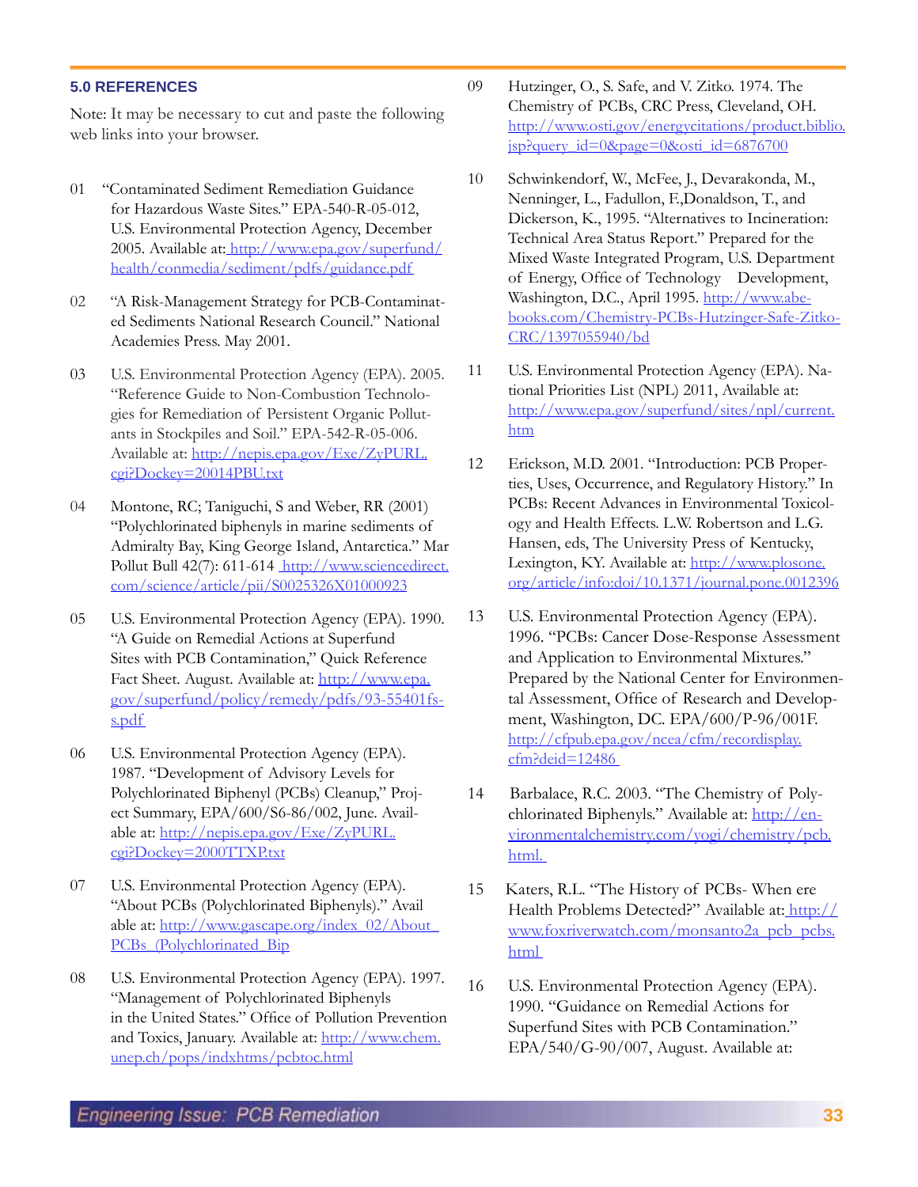## 5.0 REFERENCES

Note: It may be necessary to cut and paste the following web links into your browser.

01 "Contaminated Sediment Remediation Guidance for Hazardous Waste Sites." EPA-540-R-05-012, U.S. Environmental Protection Agency, December 2005. Available at: http://www.epa.gov/superfund/health/conmedia/sediment/pdfs/guidance.pdf

02 "A Risk-Management Strategy for PCB-Contaminated Sediments National Research Council." National Academies Press. May 2001.

03 U.S. Environmental Protection Agency (EPA). 2005. "Reference Guide to Non-Combustion Technologies for Remediation of Persistent Organic Pollutants in Stockpiles and Soil." EPA-542-R-05-006. Available at: http://nepis.epa.gov/Exe/ZyPURL.cgi?Dockey=20014PBU.txt

04 Montone, RC; Taniguchi, S and Weber, RR (2001) "Polychlorinated biphenyls in marine sediments of Admiralty Bay, King George Island, Antarctica." Mar Pollut Bull 42(7): 611-614 http://www.sciencedirect.com/science/article/pii/S0025326X01000923

05 U.S. Environmental Protection Agency (EPA). 1990. "A Guide on Remedial Actions at Superfund Sites with PCB Contamination," Quick Reference Fact Sheet. August. Available at: http://www.epa.gov/superfund/policy/remedy/pdfs/93-55401fs-s.pdf

06 U.S. Environmental Protection Agency (EPA). 1987. "Development of Advisory Levels for Polychlorinated Biphenyl (PCBs) Cleanup," Project Summary, EPA/600/S6-86/002, June. Available at: http://nepis.epa.gov/Exe/ZyPURL.cgi?Dockey=2000TTXP.txt

07 U.S. Environmental Protection Agency (EPA). "About PCBs (Polychlorinated Biphenyls)." Available at: http://www.gascape.org/index_02/About_PCBs_(Polychlorinated_Bip

08 U.S. Environmental Protection Agency (EPA). 1997. "Management of Polychlorinated Biphenyls in the United States." Office of Pollution Prevention and Toxics, January. Available at: http://www.chem.unep.ch/pops/indxhtms/pcbtoc.html

09 Hutzinger, O., S. Safe, and V. Zitko. 1974. The Chemistry of PCBs, CRC Press, Cleveland, OH. http://www.osti.gov/energycitations/product.biblio.jsp?query_id=0&page=0&osti_id=6876700

10 Schwinkendorf, W., McFee, J., Devarakonda, M., Nenninger, L., Fadullon, F.,Donaldson, T., and Dickerson, K., 1995. "Alternatives to Incineration: Technical Area Status Report." Prepared for the Mixed Waste Integrated Program, U.S. Department of Energy, Office of Technology Development, Washington, D.C., April 1995. http://www.abebooks.com/Chemistry-PCBs-Hutzinger-Safe-Zitko-CRC/1397055940/bd

11 U.S. Environmental Protection Agency (EPA). National Priorities List (NPL) 2011, Available at: http://www.epa.gov/superfund/sites/npl/current.htm

12 Erickson, M.D. 2001. "Introduction: PCB Properties, Uses, Occurrence, and Regulatory History." In PCBs: Recent Advances in Environmental Toxicology and Health Effects. L.W. Robertson and L.G. Hansen, eds, The University Press of Kentucky, Lexington, KY. Available at: http://www.plosone.org/article/info:doi/10.1371/journal.pone.0012396

13 U.S. Environmental Protection Agency (EPA). 1996. "PCBs: Cancer Dose-Response Assessment and Application to Environmental Mixtures." Prepared by the National Center for Environmental Assessment, Office of Research and Development, Washington, DC. EPA/600/P-96/001F. http://cfpub.epa.gov/ncea/cfm/recordisplay.cfm?deid=12486

14 Barbalace, R.C. 2003. "The Chemistry of Polychlorinated Biphenyls." Available at: http://environmentalchemistry.com/yogi/chemistry/pcb.html.

15 Katers, R.L. "The History of PCBs- When ere Health Problems Detected?" Available at: http://www.foxriverwatch.com/monsanto2a_pcb_pcbs.html

16 U.S. Environmental Protection Agency (EPA). 1990. "Guidance on Remedial Actions for Superfund Sites with PCB Contamination." EPA/540/G-90/007, August. Available at: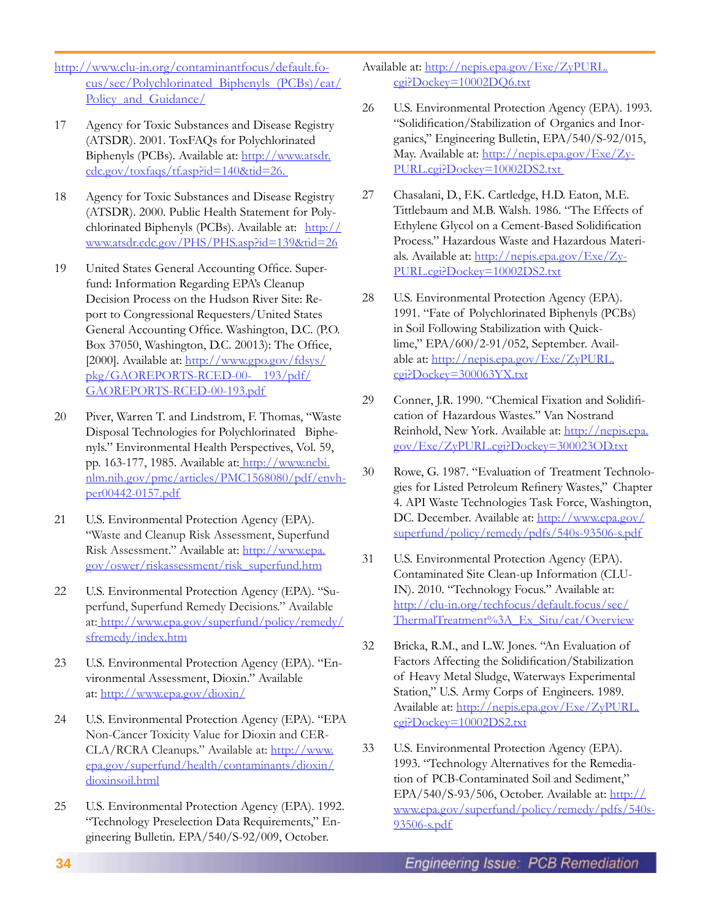http://www.clu-in.org/contaminantfocus/default.focus/sec/Polychlorinated_Biphenyls_(PCBs)/cat/Policy_and_Guidance/

17 Agency for Toxic Substances and Disease Registry (ATSDR). 2001. ToxFAQs for Polychlorinated Biphenyls (PCBs). Available at: http://www.atsdr.cdc.gov/toxfaqs/tf.asp?id=140&tid=26.

18 Agency for Toxic Substances and Disease Registry (ATSDR). 2000. Public Health Statement for Polychlorinated Biphenyls (PCBs). Available at: http://www.atsdr.cdc.gov/PHS/PHS.asp?id=139&tid=26

19 United States General Accounting Office. Superfund: Information Regarding EPA's Cleanup Decision Process on the Hudson River Site: Report to Congressional Requesters/United States General Accounting Office. Washington, D.C. (P.O. Box 37050, Washington, D.C. 20013): The Office, [2000]. Available at: http://www.gpo.gov/fdsys/pkg/GAOREPORTS-RCED-00- 193/pdf/GAOREPORTS-RCED-00-193.pdf

20 Piver, Warren T. and Lindstrom, F. Thomas, "Waste Disposal Technologies for Polychlorinated Biphenyls." Environmental Health Perspectives, Vol. 59, pp. 163-177, 1985. Available at: http://www.ncbi.nlm.nih.gov/pmc/articles/PMC1568080/pdf/envhper00442-0157.pdf

21 U.S. Environmental Protection Agency (EPA). "Waste and Cleanup Risk Assessment, Superfund Risk Assessment." Available at: http://www.epa.gov/oswer/riskassessment/risk_superfund.htm

22 U.S. Environmental Protection Agency (EPA). "Superfund, Superfund Remedy Decisions." Available at: http://www.epa.gov/superfund/policy/remedy/sfremedy/index.htm

23 U.S. Environmental Protection Agency (EPA). "Environmental Assessment, Dioxin." Available at: http://www.epa.gov/dioxin/

24 U.S. Environmental Protection Agency (EPA). "EPA Non-Cancer Toxicity Value for Dioxin and CERCLA/RCRA Cleanups." Available at: http://www.epa.gov/superfund/health/contaminants/dioxin/dioxinsoil.html

25 U.S. Environmental Protection Agency (EPA). 1992. "Technology Preselection Data Requirements," Engineering Bulletin. EPA/540/S-92/009, October. Available at: http://nepis.epa.gov/Exe/ZyPURL.cgi?Dockey=10002DQ6.txt

26 U.S. Environmental Protection Agency (EPA). 1993. "Solidification/Stabilization of Organics and Inorganics," Engineering Bulletin, EPA/540/S-92/015, May. Available at: http://nepis.epa.gov/Exe/ZyPURL.cgi?Dockey=10002DS2.txt

27 Chasalani, D., F.K. Cartledge, H.D. Eaton, M.E. Tittlebaum and M.B. Walsh. 1986. "The Effects of Ethylene Glycol on a Cement-Based Solidification Process." Hazardous Waste and Hazardous Materials. Available at: http://nepis.epa.gov/Exe/ZyPURL.cgi?Dockey=10002DS2.txt

28 U.S. Environmental Protection Agency (EPA). 1991. "Fate of Polychlorinated Biphenyls (PCBs) in Soil Following Stabilization with Quicklime," EPA/600/2-91/052, September. Available at: http://nepis.epa.gov/Exe/ZyPURL.cgi?Dockey=300063YX.txt

29 Conner, J.R. 1990. "Chemical Fixation and Solidification of Hazardous Wastes." Van Nostrand Reinhold, New York. Available at: http://nepis.epa.gov/Exe/ZyPURL.cgi?Dockey=300023OD.txt

30 Rowe, G. 1987. "Evaluation of Treatment Technologies for Listed Petroleum Refinery Wastes," Chapter 4. API Waste Technologies Task Force, Washington, DC. December. Available at: http://www.epa.gov/superfund/policy/remedy/pdfs/540s-93506-s.pdf

31 U.S. Environmental Protection Agency (EPA). Contaminated Site Clean-up Information (CLU-IN). 2010. "Technology Focus." Available at: http://clu-in.org/techfocus/default.focus/sec/ThermalTreatment%3A_Ex_Situ/cat/Overview

32 Bricka, R.M., and L.W. Jones. "An Evaluation of Factors Affecting the Solidification/Stabilization of Heavy Metal Sludge, Waterways Experimental Station," U.S. Army Corps of Engineers. 1989. Available at: http://nepis.epa.gov/Exe/ZyPURL.cgi?Dockey=10002DS2.txt

33 U.S. Environmental Protection Agency (EPA). 1993. "Technology Alternatives for the Remediation of PCB-Contaminated Soil and Sediment," EPA/540/S-93/506, October. Available at: http://www.epa.gov/superfund/policy/remedy/pdfs/540s-93506-s.pdf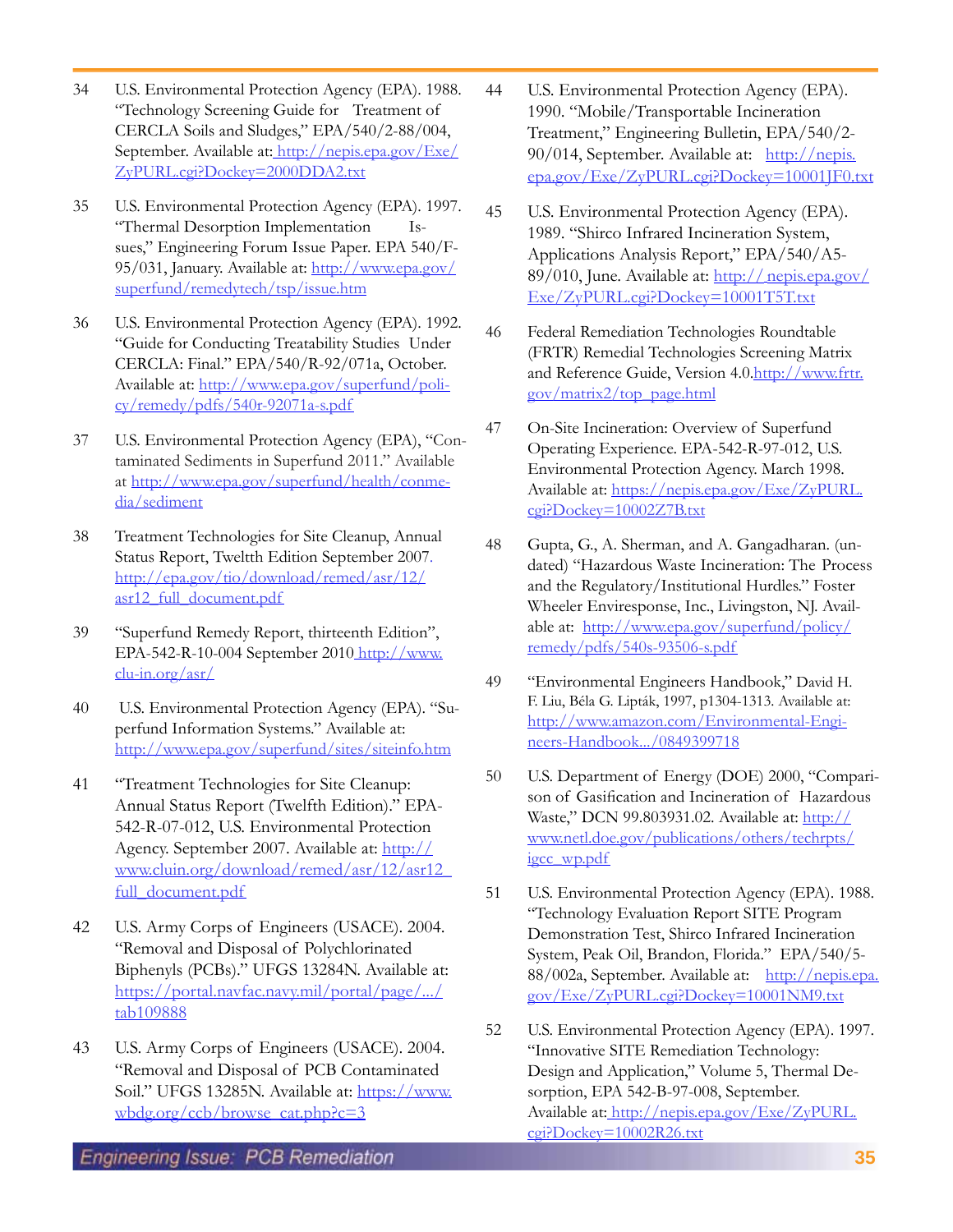34 U.S. Environmental Protection Agency (EPA). 1988. "Technology Screening Guide for Treatment of CERCLA Soils and Sludges," EPA/540/2-88/004, September. Available at: http://nepis.epa.gov/Exe/ZyPURL.cgi?Dockey=2000DDA2.txt

35 U.S. Environmental Protection Agency (EPA). 1997. "Thermal Desorption Implementation Issues," Engineering Forum Issue Paper. EPA 540/F-95/031, January. Available at: http://www.epa.gov/superfund/remedytech/tsp/issue.htm

36 U.S. Environmental Protection Agency (EPA). 1992. "Guide for Conducting Treatability Studies Under CERCLA: Final." EPA/540/R-92/071a, October. Available at: http://www.epa.gov/superfund/policy/remedy/pdfs/540r-92071a-s.pdf

37 U.S. Environmental Protection Agency (EPA), "Contaminated Sediments in Superfund 2011." Available at http://www.epa.gov/superfund/health/conmedia/sediment

38 Treatment Technologies for Site Cleanup, Annual Status Report, Twelfth Edition September 2007. http://epa.gov/tio/download/remed/asr/12/asr12_full_document.pdf

39 "Superfund Remedy Report, thirteenth Edition", EPA-542-R-10-004 September 2010 http://www.clu-in.org/asr/

40 U.S. Environmental Protection Agency (EPA). "Superfund Information Systems." Available at: http://www.epa.gov/superfund/sites/siteinfo.htm

41 "Treatment Technologies for Site Cleanup: Annual Status Report (Twelfth Edition)." EPA-542-R-07-012, U.S. Environmental Protection Agency. September 2007. Available at: http://www.cluin.org/download/remed/asr/12/asr12_full_document.pdf

42 U.S. Army Corps of Engineers (USACE). 2004. "Removal and Disposal of Polychlorinated Biphenyls (PCBs)." UFGS 13284N. Available at: https://portal.navfac.navy.mil/portal/page/.../tab109888

43 U.S. Army Corps of Engineers (USACE). 2004. "Removal and Disposal of PCB Contaminated Soil." UFGS 13285N. Available at: https://www.wbdg.org/ccb/browse_cat.php?c=3

44 U.S. Environmental Protection Agency (EPA). 1990. "Mobile/Transportable Incineration Treatment," Engineering Bulletin, EPA/540/2-90/014, September. Available at: http://nepis.epa.gov/Exe/ZyPURL.cgi?Dockey=10001JF0.txt

45 U.S. Environmental Protection Agency (EPA). 1989. "Shirco Infrared Incineration System, Applications Analysis Report," EPA/540/A5-89/010, June. Available at: http://nepis.epa.gov/Exe/ZyPURL.cgi?Dockey=10001T5T.txt

46 Federal Remediation Technologies Roundtable (FRTR) Remedial Technologies Screening Matrix and Reference Guide, Version 4.0.http://www.frtr.gov/matrix2/top_page.html

47 On-Site Incineration: Overview of Superfund Operating Experience. EPA-542-R-97-012, U.S. Environmental Protection Agency. March 1998. Available at: https://nepis.epa.gov/Exe/ZyPURL.cgi?Dockey=10002Z7B.txt

48 Gupta, G., A. Sherman, and A. Gangadharan. (undated) "Hazardous Waste Incineration: The Process and the Regulatory/Institutional Hurdles." Foster Wheeler Enviresponse, Inc., Livingston, NJ. Available at: http://www.epa.gov/superfund/policy/remedy/pdfs/540s-93506-s.pdf

49 "Environmental Engineers Handbook," David H. F. Liu, Béla G. Lipták, 1997, p1304-1313. Available at: http://www.amazon.com/Environmental-Engineers-Handbook.../0849399718

50 U.S. Department of Energy (DOE) 2000, "Comparison of Gasification and Incineration of Hazardous Waste," DCN 99.803931.02. Available at: http://www.netl.doe.gov/publications/others/techrpts/igcc_wp.pdf

51 U.S. Environmental Protection Agency (EPA). 1988. "Technology Evaluation Report SITE Program Demonstration Test, Shirco Infrared Incineration System, Peak Oil, Brandon, Florida." EPA/540/5-88/002a, September. Available at: http://nepis.epa.gov/Exe/ZyPURL.cgi?Dockey=10001NM9.txt

52 U.S. Environmental Protection Agency (EPA). 1997. "Innovative SITE Remediation Technology: Design and Application," Volume 5, Thermal Desorption, EPA 542-B-97-008, September. Available at: http://nepis.epa.gov/Exe/ZyPURL.cgi?Dockey=10002R26.txt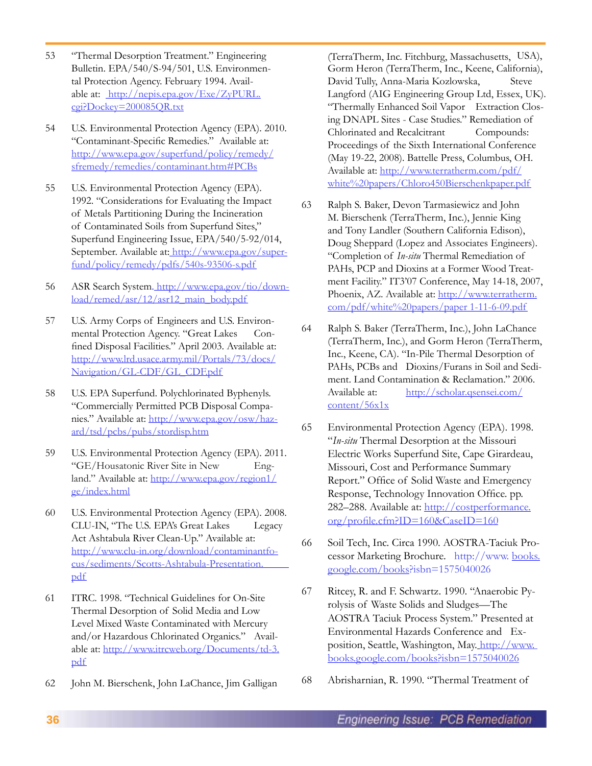53 "Thermal Desorption Treatment." Engineering Bulletin. EPA/540/S-94/501, U.S. Environmental Protection Agency. February 1994. Available at: http://nepis.epa.gov/Exe/ZyPURL.cgi?Dockey=200085QR.txt

54 U.S. Environmental Protection Agency (EPA). 2010. "Contaminant-Specific Remedies." Available at: http://www.epa.gov/superfund/policy/remedy/sfremedy/remedies/contaminant.htm#PCBs

55 U.S. Environmental Protection Agency (EPA). 1992. "Considerations for Evaluating the Impact of Metals Partitioning During the Incineration of Contaminated Soils from Superfund Sites," Superfund Engineering Issue, EPA/540/5-92/014, September. Available at: http://www.epa.gov/superfund/policy/remedy/pdfs/540s-93506-s.pdf

56 ASR Search System. http://www.epa.gov/tio/download/remed/asr/12/asr12_main_body.pdf

57 U.S. Army Corps of Engineers and U.S. Environmental Protection Agency. "Great Lakes Confined Disposal Facilities." April 2003. Available at: http://www.lrd.usace.army.mil/Portals/73/docs/Navigation/GL-CDF/GL_CDF.pdf

58 U.S. EPA Superfund. Polychlorinated Byphenyls. "Commercially Permitted PCB Disposal Companies." Available at: http://www.epa.gov/osw/hazard/tsd/pcbs/pubs/stordisp.htm

59 U.S. Environmental Protection Agency (EPA). 2011. "GE/Housatonic River Site in New England." Available at: http://www.epa.gov/region1/ge/index.html

60 U.S. Environmental Protection Agency (EPA). 2008. CLU-IN, "The U.S. EPA's Great Lakes Legacy Act Ashtabula River Clean-Up." Available at: http://www.clu-in.org/download/contaminantfocus/sediments/Scotts-Ashtabula-Presentation.pdf

61 ITRC. 1998. "Technical Guidelines for On-Site Thermal Desorption of Solid Media and Low Level Mixed Waste Contaminated with Mercury and/or Hazardous Chlorinated Organics." Available at: http://www.itrcweb.org/Documents/td-3.pdf

62 John M. Bierschenk, John LaChance, Jim Galligan (TerraTherm, Inc. Fitchburg, Massachusetts, USA), Gorm Heron (TerraTherm, Inc., Keene, California), David Tully, Anna-Maria Kozlowska, Steve Langford (AIG Engineering Group Ltd, Essex, UK). "Thermally Enhanced Soil Vapor Extraction Closing DNAPL Sites - Case Studies." Remediation of Chlorinated and Recalcitrant Compounds: Proceedings of the Sixth International Conference (May 19-22, 2008). Battelle Press, Columbus, OH. Available at: http://www.terratherm.com/pdf/white%20papers/Chloro450Bierschenkpaper.pdf

63 Ralph S. Baker, Devon Tarmasiewicz and John M. Bierschenk (TerraTherm, Inc.), Jennie King and Tony Landler (Southern California Edison), Doug Sheppard (Lopez and Associates Engineers). "Completion of *In-situ* Thermal Remediation of PAHs, PCP and Dioxins at a Former Wood Treatment Facility." IT3'07 Conference, May 14-18, 2007, Phoenix, AZ. Available at: http://www.terratherm.com/pdf/white%20papers/paper 1-11-6-09.pdf

64 Ralph S. Baker (TerraTherm, Inc.), John LaChance (TerraTherm, Inc.), and Gorm Heron (TerraTherm, Inc., Keene, CA). "In-Pile Thermal Desorption of PAHs, PCBs and Dioxins/Furans in Soil and Sediment. Land Contamination & Reclamation." 2006. Available at: http://scholar.qsensei.com/content/56x1x

65 Environmental Protection Agency (EPA). 1998. "*In-situ* Thermal Desorption at the Missouri Electric Works Superfund Site, Cape Girardeau, Missouri, Cost and Performance Summary Report." Office of Solid Waste and Emergency Response, Technology Innovation Office. pp. 282–288. Available at: http://costperformance.org/profile.cfm?ID=160&CaseID=160

66 Soil Tech, Inc. Circa 1990. AOSTRA-Taciuk Processor Marketing Brochure. http://www.books.google.com/books?isbn=1575040026

67 Ritcey, R. and F. Schwartz. 1990. "Anaerobic Pyrolysis of Waste Solids and Sludges—The AOSTRA Taciuk Process System." Presented at Environmental Hazards Conference and Exposition, Seattle, Washington, May. http://www.books.google.com/books?isbn=1575040026

68 Abrisharnian, R. 1990. "Thermal Treatment of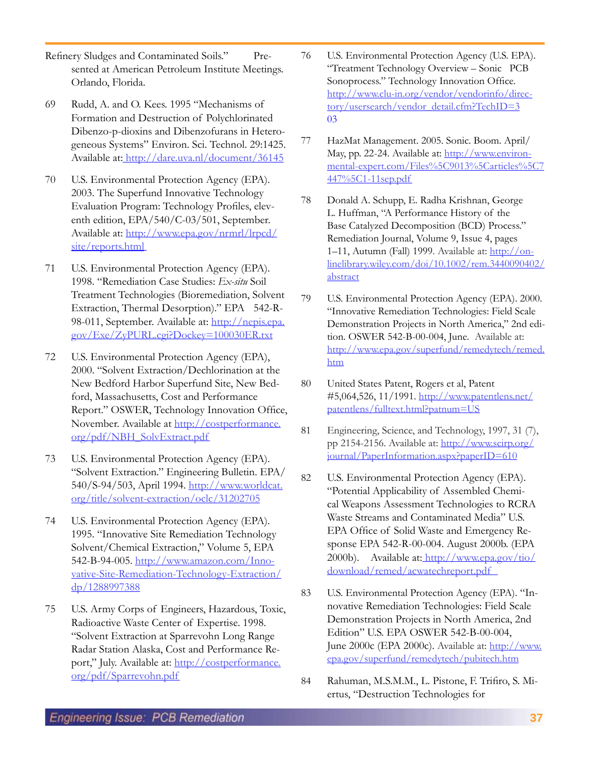Refinery Sludges and Contaminated Soils." Presented at American Petroleum Institute Meetings. Orlando, Florida.

69 Rudd, A. and O. Kees. 1995 "Mechanisms of Formation and Destruction of Polychlorinated Dibenzo-p-dioxins and Dibenzofurans in Heterogeneous Systems" Environ. Sci. Technol. 29:1425. Available at: http://dare.uva.nl/document/36145

70 U.S. Environmental Protection Agency (EPA). 2003. The Superfund Innovative Technology Evaluation Program: Technology Profiles, eleventh edition, EPA/540/C-03/501, September. Available at: http://www.epa.gov/nrmrl/lrpcd/site/reports.html

71 U.S. Environmental Protection Agency (EPA). 1998. "Remediation Case Studies: *Ex-situ* Soil Treatment Technologies (Bioremediation, Solvent Extraction, Thermal Desorption)." EPA 542-R-98-011, September. Available at: http://nepis.epa.gov/Exe/ZyPURL.cgi?Dockey=100030ER.txt

72 U.S. Environmental Protection Agency (EPA), 2000. "Solvent Extraction/Dechlorination at the New Bedford Harbor Superfund Site, New Bedford, Massachusetts, Cost and Performance Report." OSWER, Technology Innovation Office, November. Available at http://costperformance.org/pdf/NBH_SolvExtract.pdf

73 U.S. Environmental Protection Agency (EPA). "Solvent Extraction." Engineering Bulletin. EPA/540/S-94/503, April 1994. http://www.worldcat.org/title/solvent-extraction/oclc/31202705

74 U.S. Environmental Protection Agency (EPA). 1995. "Innovative Site Remediation Technology Solvent/Chemical Extraction," Volume 5, EPA 542-B-94-005. http://www.amazon.com/Innovative-Site-Remediation-Technology-Extraction/dp/1288997388

75 U.S. Army Corps of Engineers, Hazardous, Toxic, Radioactive Waste Center of Expertise. 1998. "Solvent Extraction at Sparrevohn Long Range Radar Station Alaska, Cost and Performance Report," July. Available at: http://costperformance.org/pdf/Sparrevohn.pdf

76 U.S. Environmental Protection Agency (U.S. EPA). "Treatment Technology Overview – Sonic PCB Sonoprocess." Technology Innovation Office. http://www.clu-in.org/vendor/vendorinfo/directory/usersearch/vendor_detail.cfm?TechID=303

77 HazMat Management. 2005. Sonic. Boom. April/May, pp. 22-24. Available at: http://www.environmental-expert.com/Files%5C9013%5Carticles%5C7447%5C1-11sep.pdf

78 Donald A. Schupp, E. Radha Krishnan, George L. Huffman, "A Performance History of the Base Catalyzed Decomposition (BCD) Process." Remediation Journal, Volume 9, Issue 4, pages 1–11, Autumn (Fall) 1999. Available at: http://onlinelibrary.wiley.com/doi/10.1002/rem.3440090402/abstract

79 U.S. Environmental Protection Agency (EPA). 2000. "Innovative Remediation Technologies: Field Scale Demonstration Projects in North America," 2nd edition. OSWER 542-B-00-004, June. Available at: http://www.epa.gov/superfund/remedytech/remed.htm

80 United States Patent, Rogers et al, Patent #5,064,526, 11/1991. http://www.patentlens.net/patentlens/fulltext.html?patnum=US

81 Engineering, Science, and Technology, 1997, 31 (7), pp 2154-2156. Available at: http://www.scirp.org/journal/PaperInformation.aspx?paperID=610

82 U.S. Environmental Protection Agency (EPA). "Potential Applicability of Assembled Chemical Weapons Assessment Technologies to RCRA Waste Streams and Contaminated Media" U.S. EPA Office of Solid Waste and Emergency Response EPA 542-R-00-004. August 2000b. (EPA 2000b). Available at: http://www.epa.gov/tio/download/remed/acwatechreport.pdf

83 U.S. Environmental Protection Agency (EPA). "Innovative Remediation Technologies: Field Scale Demonstration Projects in North America, 2nd Edition" U.S. EPA OSWER 542-B-00-004, June 2000c (EPA 2000c). Available at: http://www.epa.gov/superfund/remedytech/pubitech.htm

84 Rahuman, M.S.M.M., L. Pistone, F. Trifiro, S. Miertus, "Destruction Technologies for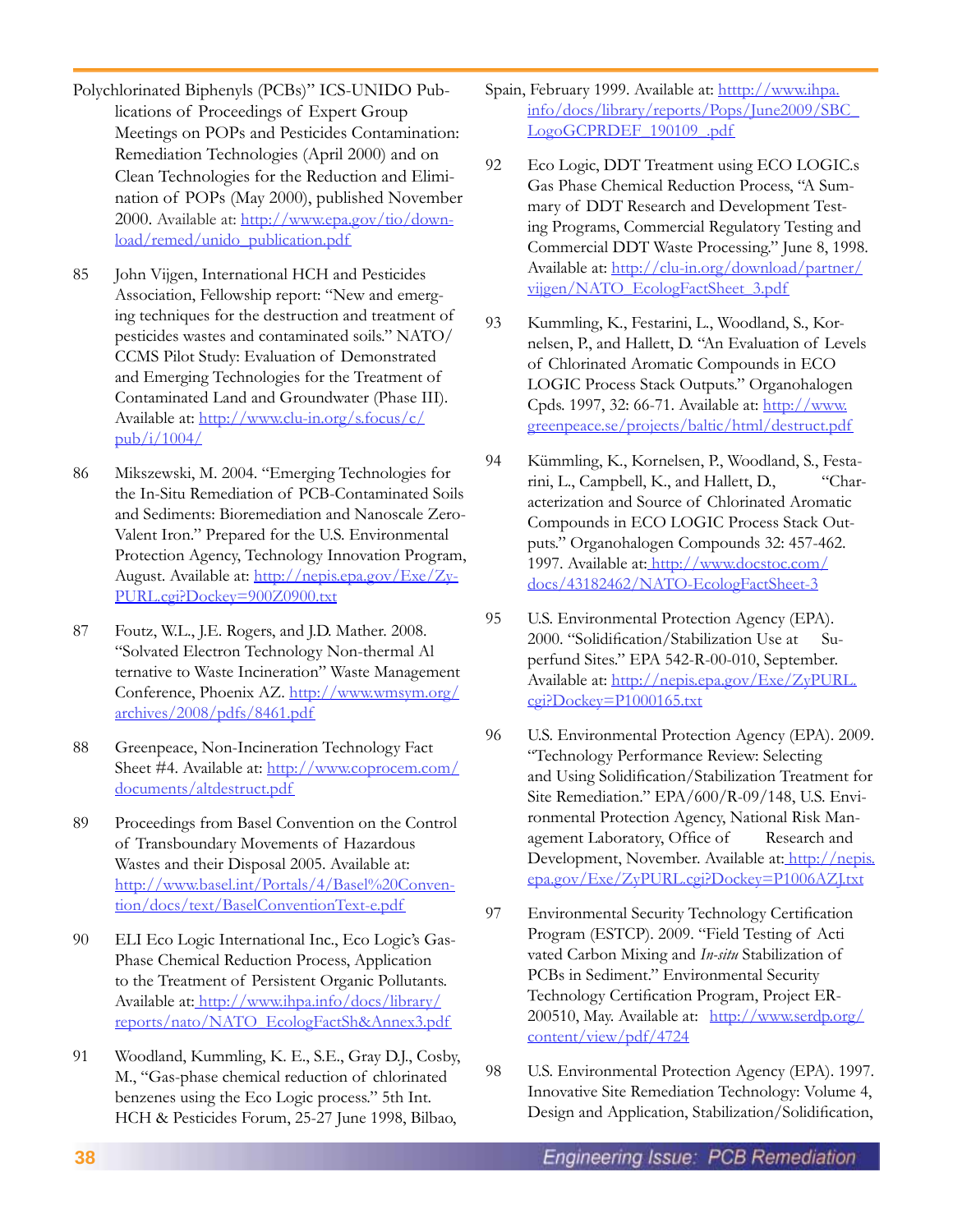Polychlorinated Biphenyls (PCBs)" ICS-UNIDO Publications of Proceedings of Expert Group Meetings on POPs and Pesticides Contamination: Remediation Technologies (April 2000) and on Clean Technologies for the Reduction and Elimination of POPs (May 2000), published November 2000. Available at: http://www.epa.gov/tio/download/remed/unido_publication.pdf

85 John Vijgen, International HCH and Pesticides Association, Fellowship report: "New and emerging techniques for the destruction and treatment of pesticides wastes and contaminated soils." NATO/CCMS Pilot Study: Evaluation of Demonstrated and Emerging Technologies for the Treatment of Contaminated Land and Groundwater (Phase III). Available at: http://www.clu-in.org/s.focus/c/pub/i/1004/

86 Mikszewski, M. 2004. "Emerging Technologies for the In-Situ Remediation of PCB-Contaminated Soils and Sediments: Bioremediation and Nanoscale Zero-Valent Iron." Prepared for the U.S. Environmental Protection Agency, Technology Innovation Program, August. Available at: http://nepis.epa.gov/Exe/ZyPURL.cgi?Dockey=900Z0900.txt

87 Foutz, W.L., J.E. Rogers, and J.D. Mather. 2008. "Solvated Electron Technology Non-thermal Al ternative to Waste Incineration" Waste Management Conference, Phoenix AZ. http://www.wmsym.org/archives/2008/pdfs/8461.pdf

88 Greenpeace, Non-Incineration Technology Fact Sheet #4. Available at: http://www.coprocem.com/documents/altdestruct.pdf

89 Proceedings from Basel Convention on the Control of Transboundary Movements of Hazardous Wastes and their Disposal 2005. Available at: http://www.basel.int/Portals/4/Basel%20Convention/docs/text/BaselConventionText-e.pdf

90 ELI Eco Logic International Inc., Eco Logic's Gas-Phase Chemical Reduction Process, Application to the Treatment of Persistent Organic Pollutants. Available at: http://www.ihpa.info/docs/library/reports/nato/NATO_EcologFactSh&Annex3.pdf

91 Woodland, Kummling, K. E., S.E., Gray D.J., Cosby, M., "Gas-phase chemical reduction of chlorinated benzenes using the Eco Logic process." 5th Int. HCH & Pesticides Forum, 25-27 June 1998, Bilbao, Spain, February 1999. Available at: http://www.ihpa.info/docs/library/reports/Pops/June2009/SBC_LogoGCPRDEF_190109_.pdf

92 Eco Logic, DDT Treatment using ECO LOGIC.s Gas Phase Chemical Reduction Process, "A Summary of DDT Research and Development Testing Programs, Commercial Regulatory Testing and Commercial DDT Waste Processing." June 8, 1998. Available at: http://clu-in.org/download/partner/vijgen/NATO_EcologFactSheet_3.pdf

93 Kummling, K., Festarini, L., Woodland, S., Kornelsen, P., and Hallett, D. "An Evaluation of Levels of Chlorinated Aromatic Compounds in ECO LOGIC Process Stack Outputs." Organohalogen Cpds. 1997, 32: 66-71. Available at: http://www.greenpeace.se/projects/baltic/html/destruct.pdf

94 Kümmling, K., Kornelsen, P., Woodland, S., Festarini, L., Campbell, K., and Hallett, D., "Characterization and Source of Chlorinated Aromatic Compounds in ECO LOGIC Process Stack Outputs." Organohalogen Compounds 32: 457-462. 1997. Available at: http://www.docstoc.com/docs/43182462/NATO-EcologFactSheet-3

95 U.S. Environmental Protection Agency (EPA). 2000. "Solidification/Stabilization Use at Superfund Sites." EPA 542-R-00-010, September. Available at: http://nepis.epa.gov/Exe/ZyPURL.cgi?Dockey=P1000165.txt

96 U.S. Environmental Protection Agency (EPA). 2009. "Technology Performance Review: Selecting and Using Solidification/Stabilization Treatment for Site Remediation." EPA/600/R-09/148, U.S. Environmental Protection Agency, National Risk Management Laboratory, Office of Research and Development, November. Available at: http://nepis.epa.gov/Exe/ZyPURL.cgi?Dockey=P1006AZJ.txt

97 Environmental Security Technology Certification Program (ESTCP). 2009. "Field Testing of Acti vated Carbon Mixing and *In-situ* Stabilization of PCBs in Sediment." Environmental Security Technology Certification Program, Project ER-200510, May. Available at: http://www.serdp.org/content/view/pdf/4724

98 U.S. Environmental Protection Agency (EPA). 1997. Innovative Site Remediation Technology: Volume 4, Design and Application, Stabilization/Solidification,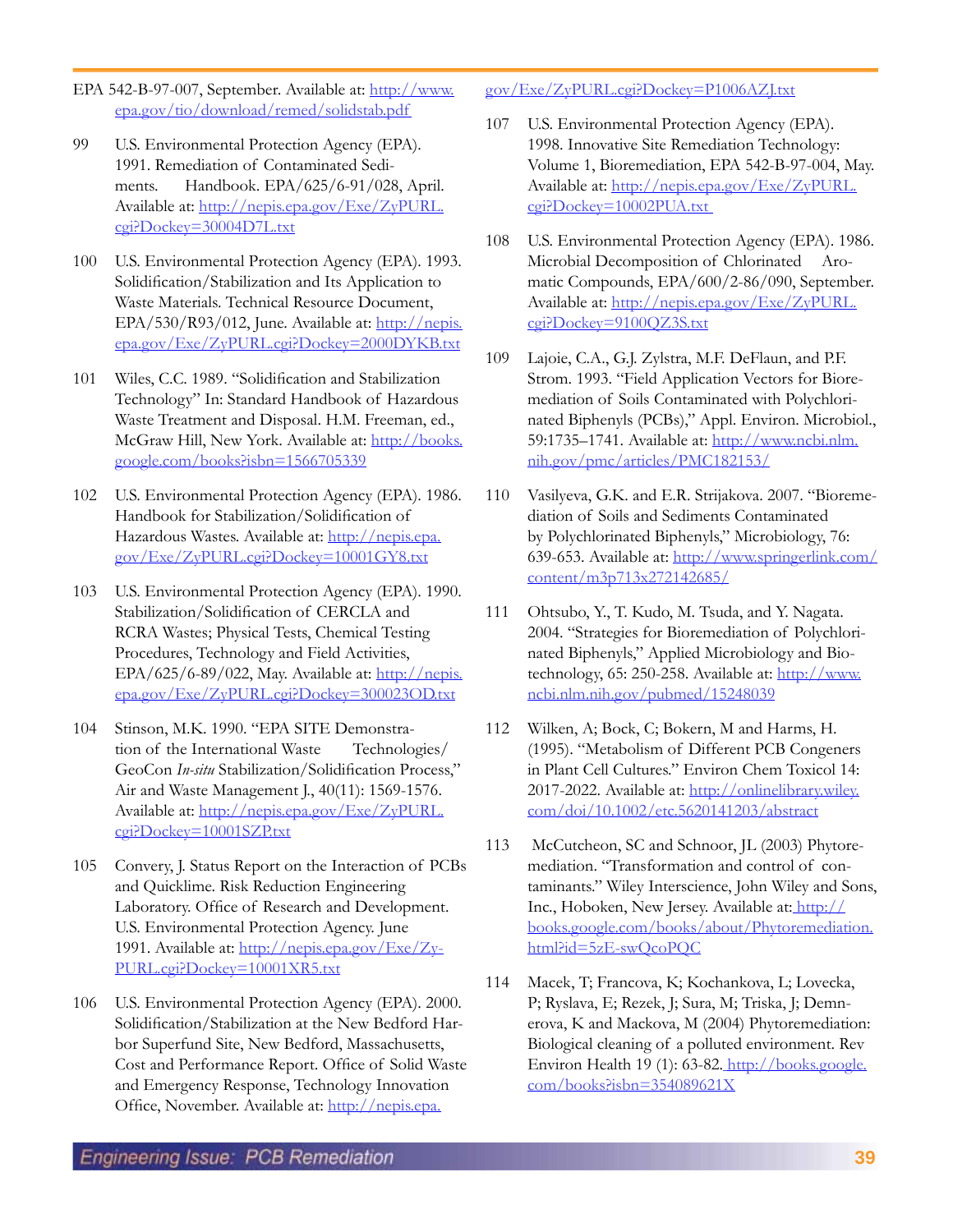EPA 542-B-97-007, September. Available at: http://www.epa.gov/tio/download/remed/solidstab.pdf

99 U.S. Environmental Protection Agency (EPA). 1991. Remediation of Contaminated Sediments. Handbook. EPA/625/6-91/028, April. Available at: http://nepis.epa.gov/Exe/ZyPURL.cgi?Dockey=30004D7L.txt

100 U.S. Environmental Protection Agency (EPA). 1993. Solidification/Stabilization and Its Application to Waste Materials. Technical Resource Document, EPA/530/R93/012, June. Available at: http://nepis.epa.gov/Exe/ZyPURL.cgi?Dockey=2000DYKB.txt

101 Wiles, C.C. 1989. "Solidification and Stabilization Technology" In: Standard Handbook of Hazardous Waste Treatment and Disposal. H.M. Freeman, ed., McGraw Hill, New York. Available at: http://books.google.com/books?isbn=1566705339

102 U.S. Environmental Protection Agency (EPA). 1986. Handbook for Stabilization/Solidification of Hazardous Wastes. Available at: http://nepis.epa.gov/Exe/ZyPURL.cgi?Dockey=10001GY8.txt

103 U.S. Environmental Protection Agency (EPA). 1990. Stabilization/Solidification of CERCLA and RCRA Wastes; Physical Tests, Chemical Testing Procedures, Technology and Field Activities, EPA/625/6-89/022, May. Available at: http://nepis.epa.gov/Exe/ZyPURL.cgi?Dockey=300023OD.txt

104 Stinson, M.K. 1990. "EPA SITE Demonstration of the International Waste Technologies/GeoCon *In-situ* Stabilization/Solidification Process," Air and Waste Management J., 40(11): 1569-1576. Available at: http://nepis.epa.gov/Exe/ZyPURL.cgi?Dockey=10001SZP.txt

105 Convery, J. Status Report on the Interaction of PCBs and Quicklime. Risk Reduction Engineering Laboratory. Office of Research and Development. U.S. Environmental Protection Agency. June 1991. Available at: http://nepis.epa.gov/Exe/ZyPURL.cgi?Dockey=10001XR5.txt

106 U.S. Environmental Protection Agency (EPA). 2000. Solidification/Stabilization at the New Bedford Harbor Superfund Site, New Bedford, Massachusetts, Cost and Performance Report. Office of Solid Waste and Emergency Response, Technology Innovation Office, November. Available at: http://nepis.epa.gov/Exe/ZyPURL.cgi?Dockey=P1006AZJ.txt

107 U.S. Environmental Protection Agency (EPA). 1998. Innovative Site Remediation Technology: Volume 1, Bioremediation, EPA 542-B-97-004, May. Available at: http://nepis.epa.gov/Exe/ZyPURL.cgi?Dockey=10002PUA.txt

108 U.S. Environmental Protection Agency (EPA). 1986. Microbial Decomposition of Chlorinated Aromatic Compounds, EPA/600/2-86/090, September. Available at: http://nepis.epa.gov/Exe/ZyPURL.cgi?Dockey=9100QZ3S.txt

109 Lajoie, C.A., G.J. Zylstra, M.F. DeFlaun, and P.F. Strom. 1993. "Field Application Vectors for Bioremediation of Soils Contaminated with Polychlorinated Biphenyls (PCBs)," Appl. Environ. Microbiol., 59:1735–1741. Available at: http://www.ncbi.nlm.nih.gov/pmc/articles/PMC182153/

110 Vasilyeva, G.K. and E.R. Strijakova. 2007. "Bioremediation of Soils and Sediments Contaminated by Polychlorinated Biphenyls," Microbiology, 76: 639-653. Available at: http://www.springerlink.com/content/m3p713x272142685/

111 Ohtsubo, Y., T. Kudo, M. Tsuda, and Y. Nagata. 2004. "Strategies for Bioremediation of Polychlorinated Biphenyls," Applied Microbiology and Biotechnology, 65: 250-258. Available at: http://www.ncbi.nlm.nih.gov/pubmed/15248039

112 Wilken, A; Bock, C; Bokern, M and Harms, H. (1995). "Metabolism of Different PCB Congeners in Plant Cell Cultures." Environ Chem Toxicol 14: 2017-2022. Available at: http://onlinelibrary.wiley.com/doi/10.1002/etc.5620141203/abstract

113 McCutcheon, SC and Schnoor, JL (2003) Phytoremediation. "Transformation and control of contaminants." Wiley Interscience, John Wiley and Sons, Inc., Hoboken, New Jersey. Available at: http://books.google.com/books/about/Phytoremediation.html?id=5zE-swQcoPQC

114 Macek, T; Francova, K; Kochankova, L; Lovecka, P; Ryslava, E; Rezek, J; Sura, M; Triska, J; Demnerova, K and Mackova, M (2004) Phytoremediation: Biological cleaning of a polluted environment. Rev Environ Health 19 (1): 63-82. http://books.google.com/books?isbn=354089621X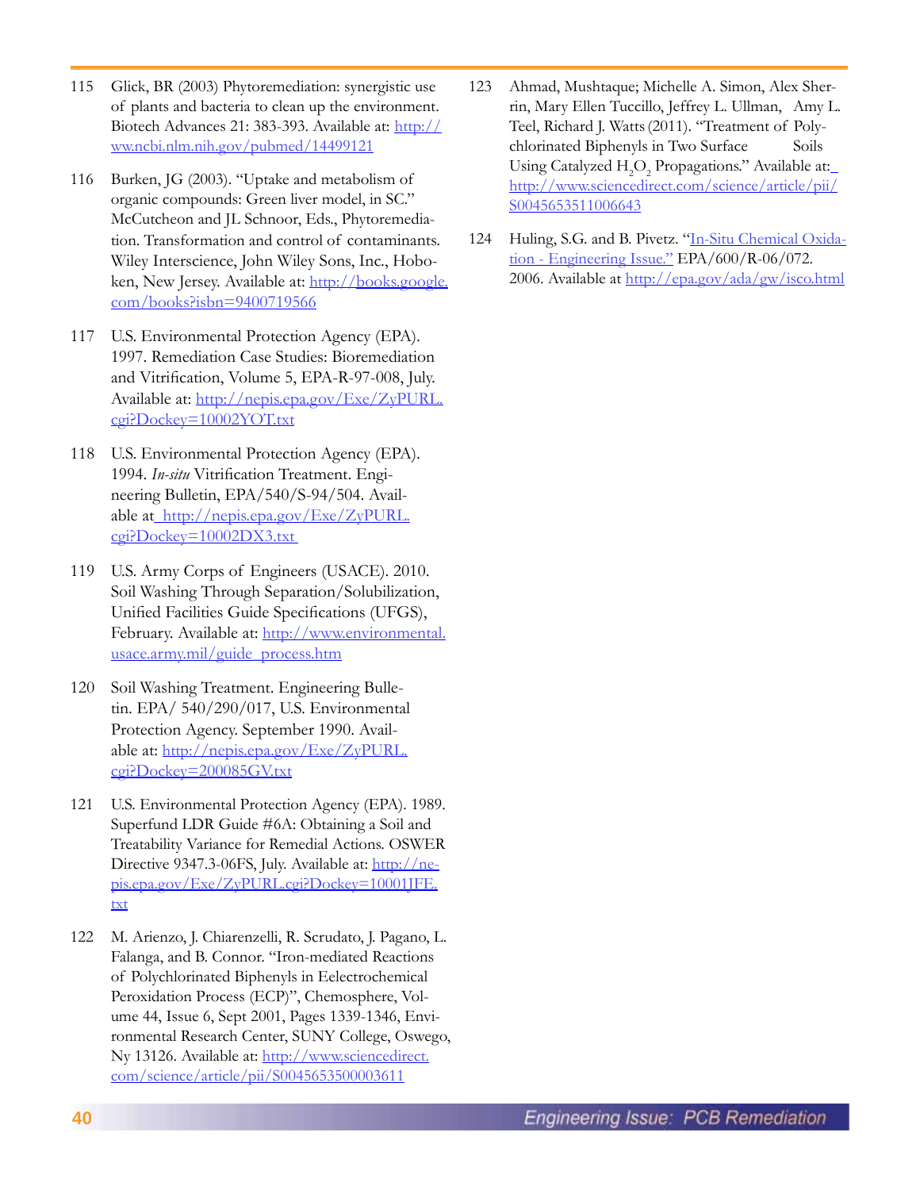115 Glick, BR (2003) Phytoremediation: synergistic use of plants and bacteria to clean up the environment. Biotech Advances 21: 383-393. Available at: http://ww.ncbi.nlm.nih.gov/pubmed/14499121

116 Burken, JG (2003). "Uptake and metabolism of organic compounds: Green liver model, in SC." McCutcheon and JL Schnoor, Eds., Phytoremediation. Transformation and control of contaminants. Wiley Interscience, John Wiley Sons, Inc., Hoboken, New Jersey. Available at: http://books.google.com/books?isbn=9400719566

117 U.S. Environmental Protection Agency (EPA). 1997. Remediation Case Studies: Bioremediation and Vitrification, Volume 5, EPA-R-97-008, July. Available at: http://nepis.epa.gov/Exe/ZyPURL.cgi?Dockey=10002YOT.txt

118 U.S. Environmental Protection Agency (EPA). 1994. *In-situ* Vitrification Treatment. Engineering Bulletin, EPA/540/S-94/504. Available at http://nepis.epa.gov/Exe/ZyPURL.cgi?Dockey=10002DX3.txt

119 U.S. Army Corps of Engineers (USACE). 2010. Soil Washing Through Separation/Solubilization, Unified Facilities Guide Specifications (UFGS), February. Available at: http://www.environmental.usace.army.mil/guide_process.htm

120 Soil Washing Treatment. Engineering Bulletin. EPA/ 540/290/017, U.S. Environmental Protection Agency. September 1990. Available at: http://nepis.epa.gov/Exe/ZyPURL.cgi?Dockey=200085GV.txt

121 U.S. Environmental Protection Agency (EPA). 1989. Superfund LDR Guide #6A: Obtaining a Soil and Treatability Variance for Remedial Actions. OSWER Directive 9347.3-06FS, July. Available at: http://nepis.epa.gov/Exe/ZyPURL.cgi?Dockey=10001JFE.txt

122 M. Arienzo, J. Chiarenzelli, R. Scrudato, J. Pagano, L. Falanga, and B. Connor. "Iron-mediated Reactions of Polychlorinated Biphenyls in Eelectrochemical Peroxidation Process (ECP)", Chemosphere, Volume 44, Issue 6, Sept 2001, Pages 1339-1346, Environmental Research Center, SUNY College, Oswego, Ny 13126. Available at: http://www.sciencedirect.com/science/article/pii/S0045653500003611

123 Ahmad, Mushtaque; Michelle A. Simon, Alex Sherrin, Mary Ellen Tuccillo, Jeffrey L. Ullman, Amy L. Teel, Richard J. Watts (2011). "Treatment of Polychlorinated Biphenyls in Two Surface Soils Using Catalyzed $H_2O_2$ Propagations." Available at: http://www.sciencedirect.com/science/article/pii/S0045653511006643

124 Huling, S.G. and B. Pivetz. "In-Situ Chemical Oxidation - Engineering Issue." EPA/600/R-06/072. 2006. Available at http://epa.gov/ada/gw/isco.html